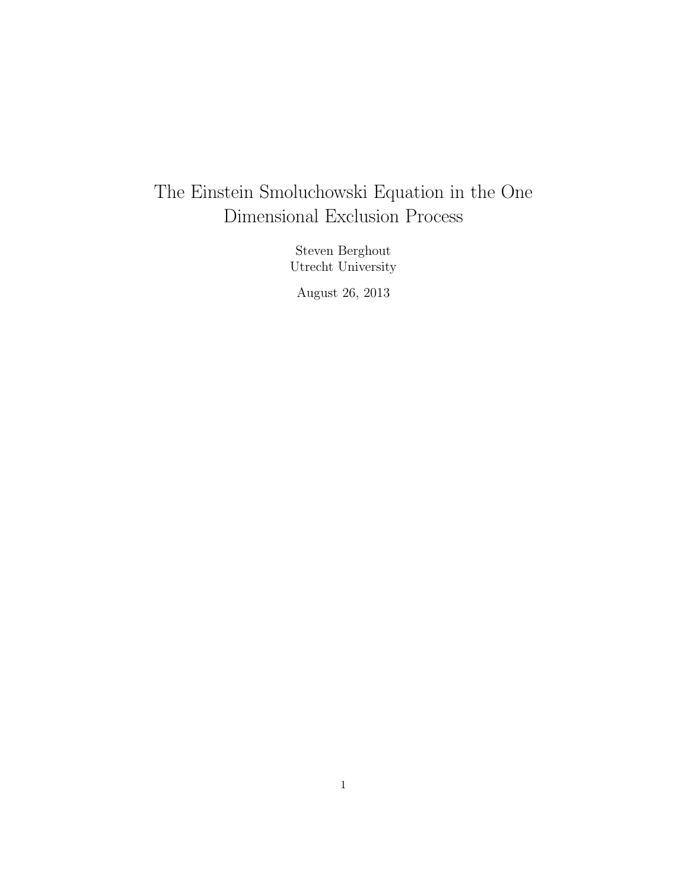# The Einstein Smoluchowski Equation in the One Dimensional Exclusion Process

Steven Berghout
Utrecht University

August 26, 2013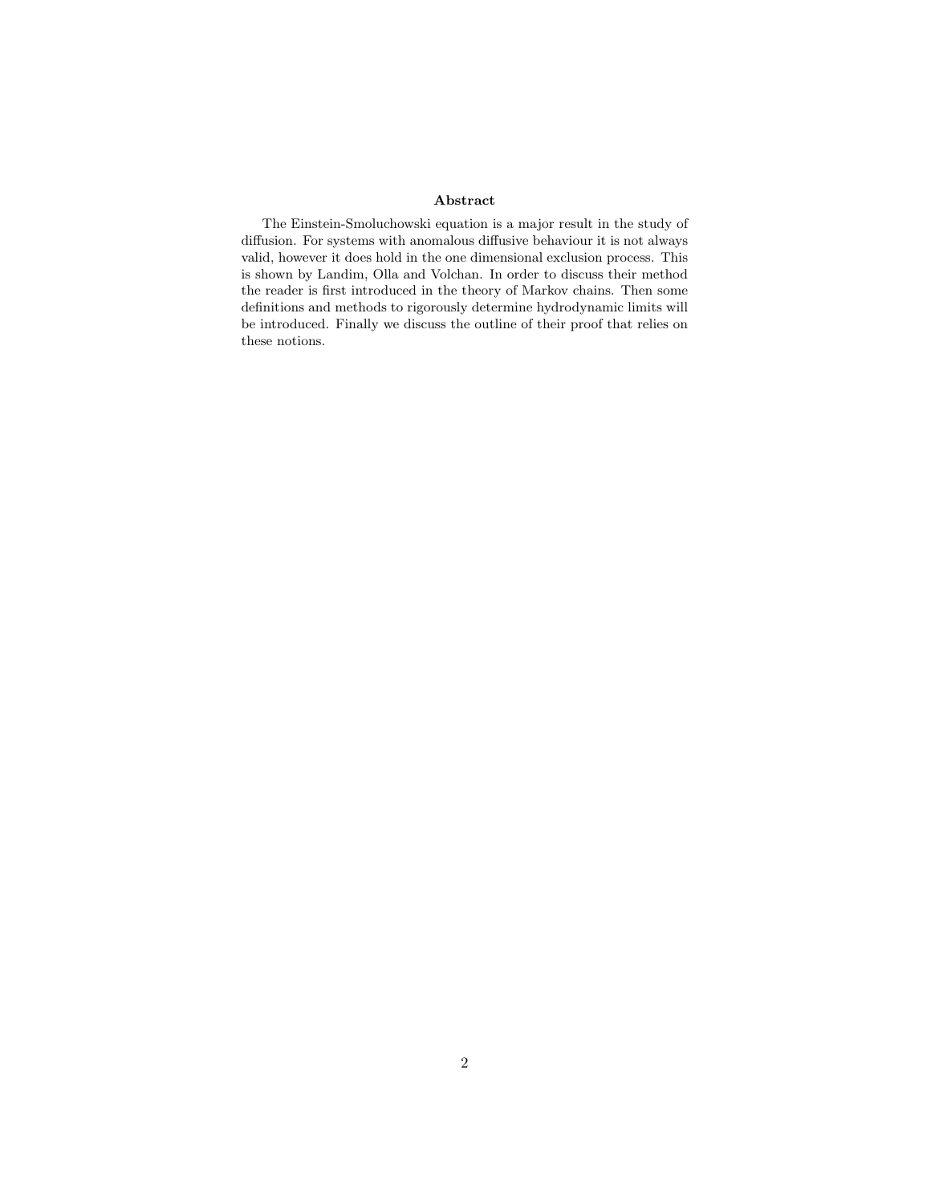**Abstract**

The Einstein-Smoluchowski equation is a major result in the study of diffusion. For systems with anomalous diffusive behaviour it is not always valid, however it does hold in the one dimensional exclusion process. This is shown by Landim, Olla and Volchan. In order to discuss their method the reader is first introduced in the theory of Markov chains. Then some definitions and methods to rigorously determine hydrodynamic limits will be introduced. Finally we discuss the outline of their proof that relies on these notions.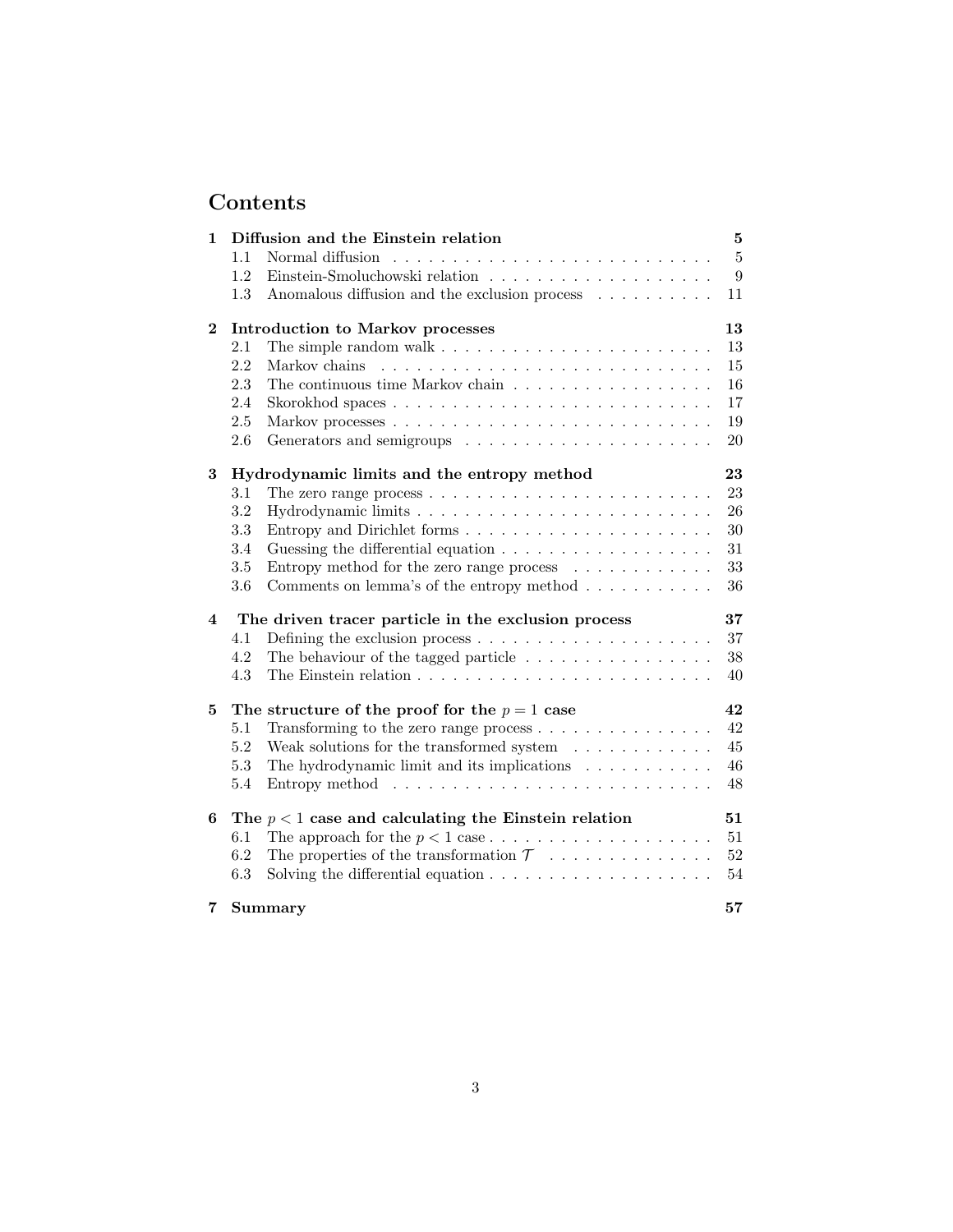# Contents

**1 Diffusion and the Einstein relation** — **5**
- 1.1 Normal diffusion — 5
- 1.2 Einstein-Smoluchowski relation — 9
- 1.3 Anomalous diffusion and the exclusion process — 11

**2 Introduction to Markov processes** — **13**
- 2.1 The simple random walk — 13
- 2.2 Markov chains — 15
- 2.3 The continuous time Markov chain — 16
- 2.4 Skorokhod spaces — 17
- 2.5 Markov processes — 19
- 2.6 Generators and semigroups — 20

**3 Hydrodynamic limits and the entropy method** — **23**
- 3.1 The zero range process — 23
- 3.2 Hydrodynamic limits — 26
- 3.3 Entropy and Dirichlet forms — 30
- 3.4 Guessing the differential equation — 31
- 3.5 Entropy method for the zero range process — 33
- 3.6 Comments on lemma's of the entropy method — 36

**4 The driven tracer particle in the exclusion process** — **37**
- 4.1 Defining the exclusion process — 37
- 4.2 The behaviour of the tagged particle — 38
- 4.3 The Einstein relation — 40

**5 The structure of the proof for the $p = 1$ case** — **42**
- 5.1 Transforming to the zero range process — 42
- 5.2 Weak solutions for the transformed system — 45
- 5.3 The hydrodynamic limit and its implications — 46
- 5.4 Entropy method — 48

**6 The $p < 1$ case and calculating the Einstein relation** — **51**
- 6.1 The approach for the $p < 1$ case — 51
- 6.2 The properties of the transformation $\mathcal{T}$ — 52
- 6.3 Solving the differential equation — 54

**7 Summary** — **57**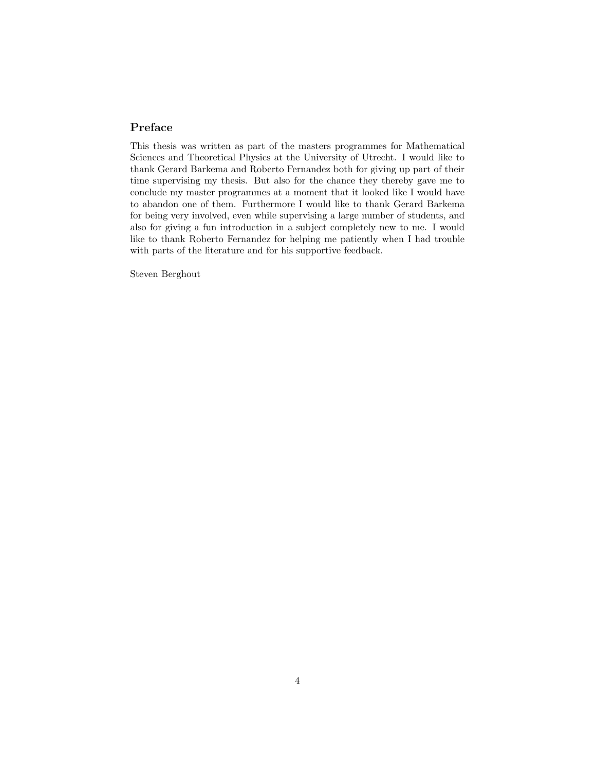## Preface

This thesis was written as part of the masters programmes for Mathematical Sciences and Theoretical Physics at the University of Utrecht. I would like to thank Gerard Barkema and Roberto Fernandez both for giving up part of their time supervising my thesis. But also for the chance they thereby gave me to conclude my master programmes at a moment that it looked like I would have to abandon one of them. Furthermore I would like to thank Gerard Barkema for being very involved, even while supervising a large number of students, and also for giving a fun introduction in a subject completely new to me. I would like to thank Roberto Fernandez for helping me patiently when I had trouble with parts of the literature and for his supportive feedback.

Steven Berghout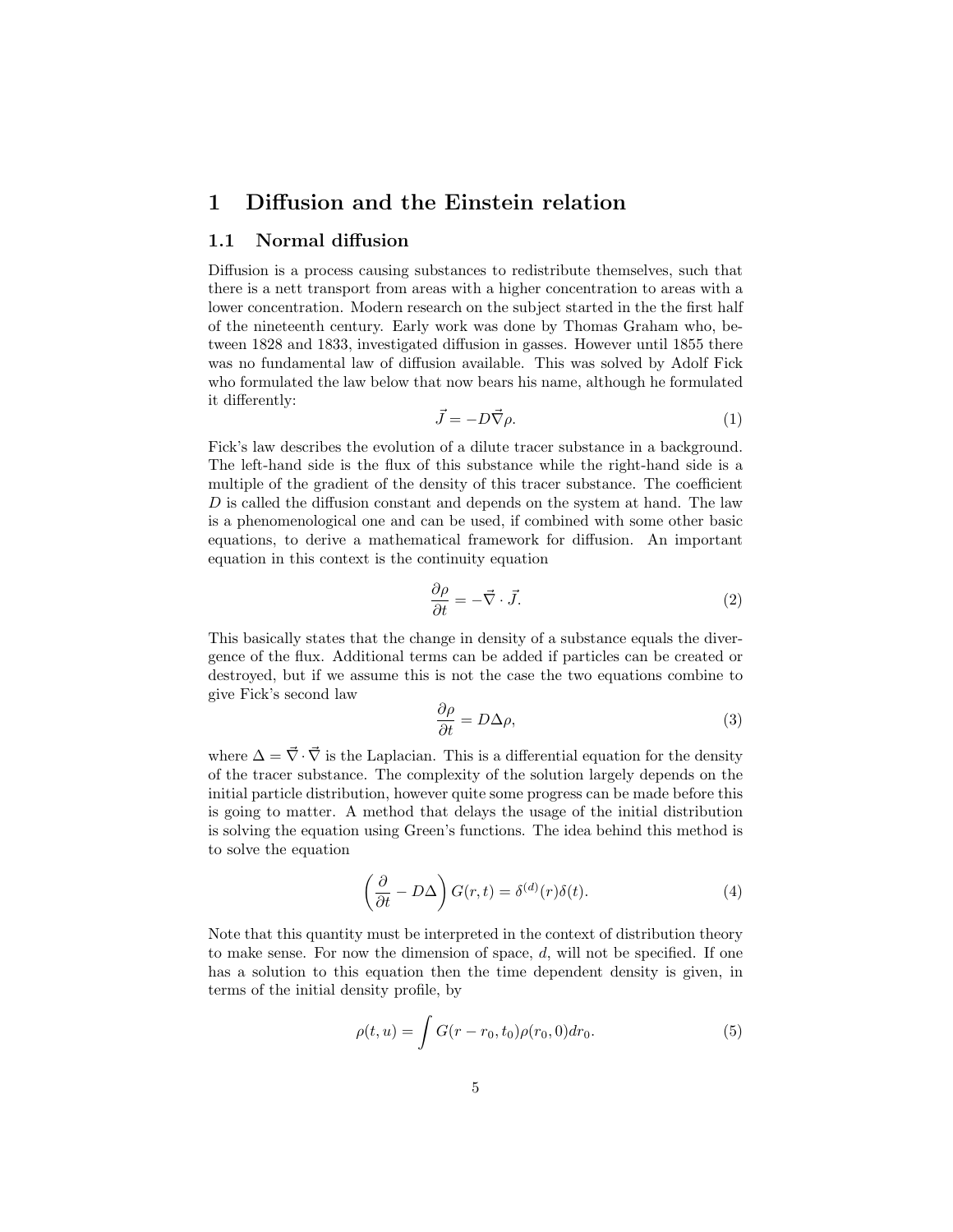# 1 Diffusion and the Einstein relation

## 1.1 Normal diffusion

Diffusion is a process causing substances to redistribute themselves, such that there is a nett transport from areas with a higher concentration to areas with a lower concentration. Modern research on the subject started in the the first half of the nineteenth century. Early work was done by Thomas Graham who, between 1828 and 1833, investigated diffusion in gasses. However until 1855 there was no fundamental law of diffusion available. This was solved by Adolf Fick who formulated the law below that now bears his name, although he formulated it differently:

$$\vec{J} = -D\vec{\nabla}\rho. \tag{1}$$

Fick's law describes the evolution of a dilute tracer substance in a background. The left-hand side is the flux of this substance while the right-hand side is a multiple of the gradient of the density of this tracer substance. The coefficient $D$ is called the diffusion constant and depends on the system at hand. The law is a phenomenological one and can be used, if combined with some other basic equations, to derive a mathematical framework for diffusion. An important equation in this context is the continuity equation

$$\frac{\partial \rho}{\partial t} = -\vec{\nabla} \cdot \vec{J}. \tag{2}$$

This basically states that the change in density of a substance equals the divergence of the flux. Additional terms can be added if particles can be created or destroyed, but if we assume this is not the case the two equations combine to give Fick's second law

$$\frac{\partial \rho}{\partial t} = D\Delta\rho, \tag{3}$$

where $\Delta = \vec{\nabla} \cdot \vec{\nabla}$ is the Laplacian. This is a differential equation for the density of the tracer substance. The complexity of the solution largely depends on the initial particle distribution, however quite some progress can be made before this is going to matter. A method that delays the usage of the initial distribution is solving the equation using Green's functions. The idea behind this method is to solve the equation

$$\left(\frac{\partial}{\partial t} - D\Delta\right) G(r,t) = \delta^{(d)}(r)\delta(t). \tag{4}$$

Note that this quantity must be interpreted in the context of distribution theory to make sense. For now the dimension of space, $d$, will not be specified. If one has a solution to this equation then the time dependent density is given, in terms of the initial density profile, by

$$\rho(t,u) = \int G(r - r_0, t_0)\rho(r_0, 0)dr_0. \tag{5}$$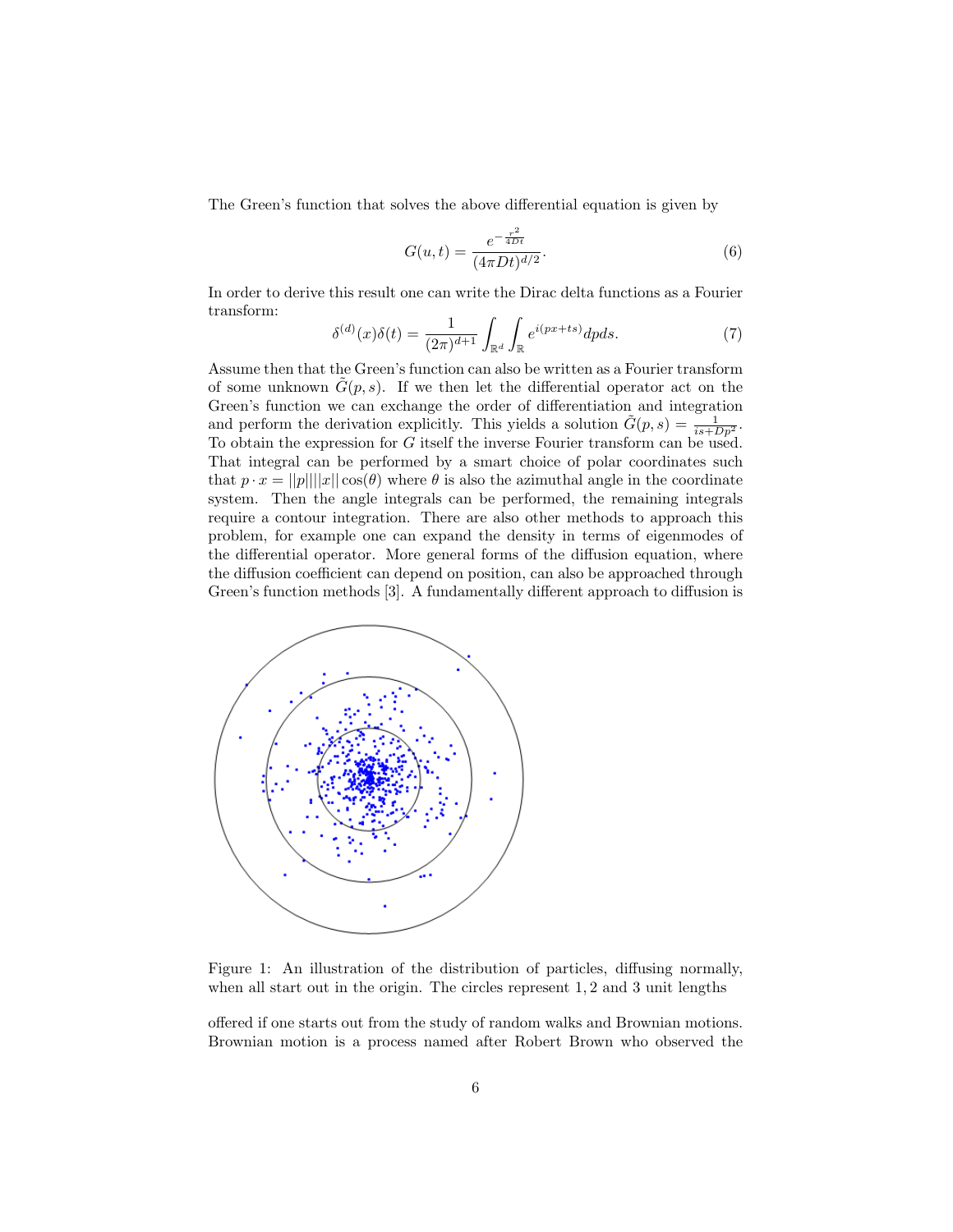The Green's function that solves the above differential equation is given by

$$G(u,t) = \frac{e^{-\frac{r^2}{4Dt}}}{(4\pi Dt)^{d/2}}. \tag{6}$$

In order to derive this result one can write the Dirac delta functions as a Fourier transform:

$$\delta^{(d)}(x)\delta(t) = \frac{1}{(2\pi)^{d+1}} \int_{\mathbb{R}^d} \int_{\mathbb{R}} e^{i(px+ts)} dp ds. \tag{7}$$

Assume then that the Green's function can also be written as a Fourier transform of some unknown $\tilde{G}(p,s)$. If we then let the differential operator act on the Green's function we can exchange the order of differentiation and integration and perform the derivation explicitly. This yields a solution $\tilde{G}(p,s) = \frac{1}{is+Dp^2}$. To obtain the expression for $G$ itself the inverse Fourier transform can be used. That integral can be performed by a smart choice of polar coordinates such that $p \cdot x = ||p||||x|| \cos(\theta)$ where $\theta$ is also the azimuthal angle in the coordinate system. Then the angle integrals can be performed, the remaining integrals require a contour integration. There are also other methods to approach this problem, for example one can expand the density in terms of eigenmodes of the differential operator. More general forms of the diffusion equation, where the diffusion coefficient can depend on position, can also be approached through Green's function methods [3]. A fundamentally different approach to diffusion is

Figure 1: An illustration of the distribution of particles, diffusing normally, when all start out in the origin. The circles represent $1, 2$ and $3$ unit lengths

offered if one starts out from the study of random walks and Brownian motions. Brownian motion is a process named after Robert Brown who observed the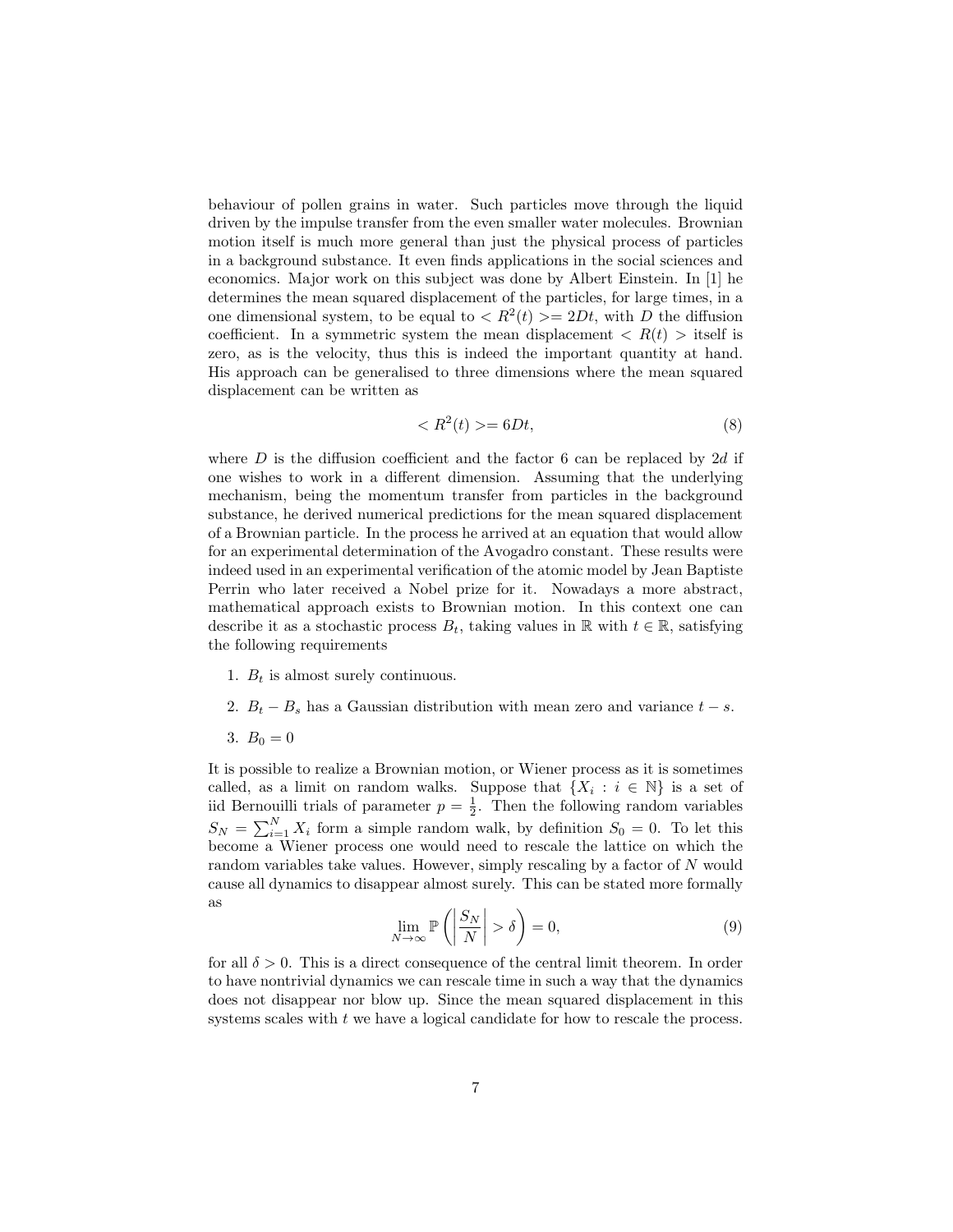behaviour of pollen grains in water. Such particles move through the liquid driven by the impulse transfer from the even smaller water molecules. Brownian motion itself is much more general than just the physical process of particles in a background substance. It even finds applications in the social sciences and economics. Major work on this subject was done by Albert Einstein. In [1] he determines the mean squared displacement of the particles, for large times, in a one dimensional system, to be equal to $< R^2(t) >= 2Dt$, with $D$ the diffusion coefficient. In a symmetric system the mean displacement $< R(t) >$ itself is zero, as is the velocity, thus this is indeed the important quantity at hand. His approach can be generalised to three dimensions where the mean squared displacement can be written as

$$< R^2(t) >= 6Dt, \tag{8}$$

where $D$ is the diffusion coefficient and the factor 6 can be replaced by $2d$ if one wishes to work in a different dimension. Assuming that the underlying mechanism, being the momentum transfer from particles in the background substance, he derived numerical predictions for the mean squared displacement of a Brownian particle. In the process he arrived at an equation that would allow for an experimental determination of the Avogadro constant. These results were indeed used in an experimental verification of the atomic model by Jean Baptiste Perrin who later received a Nobel prize for it. Nowadays a more abstract, mathematical approach exists to Brownian motion. In this context one can describe it as a stochastic process $B_t$, taking values in $\mathbb{R}$ with $t \in \mathbb{R}$, satisfying the following requirements

1. $B_t$ is almost surely continuous.
2. $B_t - B_s$ has a Gaussian distribution with mean zero and variance $t - s$.
3. $B_0 = 0$

It is possible to realize a Brownian motion, or Wiener process as it is sometimes called, as a limit on random walks. Suppose that $\{X_i : i \in \mathbb{N}\}$ is a set of iid Bernouilli trials of parameter $p = \frac{1}{2}$. Then the following random variables $S_N = \sum_{i=1}^{N} X_i$ form a simple random walk, by definition $S_0 = 0$. To let this become a Wiener process one would need to rescale the lattice on which the random variables take values. However, simply rescaling by a factor of $N$ would cause all dynamics to disappear almost surely. This can be stated more formally as

$$\lim_{N\to\infty} \mathbb{P}\left(\left|\frac{S_N}{N}\right| > \delta\right) = 0, \tag{9}$$

for all $\delta > 0$. This is a direct consequence of the central limit theorem. In order to have nontrivial dynamics we can rescale time in such a way that the dynamics does not disappear nor blow up. Since the mean squared displacement in this systems scales with $t$ we have a logical candidate for how to rescale the process.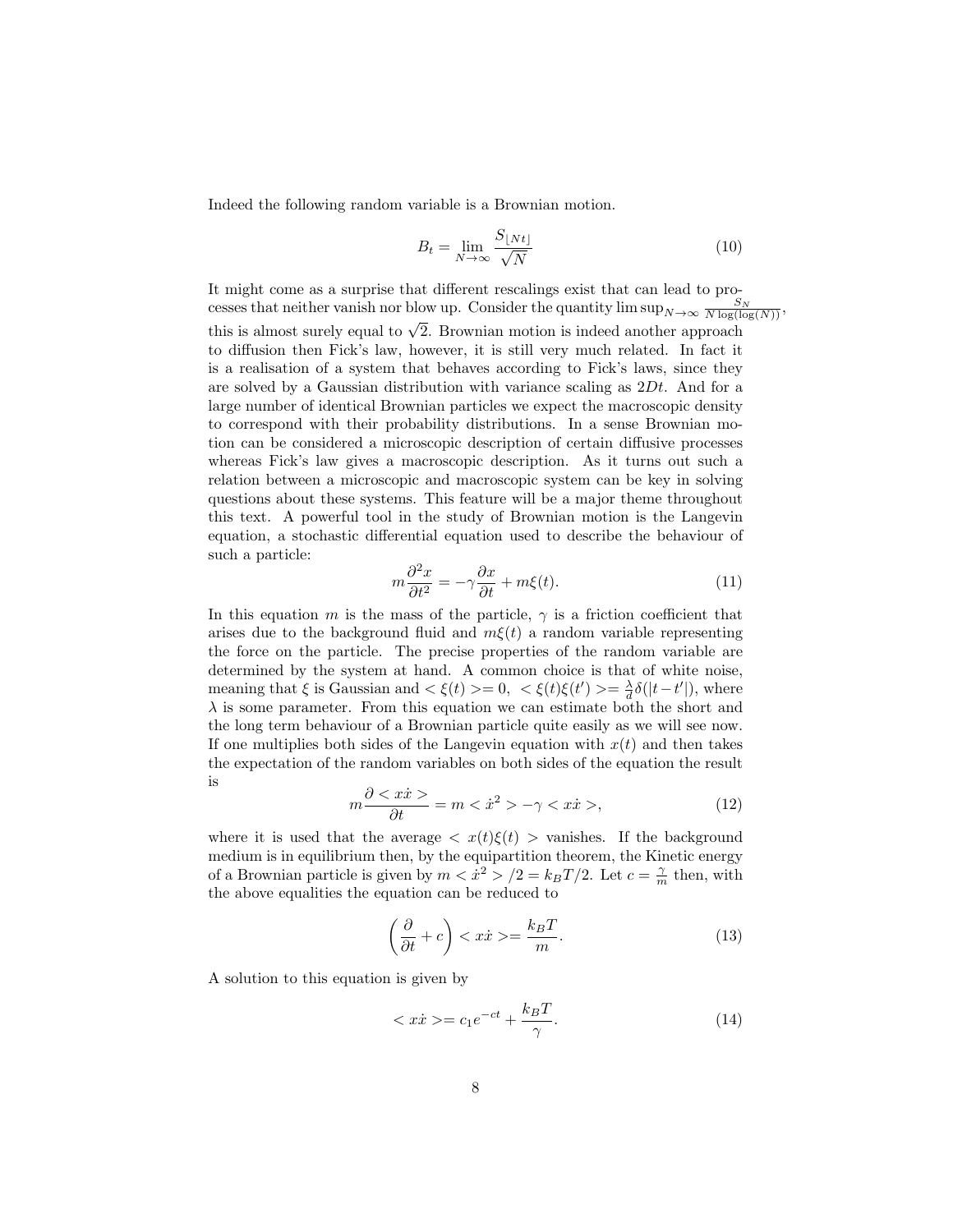Indeed the following random variable is a Brownian motion.

$$B_t = \lim_{N\to\infty} \frac{S_{\lfloor Nt \rfloor}}{\sqrt{N}} \tag{10}$$

It might come as a surprise that different rescalings exist that can lead to processes that neither vanish nor blow up. Consider the quantity $\limsup_{N\to\infty} \frac{S_N}{N \log(\log(N))}$, this is almost surely equal to $\sqrt{2}$. Brownian motion is indeed another approach to diffusion then Fick's law, however, it is still very much related. In fact it is a realisation of a system that behaves according to Fick's laws, since they are solved by a Gaussian distribution with variance scaling as $2Dt$. And for a large number of identical Brownian particles we expect the macroscopic density to correspond with their probability distributions. In a sense Brownian motion can be considered a microscopic description of certain diffusive processes whereas Fick's law gives a macroscopic description. As it turns out such a relation between a microscopic and macroscopic system can be key in solving questions about these systems. This feature will be a major theme throughout this text. A powerful tool in the study of Brownian motion is the Langevin equation, a stochastic differential equation used to describe the behaviour of such a particle:

$$m\frac{\partial^2 x}{\partial t^2} = -\gamma \frac{\partial x}{\partial t} + m\xi(t). \tag{11}$$

In this equation $m$ is the mass of the particle, $\gamma$ is a friction coefficient that arises due to the background fluid and $m\xi(t)$ a random variable representing the force on the particle. The precise properties of the random variable are determined by the system at hand. A common choice is that of white noise, meaning that $\xi$ is Gaussian and $<\xi(t)>= 0$, $<\xi(t)\xi(t')>= \frac{\lambda}{d}\delta(|t-t'|)$, where $\lambda$ is some parameter. From this equation we can estimate both the short and the long term behaviour of a Brownian particle quite easily as we will see now. If one multiplies both sides of the Langevin equation with $x(t)$ and then takes the expectation of the random variables on both sides of the equation the result is

$$m\frac{\partial < x\dot{x} >}{\partial t} = m < \dot{x}^2 > -\gamma < x\dot{x} >, \tag{12}$$

where it is used that the average $< x(t)\xi(t) >$ vanishes. If the background medium is in equilibrium then, by the equipartition theorem, the Kinetic energy of a Brownian particle is given by $m < \dot{x}^2 > /2 = k_B T/2$. Let $c = \frac{\gamma}{m}$ then, with the above equalities the equation can be reduced to

$$\left(\frac{\partial}{\partial t} + c\right) < x\dot{x} >= \frac{k_B T}{m}. \tag{13}$$

A solution to this equation is given by

$$< x\dot{x} >= c_1 e^{-ct} + \frac{k_B T}{\gamma}. \tag{14}$$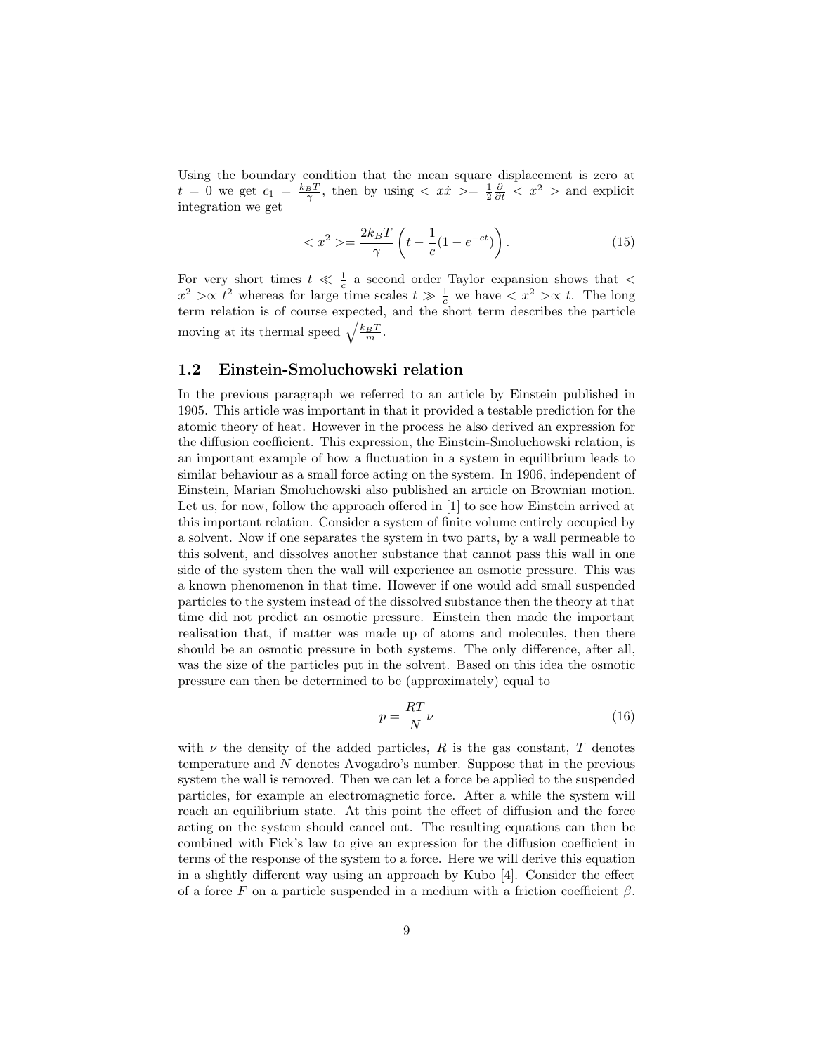Using the boundary condition that the mean square displacement is zero at $t = 0$ we get $c_1 = \frac{k_B T}{\gamma}$, then by using $< x\dot{x} >= \frac{1}{2}\frac{\partial}{\partial t} < x^2 >$ and explicit integration we get

$$< x^2 >= \frac{2k_B T}{\gamma}\left(t - \frac{1}{c}(1 - e^{-ct})\right). \tag{15}$$

For very short times $t \ll \frac{1}{c}$ a second order Taylor expansion shows that $< x^2 > \propto t^2$ whereas for large time scales $t \gg \frac{1}{c}$ we have $< x^2 > \propto t$. The long term relation is of course expected, and the short term describes the particle moving at its thermal speed $\sqrt{\frac{k_B T}{m}}$.

## 1.2 Einstein-Smoluchowski relation

In the previous paragraph we referred to an article by Einstein published in 1905. This article was important in that it provided a testable prediction for the atomic theory of heat. However in the process he also derived an expression for the diffusion coefficient. This expression, the Einstein-Smoluchowski relation, is an important example of how a fluctuation in a system in equilibrium leads to similar behaviour as a small force acting on the system. In 1906, independent of Einstein, Marian Smoluchowski also published an article on Brownian motion. Let us, for now, follow the approach offered in [1] to see how Einstein arrived at this important relation. Consider a system of finite volume entirely occupied by a solvent. Now if one separates the system in two parts, by a wall permeable to this solvent, and dissolves another substance that cannot pass this wall in one side of the system then the wall will experience an osmotic pressure. This was a known phenomenon in that time. However if one would add small suspended particles to the system instead of the dissolved substance then the theory at that time did not predict an osmotic pressure. Einstein then made the important realisation that, if matter was made up of atoms and molecules, then there should be an osmotic pressure in both systems. The only difference, after all, was the size of the particles put in the solvent. Based on this idea the osmotic pressure can then be determined to be (approximately) equal to

$$p = \frac{RT}{N}\nu \tag{16}$$

with $\nu$ the density of the added particles, $R$ is the gas constant, $T$ denotes temperature and $N$ denotes Avogadro's number. Suppose that in the previous system the wall is removed. Then we can let a force be applied to the suspended particles, for example an electromagnetic force. After a while the system will reach an equilibrium state. At this point the effect of diffusion and the force acting on the system should cancel out. The resulting equations can then be combined with Fick's law to give an expression for the diffusion coefficient in terms of the response of the system to a force. Here we will derive this equation in a slightly different way using an approach by Kubo [4]. Consider the effect of a force $F$ on a particle suspended in a medium with a friction coefficient $\beta$.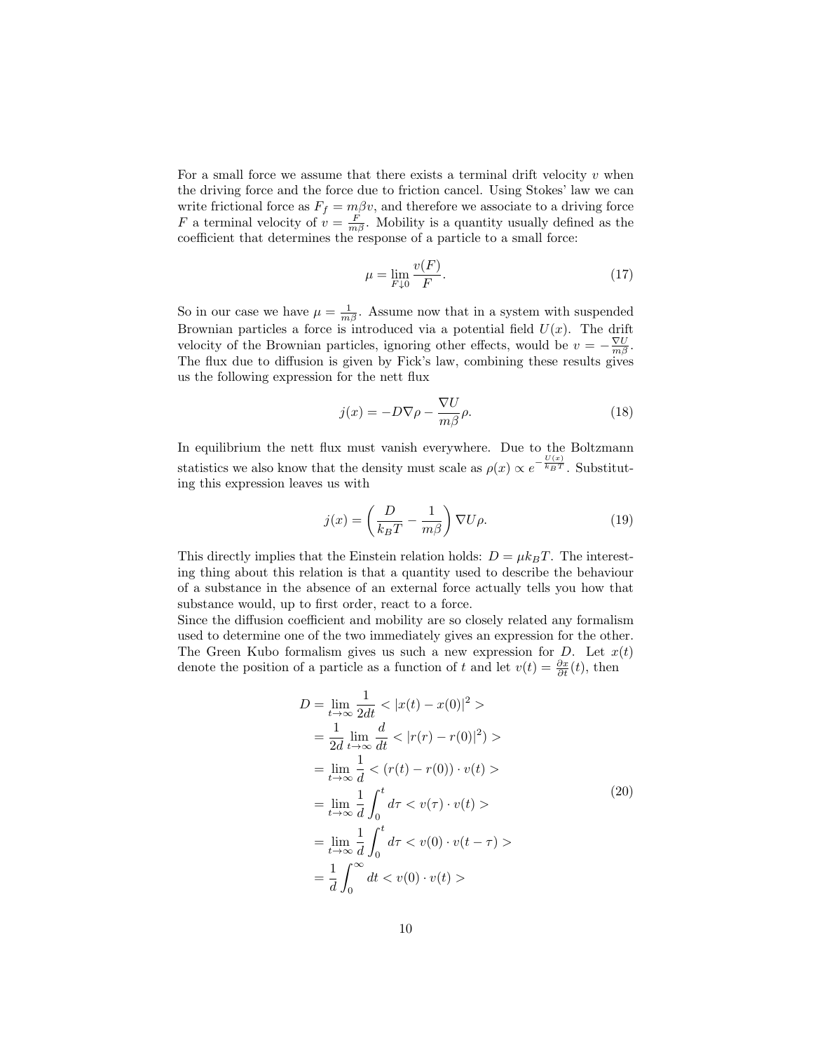For a small force we assume that there exists a terminal drift velocity $v$ when the driving force and the force due to friction cancel. Using Stokes' law we can write frictional force as $F_f = m\beta v$, and therefore we associate to a driving force $F$ a terminal velocity of $v = \frac{F}{m\beta}$. Mobility is a quantity usually defined as the coefficient that determines the response of a particle to a small force:

$$\mu = \lim_{F \downarrow 0} \frac{v(F)}{F}. \tag{17}$$

So in our case we have $\mu = \frac{1}{m\beta}$. Assume now that in a system with suspended Brownian particles a force is introduced via a potential field $U(x)$. The drift velocity of the Brownian particles, ignoring other effects, would be $v = -\frac{\nabla U}{m\beta}$. The flux due to diffusion is given by Fick's law, combining these results gives us the following expression for the nett flux

$$j(x) = -D\nabla\rho - \frac{\nabla U}{m\beta}\rho. \tag{18}$$

In equilibrium the nett flux must vanish everywhere. Due to the Boltzmann statistics we also know that the density must scale as $\rho(x) \propto e^{-\frac{U(x)}{k_B T}}$. Substituting this expression leaves us with

$$j(x) = \left(\frac{D}{k_B T} - \frac{1}{m\beta}\right)\nabla U \rho. \tag{19}$$

This directly implies that the Einstein relation holds: $D = \mu k_B T$. The interesting thing about this relation is that a quantity used to describe the behaviour of a substance in the absence of an external force actually tells you how that substance would, up to first order, react to a force.

Since the diffusion coefficient and mobility are so closely related any formalism used to determine one of the two immediately gives an expression for the other. The Green Kubo formalism gives us such a new expression for $D$. Let $x(t)$ denote the position of a particle as a function of $t$ and let $v(t) = \frac{\partial x}{\partial t}(t)$, then

$$\begin{aligned}
D &= \lim_{t\to\infty} \frac{1}{2dt} < |x(t) - x(0)|^2 > \\
&= \frac{1}{2d} \lim_{t\to\infty} \frac{d}{dt} < |r(r) - r(0)|^2) > \\
&= \lim_{t\to\infty} \frac{1}{d} < (r(t) - r(0)) \cdot v(t) > \\
&= \lim_{t\to\infty} \frac{1}{d} \int_0^t d\tau < v(\tau) \cdot v(t) > \\
&= \lim_{t\to\infty} \frac{1}{d} \int_0^t d\tau < v(0) \cdot v(t-\tau) > \\
&= \frac{1}{d} \int_0^\infty dt < v(0) \cdot v(t) >
\end{aligned} \tag{20}$$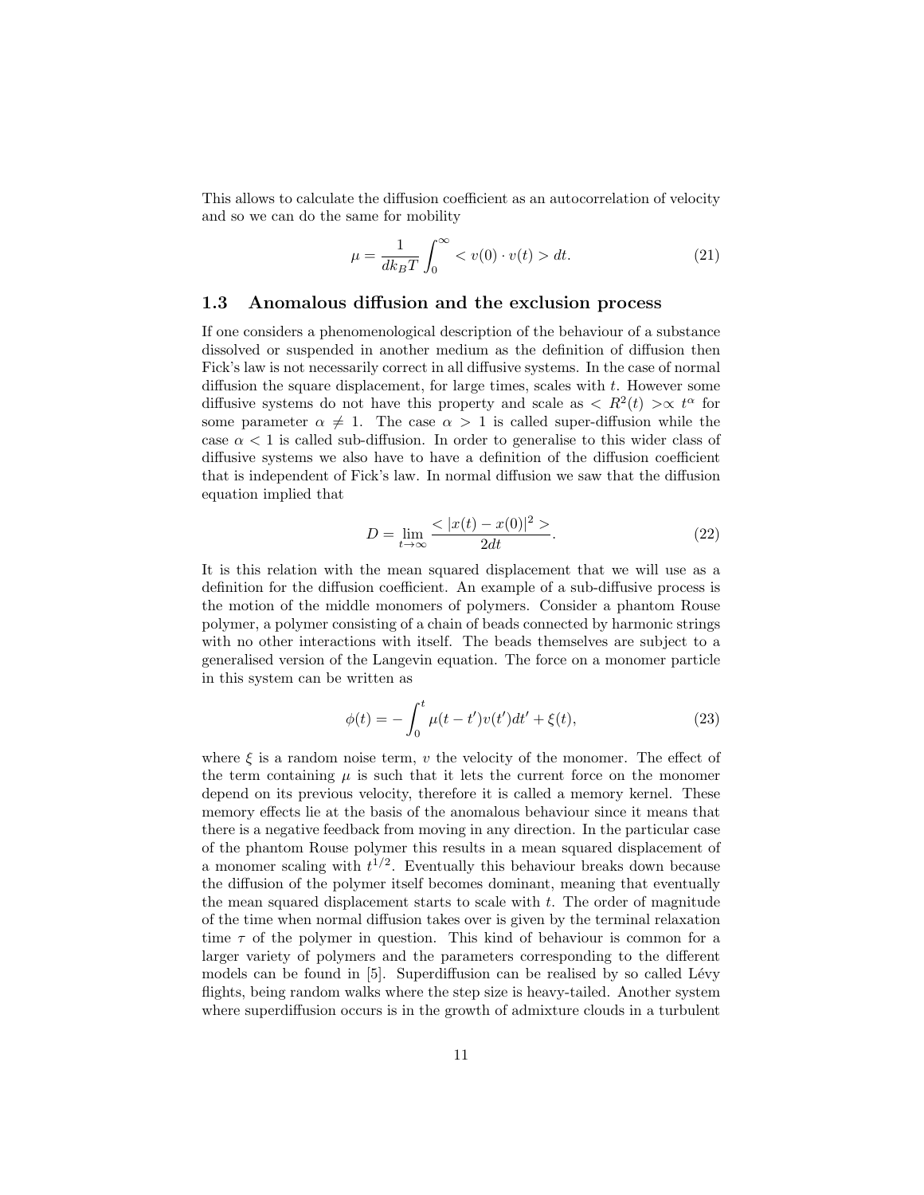This allows to calculate the diffusion coefficient as an autocorrelation of velocity and so we can do the same for mobility

$$\mu = \frac{1}{dk_BT}\int_0^\infty < v(0)\cdot v(t) > dt. \tag{21}$$

### 1.3 Anomalous diffusion and the exclusion process

If one considers a phenomenological description of the behaviour of a substance dissolved or suspended in another medium as the definition of diffusion then Fick's law is not necessarily correct in all diffusive systems. In the case of normal diffusion the square displacement, for large times, scales with $t$. However some diffusive systems do not have this property and scale as $< R^2(t) > \propto t^\alpha$ for some parameter $\alpha \neq 1$. The case $\alpha > 1$ is called super-diffusion while the case $\alpha < 1$ is called sub-diffusion. In order to generalise to this wider class of diffusive systems we also have to have a definition of the diffusion coefficient that is independent of Fick's law. In normal diffusion we saw that the diffusion equation implied that

$$D = \lim_{t\to\infty} \frac{< |x(t)-x(0)|^2 >}{2dt}. \tag{22}$$

It is this relation with the mean squared displacement that we will use as a definition for the diffusion coefficient. An example of a sub-diffusive process is the motion of the middle monomers of polymers. Consider a phantom Rouse polymer, a polymer consisting of a chain of beads connected by harmonic strings with no other interactions with itself. The beads themselves are subject to a generalised version of the Langevin equation. The force on a monomer particle in this system can be written as

$$\phi(t) = -\int_0^t \mu(t-t')v(t')dt' + \xi(t), \tag{23}$$

where $\xi$ is a random noise term, $v$ the velocity of the monomer. The effect of the term containing $\mu$ is such that it lets the current force on the monomer depend on its previous velocity, therefore it is called a memory kernel. These memory effects lie at the basis of the anomalous behaviour since it means that there is a negative feedback from moving in any direction. In the particular case of the phantom Rouse polymer this results in a mean squared displacement of a monomer scaling with $t^{1/2}$. Eventually this behaviour breaks down because the diffusion of the polymer itself becomes dominant, meaning that eventually the mean squared displacement starts to scale with $t$. The order of magnitude of the time when normal diffusion takes over is given by the terminal relaxation time $\tau$ of the polymer in question. This kind of behaviour is common for a larger variety of polymers and the parameters corresponding to the different models can be found in [5]. Superdiffusion can be realised by so called Lévy flights, being random walks where the step size is heavy-tailed. Another system where superdiffusion occurs is in the growth of admixture clouds in a turbulent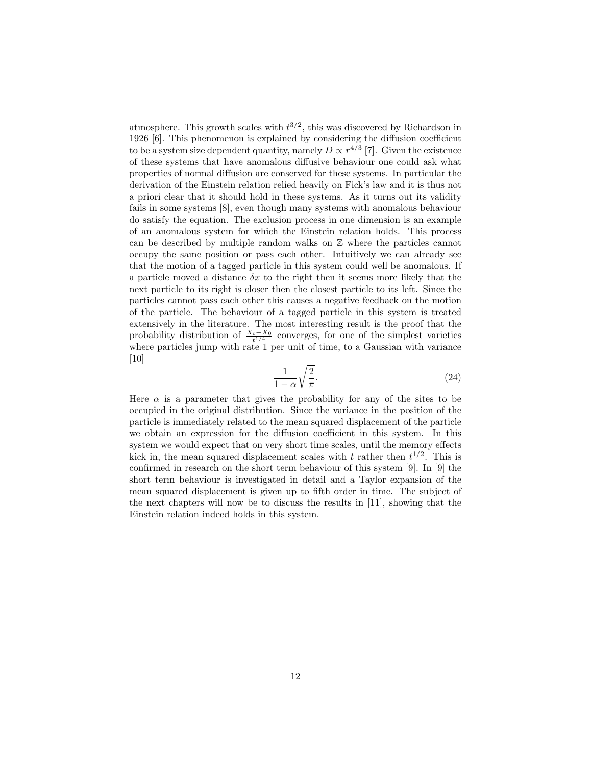atmosphere. This growth scales with $t^{3/2}$, this was discovered by Richardson in 1926 [6]. This phenomenon is explained by considering the diffusion coefficient to be a system size dependent quantity, namely $D \propto r^{4/3}$ [7]. Given the existence of these systems that have anomalous diffusive behaviour one could ask what properties of normal diffusion are conserved for these systems. In particular the derivation of the Einstein relation relied heavily on Fick's law and it is thus not a priori clear that it should hold in these systems. As it turns out its validity fails in some systems [8], even though many systems with anomalous behaviour do satisfy the equation. The exclusion process in one dimension is an example of an anomalous system for which the Einstein relation holds. This process can be described by multiple random walks on $\mathbb{Z}$ where the particles cannot occupy the same position or pass each other. Intuitively we can already see that the motion of a tagged particle in this system could well be anomalous. If a particle moved a distance $\delta x$ to the right then it seems more likely that the next particle to its right is closer then the closest particle to its left. Since the particles cannot pass each other this causes a negative feedback on the motion of the particle. The behaviour of a tagged particle in this system is treated extensively in the literature. The most interesting result is the proof that the probability distribution of $\frac{X_t - X_0}{t^{1/4}}$ converges, for one of the simplest varieties where particles jump with rate 1 per unit of time, to a Gaussian with variance [10]

$$\frac{1}{1-\alpha}\sqrt{\frac{2}{\pi}}. \tag{24}$$

Here $\alpha$ is a parameter that gives the probability for any of the sites to be occupied in the original distribution. Since the variance in the position of the particle is immediately related to the mean squared displacement of the particle we obtain an expression for the diffusion coefficient in this system. In this system we would expect that on very short time scales, until the memory effects kick in, the mean squared displacement scales with $t$ rather then $t^{1/2}$. This is confirmed in research on the short term behaviour of this system [9]. In [9] the short term behaviour is investigated in detail and a Taylor expansion of the mean squared displacement is given up to fifth order in time. The subject of the next chapters will now be to discuss the results in [11], showing that the Einstein relation indeed holds in this system.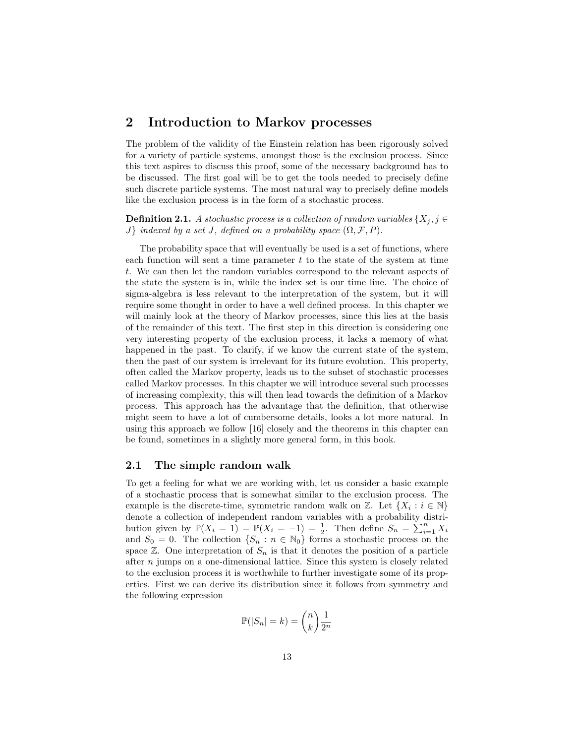# 2 Introduction to Markov processes

The problem of the validity of the Einstein relation has been rigorously solved for a variety of particle systems, amongst those is the exclusion process. Since this text aspires to discuss this proof, some of the necessary background has to be discussed. The first goal will be to get the tools needed to precisely define such discrete particle systems. The most natural way to precisely define models like the exclusion process is in the form of a stochastic process.

**Definition 2.1.** *A stochastic process is a collection of random variables $\{X_j, j \in J\}$ indexed by a set $J$, defined on a probability space $(\Omega, \mathcal{F}, P)$.*

The probability space that will eventually be used is a set of functions, where each function will sent a time parameter $t$ to the state of the system at time $t$. We can then let the random variables correspond to the relevant aspects of the state the system is in, while the index set is our time line. The choice of sigma-algebra is less relevant to the interpretation of the system, but it will require some thought in order to have a well defined process. In this chapter we will mainly look at the theory of Markov processes, since this lies at the basis of the remainder of this text. The first step in this direction is considering one very interesting property of the exclusion process, it lacks a memory of what happened in the past. To clarify, if we know the current state of the system, then the past of our system is irrelevant for its future evolution. This property, often called the Markov property, leads us to the subset of stochastic processes called Markov processes. In this chapter we will introduce several such processes of increasing complexity, this will then lead towards the definition of a Markov process. This approach has the advantage that the definition, that otherwise might seem to have a lot of cumbersome details, looks a lot more natural. In using this approach we follow [16] closely and the theorems in this chapter can be found, sometimes in a slightly more general form, in this book.

## 2.1 The simple random walk

To get a feeling for what we are working with, let us consider a basic example of a stochastic process that is somewhat similar to the exclusion process. The example is the discrete-time, symmetric random walk on $\mathbb{Z}$. Let $\{X_i : i \in \mathbb{N}\}$ denote a collection of independent random variables with a probability distribution given by $\mathbb{P}(X_i = 1) = \mathbb{P}(X_i = -1) = \frac{1}{2}$. Then define $S_n = \sum_{i=1}^{n} X_i$ and $S_0 = 0$. The collection $\{S_n : n \in \mathbb{N}_0\}$ forms a stochastic process on the space $\mathbb{Z}$. One interpretation of $S_n$ is that it denotes the position of a particle after $n$ jumps on a one-dimensional lattice. Since this system is closely related to the exclusion process it is worthwhile to further investigate some of its properties. First we can derive its distribution since it follows from symmetry and the following expression

$$\mathbb{P}(|S_n| = k) = \binom{n}{k} \frac{1}{2^n}$$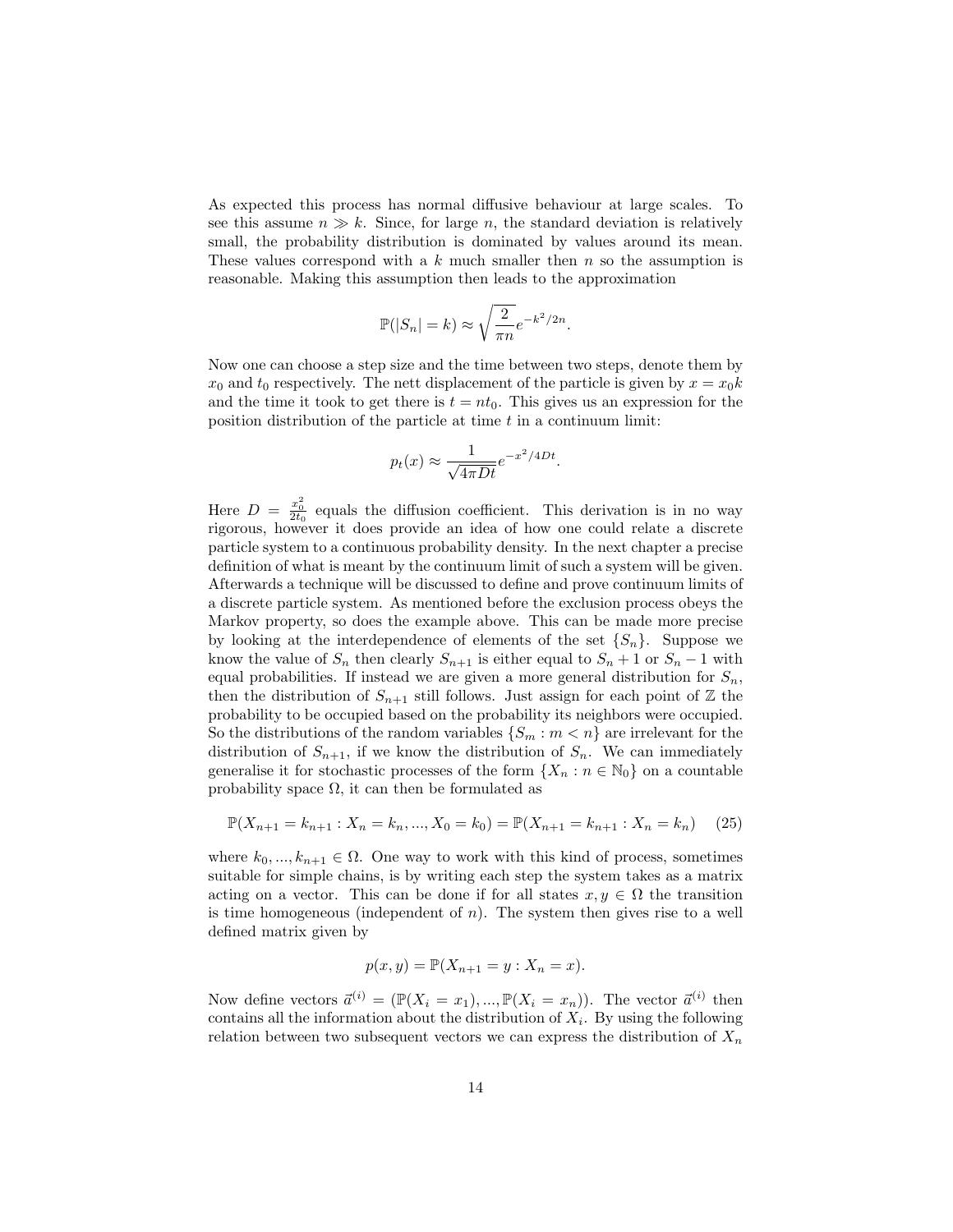As expected this process has normal diffusive behaviour at large scales. To see this assume $n \gg k$. Since, for large $n$, the standard deviation is relatively small, the probability distribution is dominated by values around its mean. These values correspond with a $k$ much smaller then $n$ so the assumption is reasonable. Making this assumption then leads to the approximation

$$\mathbb{P}(|S_n| = k) \approx \sqrt{\frac{2}{\pi n}} e^{-k^2/2n}.$$

Now one can choose a step size and the time between two steps, denote them by $x_0$ and $t_0$ respectively. The nett displacement of the particle is given by $x = x_0 k$ and the time it took to get there is $t = nt_0$. This gives us an expression for the position distribution of the particle at time $t$ in a continuum limit:

$$p_t(x) \approx \frac{1}{\sqrt{4\pi Dt}} e^{-x^2/4Dt}.$$

Here $D = \frac{x_0^2}{2t_0}$ equals the diffusion coefficient. This derivation is in no way rigorous, however it does provide an idea of how one could relate a discrete particle system to a continuous probability density. In the next chapter a precise definition of what is meant by the continuum limit of such a system will be given. Afterwards a technique will be discussed to define and prove continuum limits of a discrete particle system. As mentioned before the exclusion process obeys the Markov property, so does the example above. This can be made more precise by looking at the interdependence of elements of the set $\{S_n\}$. Suppose we know the value of $S_n$ then clearly $S_{n+1}$ is either equal to $S_n + 1$ or $S_n - 1$ with equal probabilities. If instead we are given a more general distribution for $S_n$, then the distribution of $S_{n+1}$ still follows. Just assign for each point of $\mathbb{Z}$ the probability to be occupied based on the probability its neighbors were occupied. So the distributions of the random variables $\{S_m : m < n\}$ are irrelevant for the distribution of $S_{n+1}$, if we know the distribution of $S_n$. We can immediately generalise it for stochastic processes of the form $\{X_n : n \in \mathbb{N}_0\}$ on a countable probability space $\Omega$, it can then be formulated as

$$\mathbb{P}(X_{n+1} = k_{n+1} : X_n = k_n, ..., X_0 = k_0) = \mathbb{P}(X_{n+1} = k_{n+1} : X_n = k_n) \quad (25)$$

where $k_0, ..., k_{n+1} \in \Omega$. One way to work with this kind of process, sometimes suitable for simple chains, is by writing each step the system takes as a matrix acting on a vector. This can be done if for all states $x, y \in \Omega$ the transition is time homogeneous (independent of $n$). The system then gives rise to a well defined matrix given by

$$p(x, y) = \mathbb{P}(X_{n+1} = y : X_n = x).$$

Now define vectors $\vec{a}^{(i)} = (\mathbb{P}(X_i = x_1), ..., \mathbb{P}(X_i = x_n))$. The vector $\vec{a}^{(i)}$ then contains all the information about the distribution of $X_i$. By using the following relation between two subsequent vectors we can express the distribution of $X_n$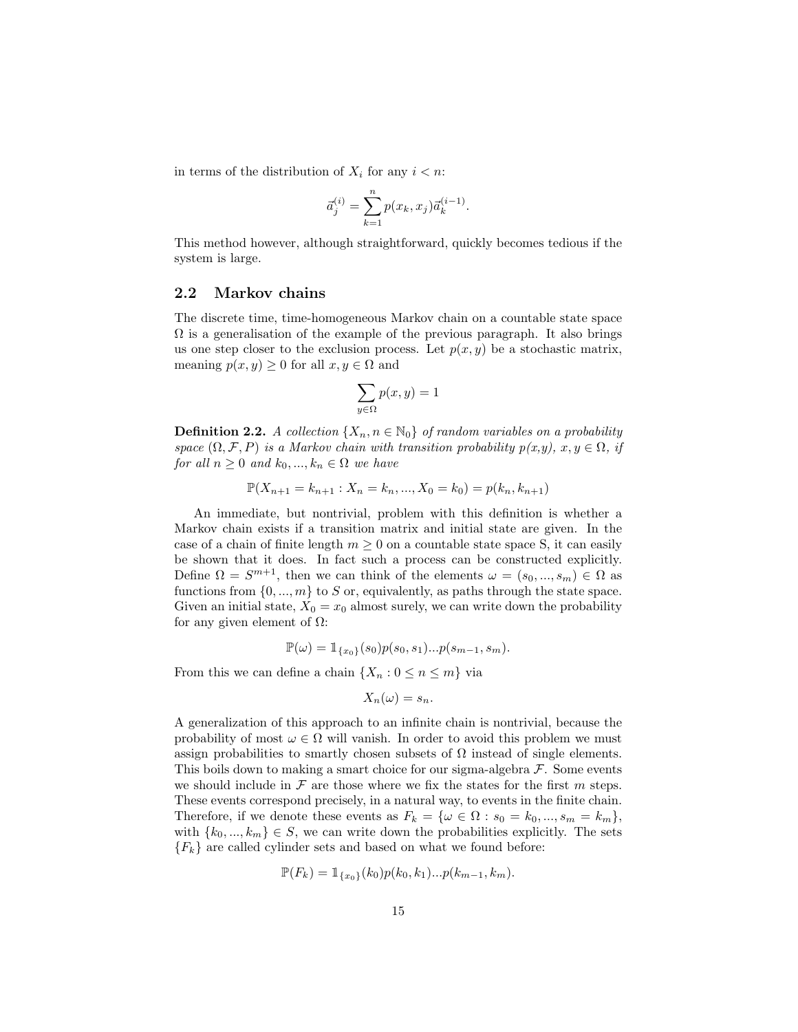in terms of the distribution of $X_i$ for any $i < n$:

$$\vec{a}_j^{(i)} = \sum_{k=1}^{n} p(x_k, x_j)\vec{a}_k^{(i-1)}.$$

This method however, although straightforward, quickly becomes tedious if the system is large.

## 2.2 Markov chains

The discrete time, time-homogeneous Markov chain on a countable state space $\Omega$ is a generalisation of the example of the previous paragraph. It also brings us one step closer to the exclusion process. Let $p(x, y)$ be a stochastic matrix, meaning $p(x, y) \geq 0$ for all $x, y \in \Omega$ and

$$\sum_{y \in \Omega} p(x, y) = 1$$

**Definition 2.2.** *A collection $\{X_n, n \in \mathbb{N}_0\}$ of random variables on a probability space $(\Omega, \mathcal{F}, P)$ is a Markov chain with transition probability p(x,y), $x, y \in \Omega$, if for all $n \geq 0$ and $k_0, ..., k_n \in \Omega$ we have*

$$\mathbb{P}(X_{n+1} = k_{n+1} : X_n = k_n, ..., X_0 = k_0) = p(k_n, k_{n+1})$$

An immediate, but nontrivial, problem with this definition is whether a Markov chain exists if a transition matrix and initial state are given. In the case of a chain of finite length $m \geq 0$ on a countable state space S, it can easily be shown that it does. In fact such a process can be constructed explicitly. Define $\Omega = S^{m+1}$, then we can think of the elements $\omega = (s_0, ..., s_m) \in \Omega$ as functions from $\{0, ..., m\}$ to $S$ or, equivalently, as paths through the state space. Given an initial state, $X_0 = x_0$ almost surely, we can write down the probability for any given element of $\Omega$:

$$\mathbb{P}(\omega) = \mathbb{1}_{\{x_0\}}(s_0)p(s_0, s_1)...p(s_{m-1}, s_m).$$

From this we can define a chain $\{X_n : 0 \leq n \leq m\}$ via

$$X_n(\omega) = s_n.$$

A generalization of this approach to an infinite chain is nontrivial, because the probability of most $\omega \in \Omega$ will vanish. In order to avoid this problem we must assign probabilities to smartly chosen subsets of $\Omega$ instead of single elements. This boils down to making a smart choice for our sigma-algebra $\mathcal{F}$. Some events we should include in $\mathcal{F}$ are those where we fix the states for the first $m$ steps. These events correspond precisely, in a natural way, to events in the finite chain. Therefore, if we denote these events as $F_k = \{\omega \in \Omega : s_0 = k_0, ..., s_m = k_m\}$, with $\{k_0, ..., k_m\} \in S$, we can write down the probabilities explicitly. The sets $\{F_k\}$ are called cylinder sets and based on what we found before:

$$\mathbb{P}(F_k) = \mathbb{1}_{\{x_0\}}(k_0)p(k_0, k_1)...p(k_{m-1}, k_m).$$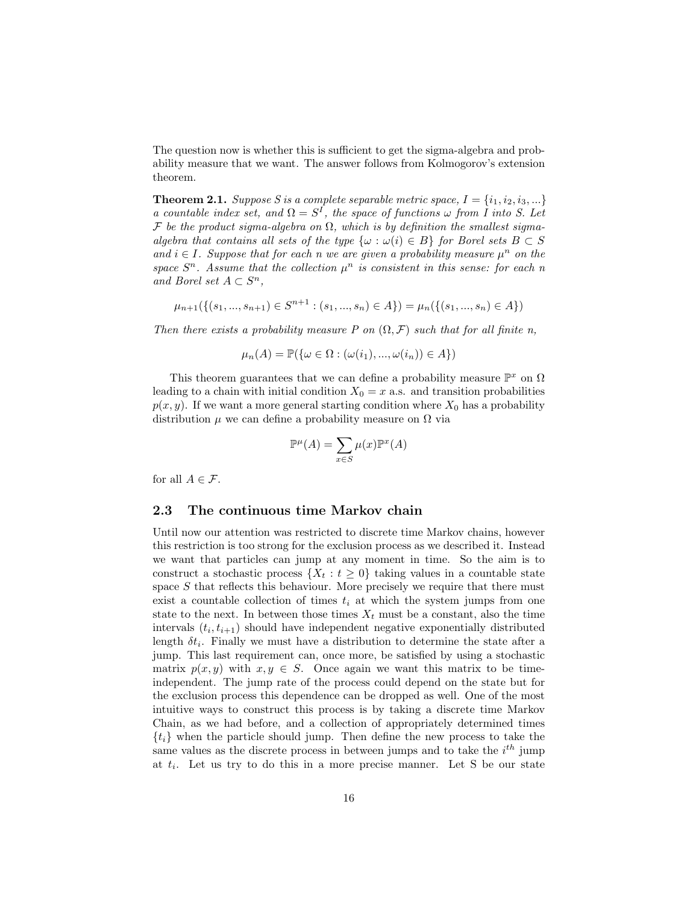The question now is whether this is sufficient to get the sigma-algebra and probability measure that we want. The answer follows from Kolmogorov's extension theorem.

**Theorem 2.1.** *Suppose $S$ is a complete separable metric space, $I = \{i_1, i_2, i_3, ...\}$ a countable index set, and $\Omega = S^I$, the space of functions $\omega$ from $I$ into $S$. Let $\mathcal{F}$ be the product sigma-algebra on $\Omega$, which is by definition the smallest sigma-algebra that contains all sets of the type $\{\omega : \omega(i) \in B\}$ for Borel sets $B \subset S$ and $i \in I$. Suppose that for each $n$ we are given a probability measure $\mu^n$ on the space $S^n$. Assume that the collection $\mu^n$ is consistent in this sense: for each $n$ and Borel set $A \subset S^n$,*

$$\mu_{n+1}(\{(s_1, ..., s_{n+1}) \in S^{n+1} : (s_1, ..., s_n) \in A\}) = \mu_n(\{(s_1, ..., s_n) \in A\})$$

*Then there exists a probability measure $P$ on $(\Omega, \mathcal{F})$ such that for all finite $n$,*

$$\mu_n(A) = \mathbb{P}(\{\omega \in \Omega : (\omega(i_1), ..., \omega(i_n)) \in A\})$$

This theorem guarantees that we can define a probability measure $\mathbb{P}^x$ on $\Omega$ leading to a chain with initial condition $X_0 = x$ a.s. and transition probabilities $p(x, y)$. If we want a more general starting condition where $X_0$ has a probability distribution $\mu$ we can define a probability measure on $\Omega$ via

$$\mathbb{P}^\mu(A) = \sum_{x \in S} \mu(x)\mathbb{P}^x(A)$$

for all $A \in \mathcal{F}$.

### 2.3 The continuous time Markov chain

Until now our attention was restricted to discrete time Markov chains, however this restriction is too strong for the exclusion process as we described it. Instead we want that particles can jump at any moment in time. So the aim is to construct a stochastic process $\{X_t : t \geq 0\}$ taking values in a countable state space $S$ that reflects this behaviour. More precisely we require that there must exist a countable collection of times $t_i$ at which the system jumps from one state to the next. In between those times $X_t$ must be a constant, also the time intervals $(t_i, t_{i+1})$ should have independent negative exponentially distributed length $\delta t_i$. Finally we must have a distribution to determine the state after a jump. This last requirement can, once more, be satisfied by using a stochastic matrix $p(x, y)$ with $x, y \in S$. Once again we want this matrix to be time-independent. The jump rate of the process could depend on the state but for the exclusion process this dependence can be dropped as well. One of the most intuitive ways to construct this process is by taking a discrete time Markov Chain, as we had before, and a collection of appropriately determined times $\{t_i\}$ when the particle should jump. Then define the new process to take the same values as the discrete process in between jumps and to take the $i^{th}$ jump at $t_i$. Let us try to do this in a more precise manner. Let S be our state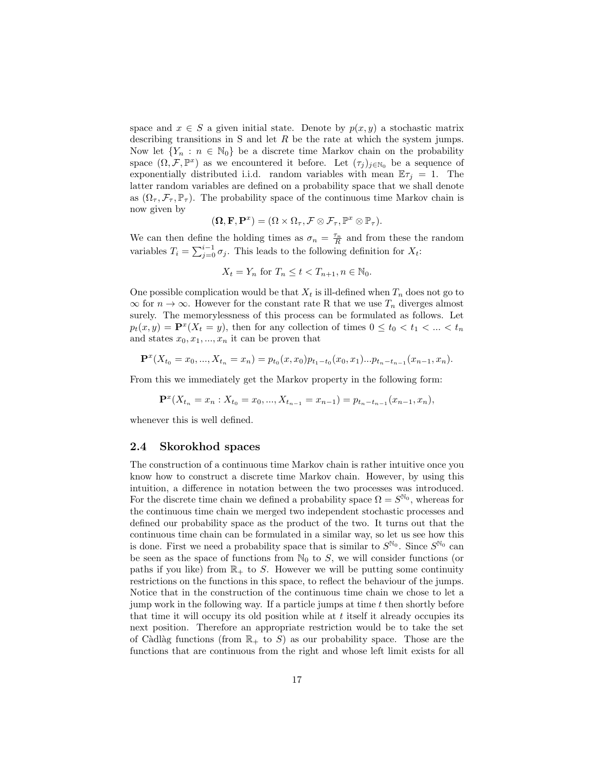space and $x \in S$ a given initial state. Denote by $p(x, y)$ a stochastic matrix describing transitions in S and let $R$ be the rate at which the system jumps. Now let $\{Y_n : n \in \mathbb{N}_0\}$ be a discrete time Markov chain on the probability space $(\Omega, \mathcal{F}, \mathbb{P}^x)$ as we encountered it before. Let $(\tau_j)_{j \in \mathbb{N}_0}$ be a sequence of exponentially distributed i.i.d. random variables with mean $\mathbb{E}\tau_j = 1$. The latter random variables are defined on a probability space that we shall denote as $(\Omega_\tau, \mathcal{F}_\tau, \mathbb{P}_\tau)$. The probability space of the continuous time Markov chain is now given by

$$(\mathbf{\Omega}, \mathbf{F}, \mathbf{P}^x) = (\Omega \times \Omega_\tau, \mathcal{F} \otimes \mathcal{F}_\tau, \mathbb{P}^x \otimes \mathbb{P}_\tau).$$

We can then define the holding times as $\sigma_n = \frac{\tau_n}{R}$ and from these the random variables $T_i = \sum_{j=0}^{i-1} \sigma_j$. This leads to the following definition for $X_t$:

$$X_t = Y_n \text{ for } T_n \leq t < T_{n+1}, n \in \mathbb{N}_0.$$

One possible complication would be that $X_t$ is ill-defined when $T_n$ does not go to $\infty$ for $n \to \infty$. However for the constant rate R that we use $T_n$ diverges almost surely. The memorylessness of this process can be formulated as follows. Let $p_t(x, y) = \mathbf{P}^x(X_t = y)$, then for any collection of times $0 \leq t_0 < t_1 < ... < t_n$ and states $x_0, x_1, ..., x_n$ it can be proven that

$$\mathbf{P}^x(X_{t_0} = x_0, ..., X_{t_n} = x_n) = p_{t_0}(x, x_0) p_{t_1 - t_0}(x_0, x_1) ... p_{t_n - t_{n-1}}(x_{n-1}, x_n).$$

From this we immediately get the Markov property in the following form:

$$\mathbf{P}^x(X_{t_n} = x_n : X_{t_0} = x_0, ..., X_{t_{n-1}} = x_{n-1}) = p_{t_n - t_{n-1}}(x_{n-1}, x_n),$$

whenever this is well defined.

## 2.4 Skorokhod spaces

The construction of a continuous time Markov chain is rather intuitive once you know how to construct a discrete time Markov chain. However, by using this intuition, a difference in notation between the two processes was introduced. For the discrete time chain we defined a probability space $\Omega = S^{\mathbb{N}_0}$, whereas for the continuous time chain we merged two independent stochastic processes and defined our probability space as the product of the two. It turns out that the continuous time chain can be formulated in a similar way, so let us see how this is done. First we need a probability space that is similar to $S^{\mathbb{N}_0}$. Since $S^{\mathbb{N}_0}$ can be seen as the space of functions from $\mathbb{N}_0$ to $S$, we will consider functions (or paths if you like) from $\mathbb{R}_+$ to $S$. However we will be putting some continuity restrictions on the functions in this space, to reflect the behaviour of the jumps. Notice that in the construction of the continuous time chain we chose to let a jump work in the following way. If a particle jumps at time $t$ then shortly before that time it will occupy its old position while at $t$ itself it already occupies its next position. Therefore an appropriate restriction would be to take the set of Càdlàg functions (from $\mathbb{R}_+$ to $S$) as our probability space. Those are the functions that are continuous from the right and whose left limit exists for all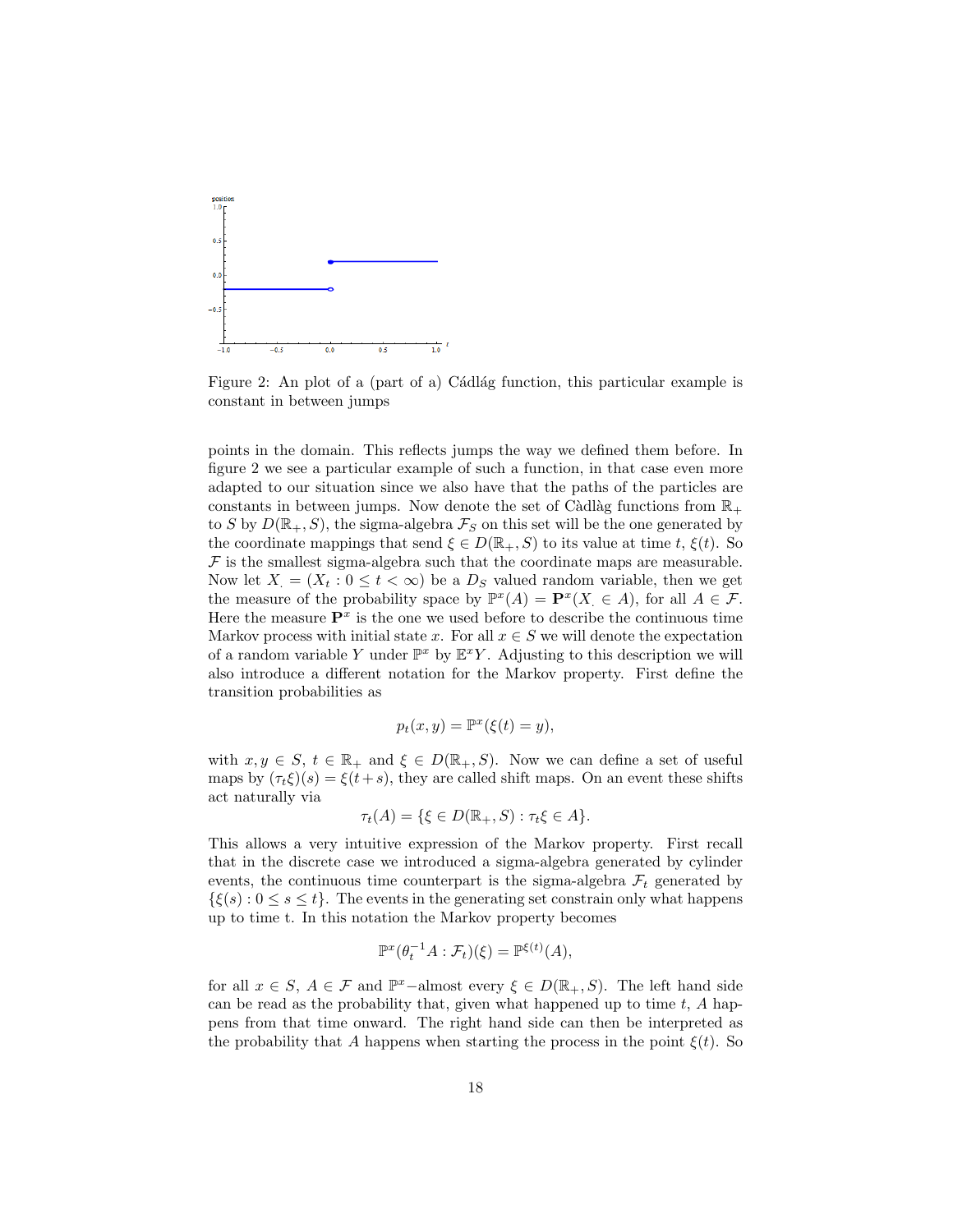Figure 2: An plot of a (part of a) Cádlág function, this particular example is constant in between jumps

points in the domain. This reflects jumps the way we defined them before. In figure 2 we see a particular example of such a function, in that case even more adapted to our situation since we also have that the paths of the particles are constants in between jumps. Now denote the set of Càdlàg functions from $\mathbb{R}_+$ to $S$ by $D(\mathbb{R}_+, S)$, the sigma-algebra $\mathcal{F}_S$ on this set will be the one generated by the coordinate mappings that send $\xi \in D(\mathbb{R}_+, S)$ to its value at time $t$, $\xi(t)$. So $\mathcal{F}$ is the smallest sigma-algebra such that the coordinate maps are measurable. Now let $X_. = (X_t : 0 \leq t < \infty)$ be a $D_S$ valued random variable, then we get the measure of the probability space by $\mathbb{P}^x(A) = \mathbf{P}^x(X_. \in A)$, for all $A \in \mathcal{F}$. Here the measure $\mathbf{P}^x$ is the one we used before to describe the continuous time Markov process with initial state $x$. For all $x \in S$ we will denote the expectation of a random variable $Y$ under $\mathbb{P}^x$ by $\mathbb{E}^x Y$. Adjusting to this description we will also introduce a different notation for the Markov property. First define the transition probabilities as

$$p_t(x, y) = \mathbb{P}^x(\xi(t) = y),$$

with $x, y \in S$, $t \in \mathbb{R}_+$ and $\xi \in D(\mathbb{R}_+, S)$. Now we can define a set of useful maps by $(\tau_t \xi)(s) = \xi(t+s)$, they are called shift maps. On an event these shifts act naturally via

$$\tau_t(A) = \{\xi \in D(\mathbb{R}_+, S) : \tau_t \xi \in A\}.$$

This allows a very intuitive expression of the Markov property. First recall that in the discrete case we introduced a sigma-algebra generated by cylinder events, the continuous time counterpart is the sigma-algebra $\mathcal{F}_t$ generated by $\{\xi(s) : 0 \leq s \leq t\}$. The events in the generating set constrain only what happens up to time t. In this notation the Markov property becomes

$$\mathbb{P}^x(\theta_t^{-1} A : \mathcal{F}_t)(\xi) = \mathbb{P}^{\xi(t)}(A),$$

for all $x \in S$, $A \in \mathcal{F}$ and $\mathbb{P}^x$−almost every $\xi \in D(\mathbb{R}_+, S)$. The left hand side can be read as the probability that, given what happened up to time $t$, $A$ happens from that time onward. The right hand side can then be interpreted as the probability that $A$ happens when starting the process in the point $\xi(t)$. So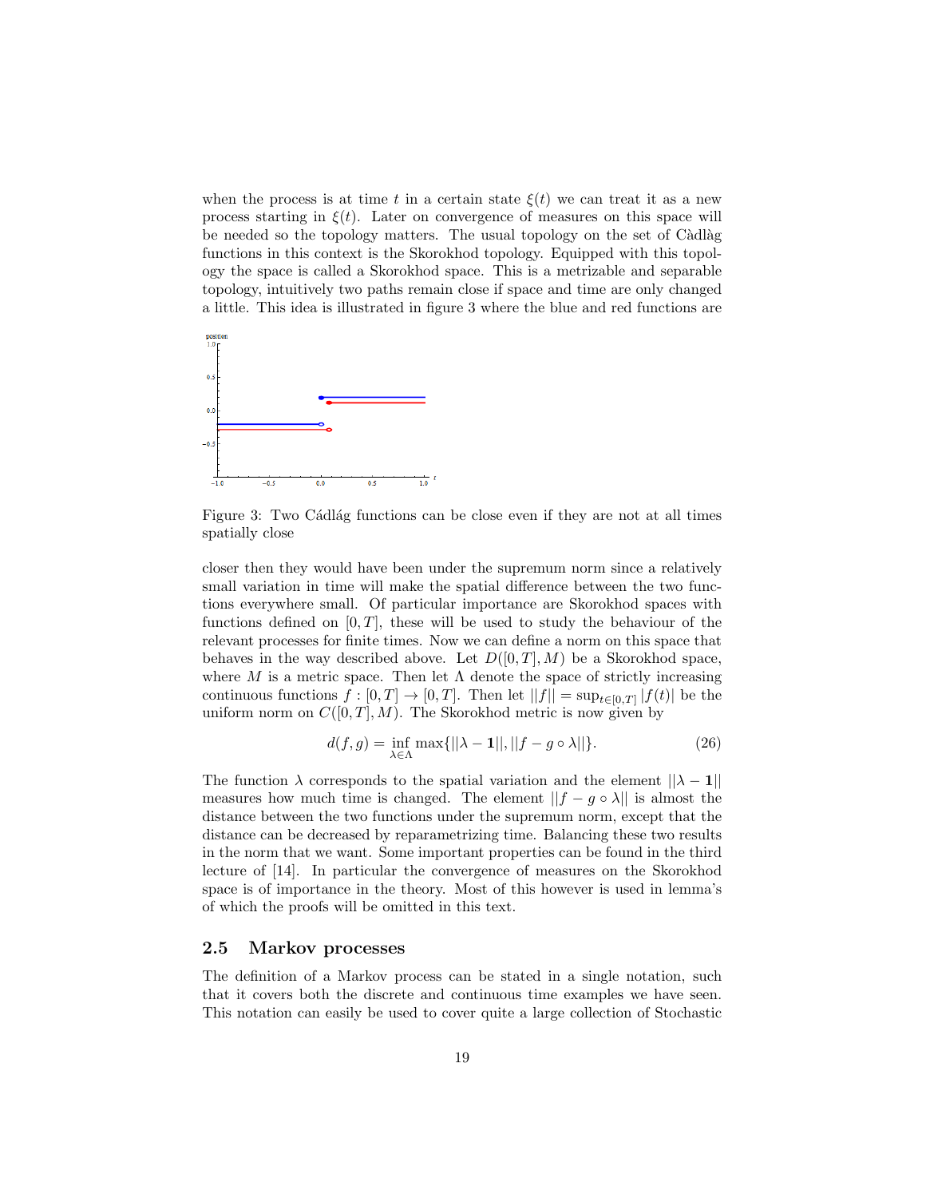when the process is at time $t$ in a certain state $\xi(t)$ we can treat it as a new process starting in $\xi(t)$. Later on convergence of measures on this space will be needed so the topology matters. The usual topology on the set of Càdlàg functions in this context is the Skorokhod topology. Equipped with this topology the space is called a Skorokhod space. This is a metrizable and separable topology, intuitively two paths remain close if space and time are only changed a little. This idea is illustrated in figure 3 where the blue and red functions are

Figure 3: Two Cádlág functions can be close even if they are not at all times spatially close

closer then they would have been under the supremum norm since a relatively small variation in time will make the spatial difference between the two functions everywhere small. Of particular importance are Skorokhod spaces with functions defined on $[0, T]$, these will be used to study the behaviour of the relevant processes for finite times. Now we can define a norm on this space that behaves in the way described above. Let $D([0, T], M)$ be a Skorokhod space, where $M$ is a metric space. Then let $\Lambda$ denote the space of strictly increasing continuous functions $f : [0, T] \to [0, T]$. Then let $||f|| = \sup_{t\in[0,T]} |f(t)|$ be the uniform norm on $C([0, T], M)$. The Skorokhod metric is now given by

$$d(f, g) = \inf_{\lambda\in\Lambda} \max\{||\lambda - \mathbf{1}||, ||f - g \circ \lambda||\}. \tag{26}$$

The function $\lambda$ corresponds to the spatial variation and the element $||\lambda - \mathbf{1}||$ measures how much time is changed. The element $||f - g \circ \lambda||$ is almost the distance between the two functions under the supremum norm, except that the distance can be decreased by reparametrizing time. Balancing these two results in the norm that we want. Some important properties can be found in the third lecture of [14]. In particular the convergence of measures on the Skorokhod space is of importance in the theory. Most of this however is used in lemma's of which the proofs will be omitted in this text.

## 2.5 Markov processes

The definition of a Markov process can be stated in a single notation, such that it covers both the discrete and continuous time examples we have seen. This notation can easily be used to cover quite a large collection of Stochastic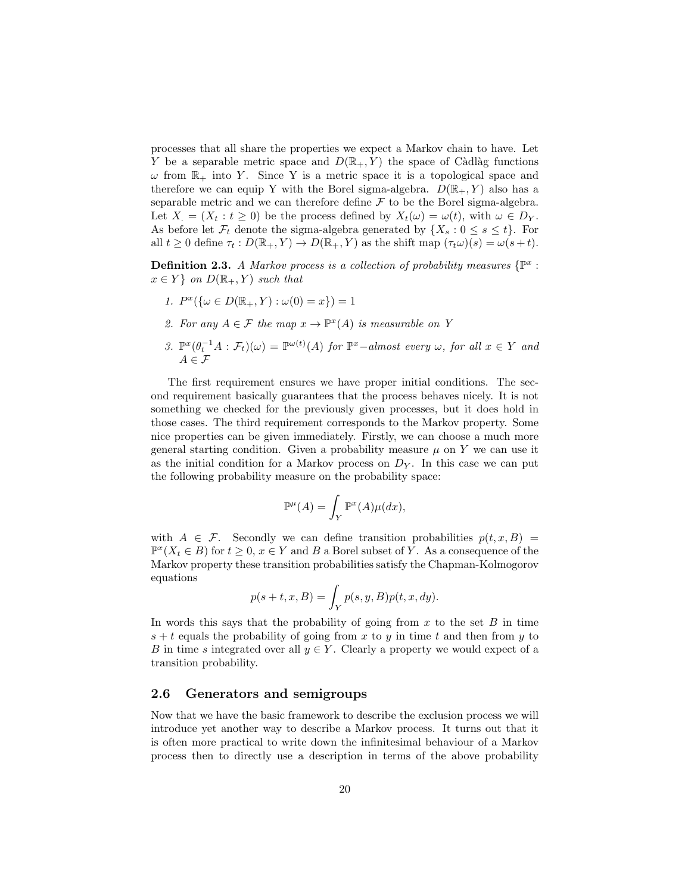processes that all share the properties we expect a Markov chain to have. Let $Y$ be a separable metric space and $D(\mathbb{R}_+, Y)$ the space of Càdlàg functions $\omega$ from $\mathbb{R}_+$ into $Y$. Since Y is a metric space it is a topological space and therefore we can equip Y with the Borel sigma-algebra. $D(\mathbb{R}_+, Y)$ also has a separable metric and we can therefore define $\mathcal{F}$ to be the Borel sigma-algebra. Let $X_. = (X_t : t \geq 0)$ be the process defined by $X_t(\omega) = \omega(t)$, with $\omega \in D_Y$. As before let $\mathcal{F}_t$ denote the sigma-algebra generated by $\{X_s : 0 \leq s \leq t\}$. For all $t \geq 0$ define $\tau_t : D(\mathbb{R}_+, Y) \to D(\mathbb{R}_+, Y)$ as the shift map $(\tau_t \omega)(s) = \omega(s+t)$.

**Definition 2.3.** *A Markov process is a collection of probability measures $\{\mathbb{P}^x : x \in Y\}$ on $D(\mathbb{R}_+, Y)$ such that*

1. $P^x(\{\omega \in D(\mathbb{R}_+, Y) : \omega(0) = x\}) = 1$
2. *For any $A \in \mathcal{F}$ the map $x \to \mathbb{P}^x(A)$ is measurable on $Y$*
3. $\mathbb{P}^x(\theta_t^{-1} A : \mathcal{F}_t)(\omega) = \mathbb{P}^{\omega(t)}(A)$ *for $\mathbb{P}^x-$almost every $\omega$, for all $x \in Y$ and $A \in \mathcal{F}$*

The first requirement ensures we have proper initial conditions. The second requirement basically guarantees that the process behaves nicely. It is not something we checked for the previously given processes, but it does hold in those cases. The third requirement corresponds to the Markov property. Some nice properties can be given immediately. Firstly, we can choose a much more general starting condition. Given a probability measure $\mu$ on $Y$ we can use it as the initial condition for a Markov process on $D_Y$. In this case we can put the following probability measure on the probability space:

$$\mathbb{P}^\mu(A) = \int_Y \mathbb{P}^x(A)\mu(dx),$$

with $A \in \mathcal{F}$. Secondly we can define transition probabilities $p(t, x, B) = \mathbb{P}^x(X_t \in B)$ for $t \geq 0$, $x \in Y$ and $B$ a Borel subset of $Y$. As a consequence of the Markov property these transition probabilities satisfy the Chapman-Kolmogorov equations

$$p(s+t, x, B) = \int_Y p(s, y, B)p(t, x, dy).$$

In words this says that the probability of going from $x$ to the set $B$ in time $s+t$ equals the probability of going from $x$ to $y$ in time $t$ and then from $y$ to $B$ in time $s$ integrated over all $y \in Y$. Clearly a property we would expect of a transition probability.

## 2.6 Generators and semigroups

Now that we have the basic framework to describe the exclusion process we will introduce yet another way to describe a Markov process. It turns out that it is often more practical to write down the infinitesimal behaviour of a Markov process then to directly use a description in terms of the above probability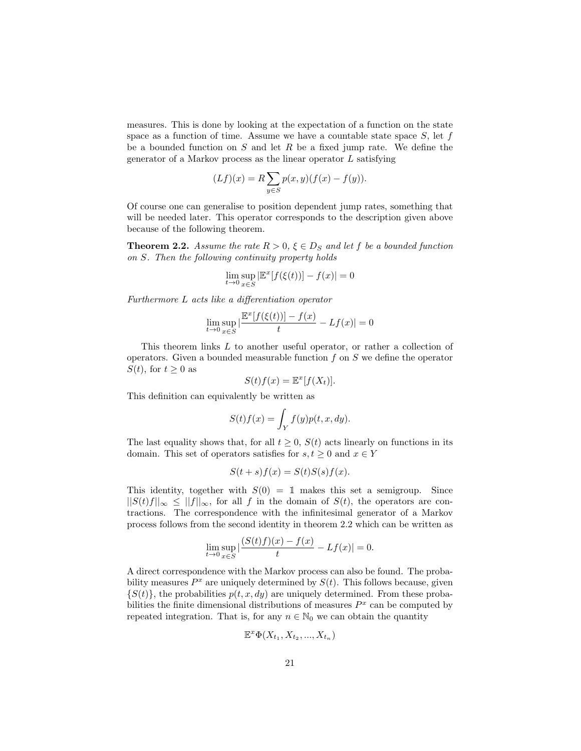measures. This is done by looking at the expectation of a function on the state space as a function of time. Assume we have a countable state space $S$, let $f$ be a bounded function on $S$ and let $R$ be a fixed jump rate. We define the generator of a Markov process as the linear operator $L$ satisfying

$$(Lf)(x) = R \sum_{y \in S} p(x,y)(f(x) - f(y)).$$

Of course one can generalise to position dependent jump rates, something that will be needed later. This operator corresponds to the description given above because of the following theorem.

**Theorem 2.2.** *Assume the rate $R > 0$, $\xi \in D_S$ and let $f$ be a bounded function on $S$. Then the following continuity property holds*

$$\lim_{t \to 0} \sup_{x \in S} |\mathbb{E}^x[f(\xi(t))] - f(x)| = 0$$

*Furthermore $L$ acts like a differentiation operator*

$$\lim_{t \to 0} \sup_{x \in S} |\frac{\mathbb{E}^x[f(\xi(t))] - f(x)}{t} - Lf(x)| = 0$$

This theorem links $L$ to another useful operator, or rather a collection of operators. Given a bounded measurable function $f$ on $S$ we define the operator $S(t)$, for $t \geq 0$ as

$$S(t)f(x) = \mathbb{E}^x[f(X_t)].$$

This definition can equivalently be written as

$$S(t)f(x) = \int_Y f(y)p(t,x,dy).$$

The last equality shows that, for all $t \geq 0$, $S(t)$ acts linearly on functions in its domain. This set of operators satisfies for $s, t \geq 0$ and $x \in Y$

$$S(t+s)f(x) = S(t)S(s)f(x).$$

This identity, together with $S(0) = \mathbb{1}$ makes this set a semigroup. Since $||S(t)f||_\infty \leq ||f||_\infty$, for all $f$ in the domain of $S(t)$, the operators are contractions. The correspondence with the infinitesimal generator of a Markov process follows from the second identity in theorem 2.2 which can be written as

$$\lim_{t \to 0} \sup_{x \in S} |\frac{(S(t)f)(x) - f(x)}{t} - Lf(x)| = 0.$$

A direct correspondence with the Markov process can also be found. The probability measures $P^x$ are uniquely determined by $S(t)$. This follows because, given $\{S(t)\}$, the probabilities $p(t,x,dy)$ are uniquely determined. From these probabilities the finite dimensional distributions of measures $P^x$ can be computed by repeated integration. That is, for any $n \in \mathbb{N}_0$ we can obtain the quantity

$$\mathbb{E}^x \Phi(X_{t_1}, X_{t_2}, ..., X_{t_n})$$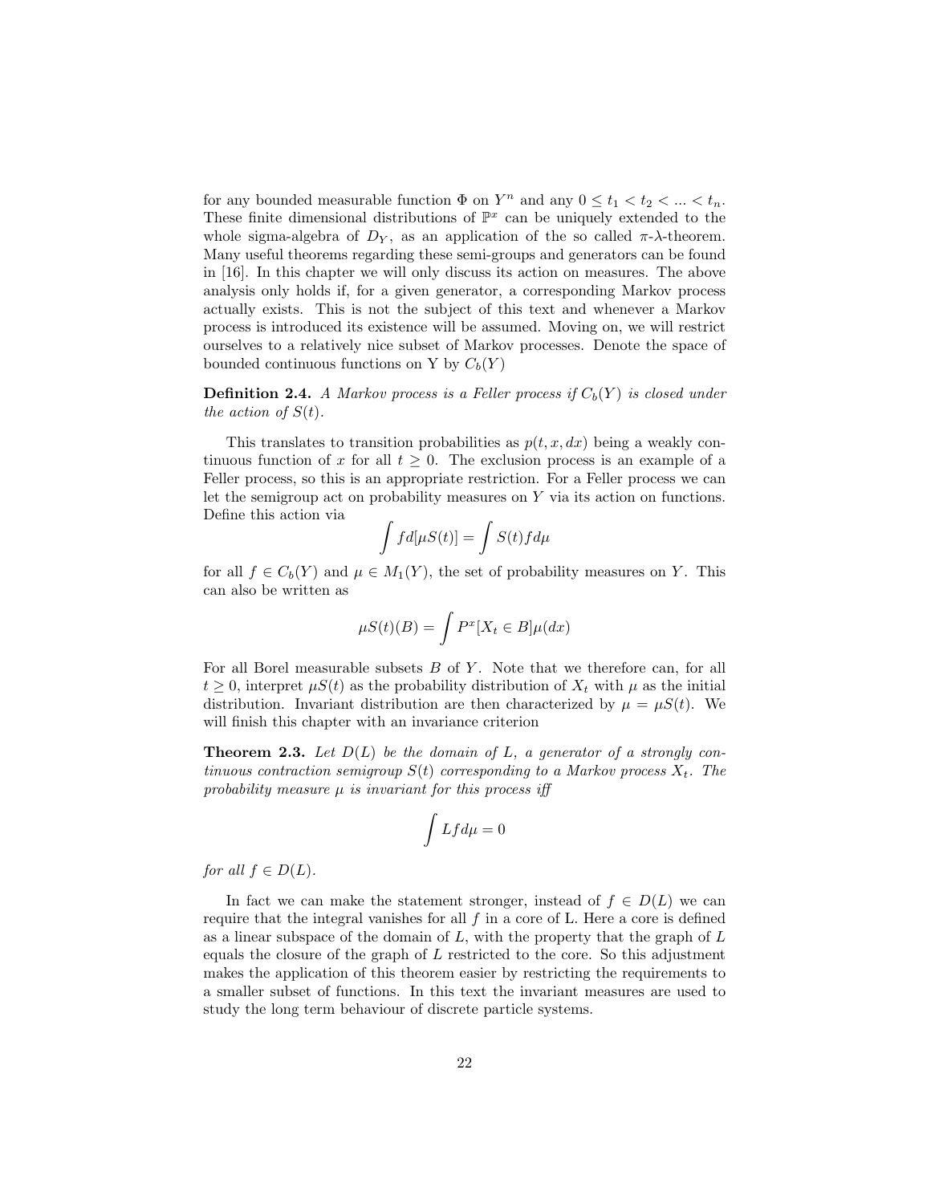for any bounded measurable function $\Phi$ on $Y^n$ and any $0 \leq t_1 < t_2 < ... < t_n$. These finite dimensional distributions of $\mathbb{P}^x$ can be uniquely extended to the whole sigma-algebra of $D_Y$, as an application of the so called $\pi$-$\lambda$-theorem. Many useful theorems regarding these semi-groups and generators can be found in [16]. In this chapter we will only discuss its action on measures. The above analysis only holds if, for a given generator, a corresponding Markov process actually exists. This is not the subject of this text and whenever a Markov process is introduced its existence will be assumed. Moving on, we will restrict ourselves to a relatively nice subset of Markov processes. Denote the space of bounded continuous functions on Y by $C_b(Y)$

**Definition 2.4.** *A Markov process is a Feller process if $C_b(Y)$ is closed under the action of $S(t)$.*

This translates to transition probabilities as $p(t, x, dx)$ being a weakly continuous function of $x$ for all $t \geq 0$. The exclusion process is an example of a Feller process, so this is an appropriate restriction. For a Feller process we can let the semigroup act on probability measures on $Y$ via its action on functions. Define this action via

$$\int f d[\mu S(t)] = \int S(t) f d\mu$$

for all $f \in C_b(Y)$ and $\mu \in M_1(Y)$, the set of probability measures on $Y$. This can also be written as

$$\mu S(t)(B) = \int P^x[X_t \in B]\mu(dx)$$

For all Borel measurable subsets $B$ of $Y$. Note that we therefore can, for all $t \geq 0$, interpret $\mu S(t)$ as the probability distribution of $X_t$ with $\mu$ as the initial distribution. Invariant distribution are then characterized by $\mu = \mu S(t)$. We will finish this chapter with an invariance criterion

**Theorem 2.3.** *Let $D(L)$ be the domain of $L$, a generator of a strongly continuous contraction semigroup $S(t)$ corresponding to a Markov process $X_t$. The probability measure $\mu$ is invariant for this process iff*

$$\int L f d\mu = 0$$

*for all $f \in D(L)$.*

In fact we can make the statement stronger, instead of $f \in D(L)$ we can require that the integral vanishes for all $f$ in a core of L. Here a core is defined as a linear subspace of the domain of $L$, with the property that the graph of $L$ equals the closure of the graph of $L$ restricted to the core. So this adjustment makes the application of this theorem easier by restricting the requirements to a smaller subset of functions. In this text the invariant measures are used to study the long term behaviour of discrete particle systems.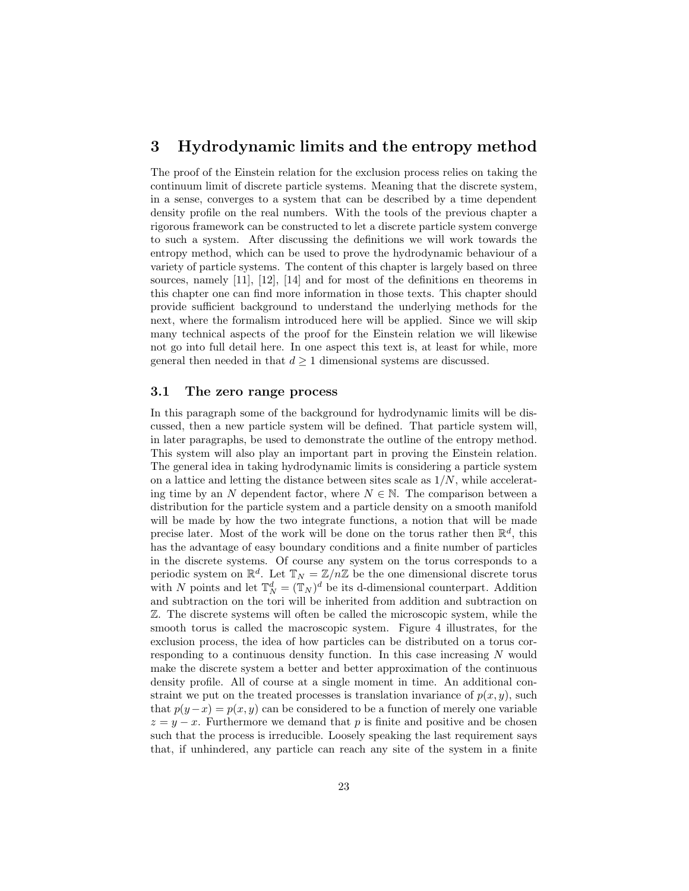# 3 Hydrodynamic limits and the entropy method

The proof of the Einstein relation for the exclusion process relies on taking the continuum limit of discrete particle systems. Meaning that the discrete system, in a sense, converges to a system that can be described by a time dependent density profile on the real numbers. With the tools of the previous chapter a rigorous framework can be constructed to let a discrete particle system converge to such a system. After discussing the definitions we will work towards the entropy method, which can be used to prove the hydrodynamic behaviour of a variety of particle systems. The content of this chapter is largely based on three sources, namely [11], [12], [14] and for most of the definitions en theorems in this chapter one can find more information in those texts. This chapter should provide sufficient background to understand the underlying methods for the next, where the formalism introduced here will be applied. Since we will skip many technical aspects of the proof for the Einstein relation we will likewise not go into full detail here. In one aspect this text is, at least for while, more general then needed in that $d \geq 1$ dimensional systems are discussed.

## 3.1 The zero range process

In this paragraph some of the background for hydrodynamic limits will be discussed, then a new particle system will be defined. That particle system will, in later paragraphs, be used to demonstrate the outline of the entropy method. This system will also play an important part in proving the Einstein relation. The general idea in taking hydrodynamic limits is considering a particle system on a lattice and letting the distance between sites scale as $1/N$, while accelerating time by an $N$ dependent factor, where $N \in \mathbb{N}$. The comparison between a distribution for the particle system and a particle density on a smooth manifold will be made by how the two integrate functions, a notion that will be made precise later. Most of the work will be done on the torus rather then $\mathbb{R}^d$, this has the advantage of easy boundary conditions and a finite number of particles in the discrete systems. Of course any system on the torus corresponds to a periodic system on $\mathbb{R}^d$. Let $\mathbb{T}_N = \mathbb{Z}/n\mathbb{Z}$ be the one dimensional discrete torus with $N$ points and let $\mathbb{T}_N^d = (\mathbb{T}_N)^d$ be its d-dimensional counterpart. Addition and subtraction on the tori will be inherited from addition and subtraction on $\mathbb{Z}$. The discrete systems will often be called the microscopic system, while the smooth torus is called the macroscopic system. Figure 4 illustrates, for the exclusion process, the idea of how particles can be distributed on a torus corresponding to a continuous density function. In this case increasing $N$ would make the discrete system a better and better approximation of the continuous density profile. All of course at a single moment in time. An additional constraint we put on the treated processes is translation invariance of $p(x, y)$, such that $p(y-x) = p(x, y)$ can be considered to be a function of merely one variable $z = y - x$. Furthermore we demand that $p$ is finite and positive and be chosen such that the process is irreducible. Loosely speaking the last requirement says that, if unhindered, any particle can reach any site of the system in a finite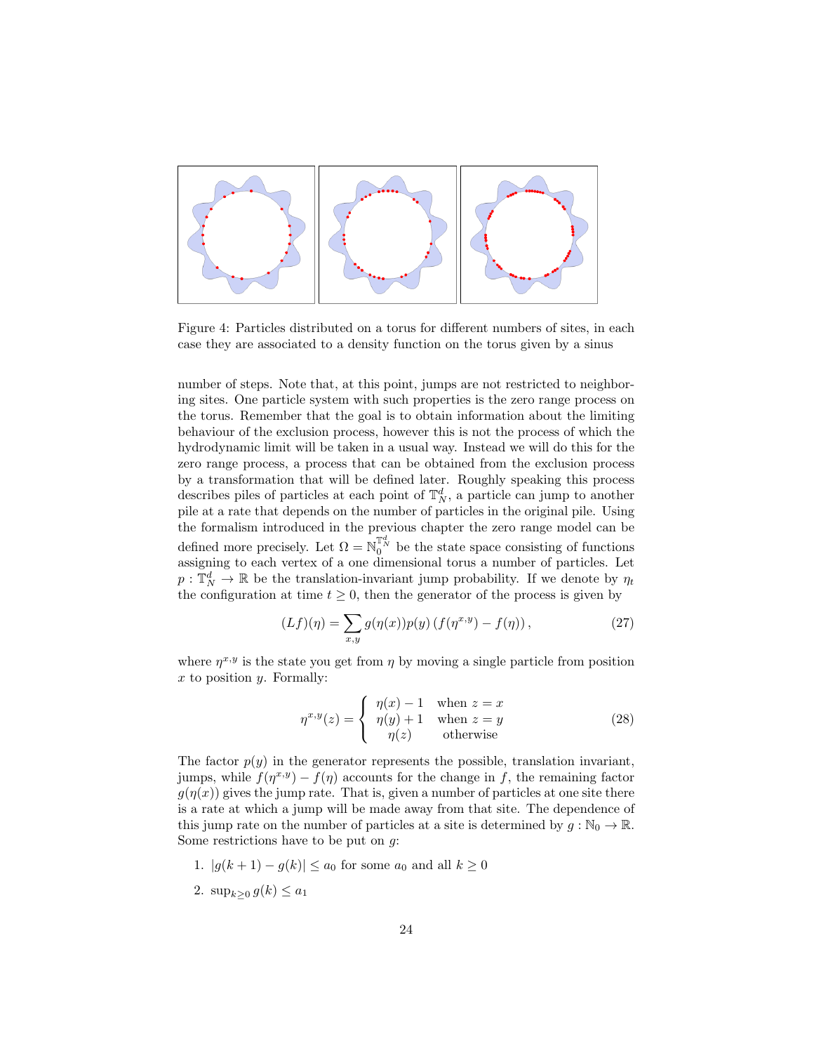Figure 4: Particles distributed on a torus for different numbers of sites, in each case they are associated to a density function on the torus given by a sinus

number of steps. Note that, at this point, jumps are not restricted to neighboring sites. One particle system with such properties is the zero range process on the torus. Remember that the goal is to obtain information about the limiting behaviour of the exclusion process, however this is not the process of which the hydrodynamic limit will be taken in a usual way. Instead we will do this for the zero range process, a process that can be obtained from the exclusion process by a transformation that will be defined later. Roughly speaking this process describes piles of particles at each point of $\mathbb{T}_N^d$, a particle can jump to another pile at a rate that depends on the number of particles in the original pile. Using the formalism introduced in the previous chapter the zero range model can be defined more precisely. Let $\Omega = \mathbb{N}_0^{\mathbb{T}_N^d}$ be the state space consisting of functions assigning to each vertex of a one dimensional torus a number of particles. Let $p : \mathbb{T}_N^d \to \mathbb{R}$ be the translation-invariant jump probability. If we denote by $\eta_t$ the configuration at time $t \geq 0$, then the generator of the process is given by

$$(Lf)(\eta) = \sum_{x,y} g(\eta(x))p(y)\left(f(\eta^{x,y}) - f(\eta)\right), \tag{27}$$

where $\eta^{x,y}$ is the state you get from $\eta$ by moving a single particle from position $x$ to position $y$. Formally:

$$\eta^{x,y}(z) = \begin{cases} \eta(x) - 1 & \text{when } z = x \\ \eta(y) + 1 & \text{when } z = y \\ \eta(z) & \text{otherwise} \end{cases} \tag{28}$$

The factor $p(y)$ in the generator represents the possible, translation invariant, jumps, while $f(\eta^{x,y}) - f(\eta)$ accounts for the change in $f$, the remaining factor $g(\eta(x))$ gives the jump rate. That is, given a number of particles at one site there is a rate at which a jump will be made away from that site. The dependence of this jump rate on the number of particles at a site is determined by $g : \mathbb{N}_0 \to \mathbb{R}$. Some restrictions have to be put on $g$:

1. $|g(k+1) - g(k)| \leq a_0$ for some $a_0$ and all $k \geq 0$
2. $\sup_{k \geq 0} g(k) \leq a_1$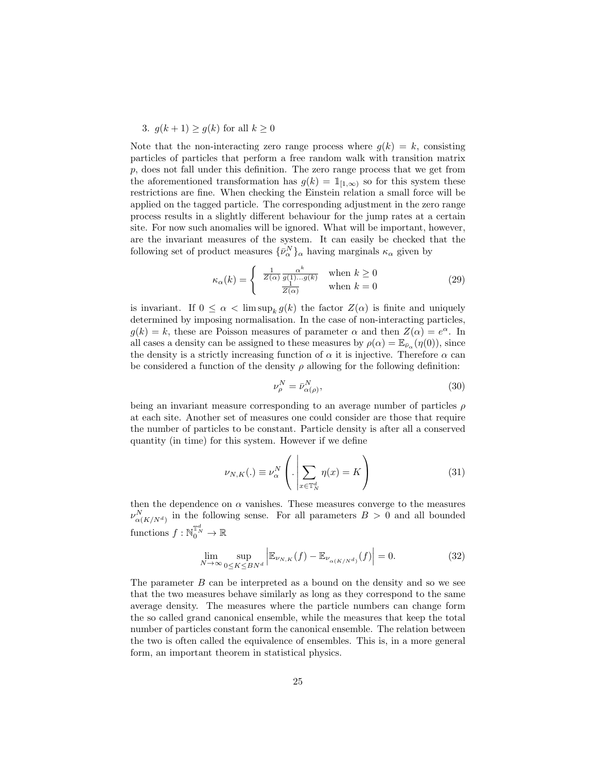3. $g(k+1) \geq g(k)$ for all $k \geq 0$

Note that the non-interacting zero range process where $g(k) = k$, consisting particles of particles that perform a free random walk with transition matrix $p$, does not fall under this definition. The zero range process that we get from the aforementioned transformation has $g(k) = \mathbb{1}_{[1,\infty)}$ so for this system these restrictions are fine. When checking the Einstein relation a small force will be applied on the tagged particle. The corresponding adjustment in the zero range process results in a slightly different behaviour for the jump rates at a certain site. For now such anomalies will be ignored. What will be important, however, are the invariant measures of the system. It can easily be checked that the following set of product measures $\{\bar{\nu}_\alpha^N\}_\alpha$ having marginals $\kappa_\alpha$ given by

$$\kappa_\alpha(k) = \begin{cases} \frac{1}{Z(\alpha)} \frac{\alpha^k}{g(1)\ldots g(k)} & \text{when } k \geq 0 \\ \frac{1}{Z(\alpha)} & \text{when } k = 0 \end{cases} \tag{29}$$

is invariant. If $0 \leq \alpha < \limsup_k g(k)$ the factor $Z(\alpha)$ is finite and uniquely determined by imposing normalisation. In the case of non-interacting particles, $g(k) = k$, these are Poisson measures of parameter $\alpha$ and then $Z(\alpha) = e^\alpha$. In all cases a density can be assigned to these measures by $\rho(\alpha) = \mathbb{E}_{\bar{\nu}_\alpha}(\eta(0))$, since the density is a strictly increasing function of $\alpha$ it is injective. Therefore $\alpha$ can be considered a function of the density $\rho$ allowing for the following definition:

$$\nu_\rho^N = \bar{\nu}_{\alpha(\rho)}^N, \tag{30}$$

being an invariant measure corresponding to an average number of particles $\rho$ at each site. Another set of measures one could consider are those that require the number of particles to be constant. Particle density is after all a conserved quantity (in time) for this system. However if we define

$$\nu_{N,K}(.) \equiv \nu_\alpha^N \left( . \middle| \sum_{x \in \mathbb{T}_N^d} \eta(x) = K \right) \tag{31}$$

then the dependence on $\alpha$ vanishes. These measures converge to the measures $\nu_{\alpha(K/N^d)}^N$ in the following sense. For all parameters $B > 0$ and all bounded functions $f : \mathbb{N}_0^{\mathbb{T}_N^d} \to \mathbb{R}$

$$\lim_{N \to \infty} \sup_{0 \leq K \leq BN^d} \left| \mathbb{E}_{\nu_{N,K}}(f) - \mathbb{E}_{\nu_{\alpha(K/N^d)}}(f) \right| = 0. \tag{32}$$

The parameter $B$ can be interpreted as a bound on the density and so we see that the two measures behave similarly as long as they correspond to the same average density. The measures where the particle numbers can change form the so called grand canonical ensemble, while the measures that keep the total number of particles constant form the canonical ensemble. The relation between the two is often called the equivalence of ensembles. This is, in a more general form, an important theorem in statistical physics.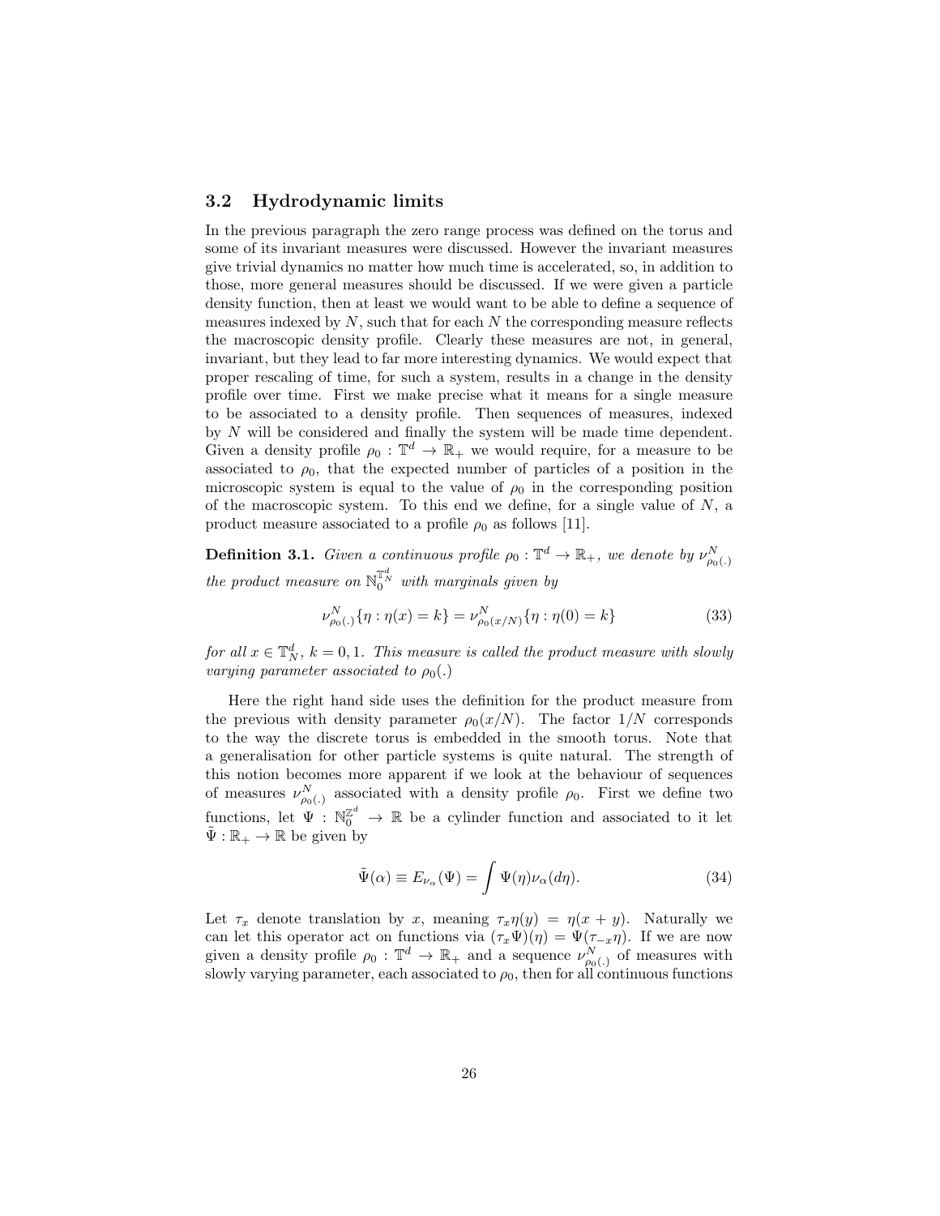### 3.2 Hydrodynamic limits

In the previous paragraph the zero range process was defined on the torus and some of its invariant measures were discussed. However the invariant measures give trivial dynamics no matter how much time is accelerated, so, in addition to those, more general measures should be discussed. If we were given a particle density function, then at least we would want to be able to define a sequence of measures indexed by $N$, such that for each $N$ the corresponding measure reflects the macroscopic density profile. Clearly these measures are not, in general, invariant, but they lead to far more interesting dynamics. We would expect that proper rescaling of time, for such a system, results in a change in the density profile over time. First we make precise what it means for a single measure to be associated to a density profile. Then sequences of measures, indexed by $N$ will be considered and finally the system will be made time dependent. Given a density profile $\rho_0 : \mathbb{T}^d \to \mathbb{R}_+$ we would require, for a measure to be associated to $\rho_0$, that the expected number of particles of a position in the microscopic system is equal to the value of $\rho_0$ in the corresponding position of the macroscopic system. To this end we define, for a single value of $N$, a product measure associated to a profile $\rho_0$ as follows [11].

**Definition 3.1.** *Given a continuous profile $\rho_0 : \mathbb{T}^d \to \mathbb{R}_+$, we denote by $\nu^N_{\rho_0(.)}$ the product measure on $\mathbb{N}_0^{\mathbb{T}^d_N}$ with marginals given by*

$$\nu^N_{\rho_0(.)}\{\eta : \eta(x) = k\} = \nu^N_{\rho_0(x/N)}\{\eta : \eta(0) = k\} \tag{33}$$

*for all $x \in \mathbb{T}^d_N$, $k = 0, 1$. This measure is called the product measure with slowly varying parameter associated to $\rho_0(.)$*

Here the right hand side uses the definition for the product measure from the previous with density parameter $\rho_0(x/N)$. The factor $1/N$ corresponds to the way the discrete torus is embedded in the smooth torus. Note that a generalisation for other particle systems is quite natural. The strength of this notion becomes more apparent if we look at the behaviour of sequences of measures $\nu^N_{\rho_0(.)}$ associated with a density profile $\rho_0$. First we define two functions, let $\Psi : \mathbb{N}_0^{\mathbb{Z}^d} \to \mathbb{R}$ be a cylinder function and associated to it let $\tilde{\Psi} : \mathbb{R}_+ \to \mathbb{R}$ be given by

$$\tilde{\Psi}(\alpha) \equiv E_{\nu_\alpha}(\Psi) = \int \Psi(\eta)\nu_\alpha(d\eta). \tag{34}$$

Let $\tau_x$ denote translation by $x$, meaning $\tau_x\eta(y) = \eta(x + y)$. Naturally we can let this operator act on functions via $(\tau_x\Psi)(\eta) = \Psi(\tau_{-x}\eta)$. If we are now given a density profile $\rho_0 : \mathbb{T}^d \to \mathbb{R}_+$ and a sequence $\nu^N_{\rho_0(.)}$ of measures with slowly varying parameter, each associated to $\rho_0$, then for all continuous functions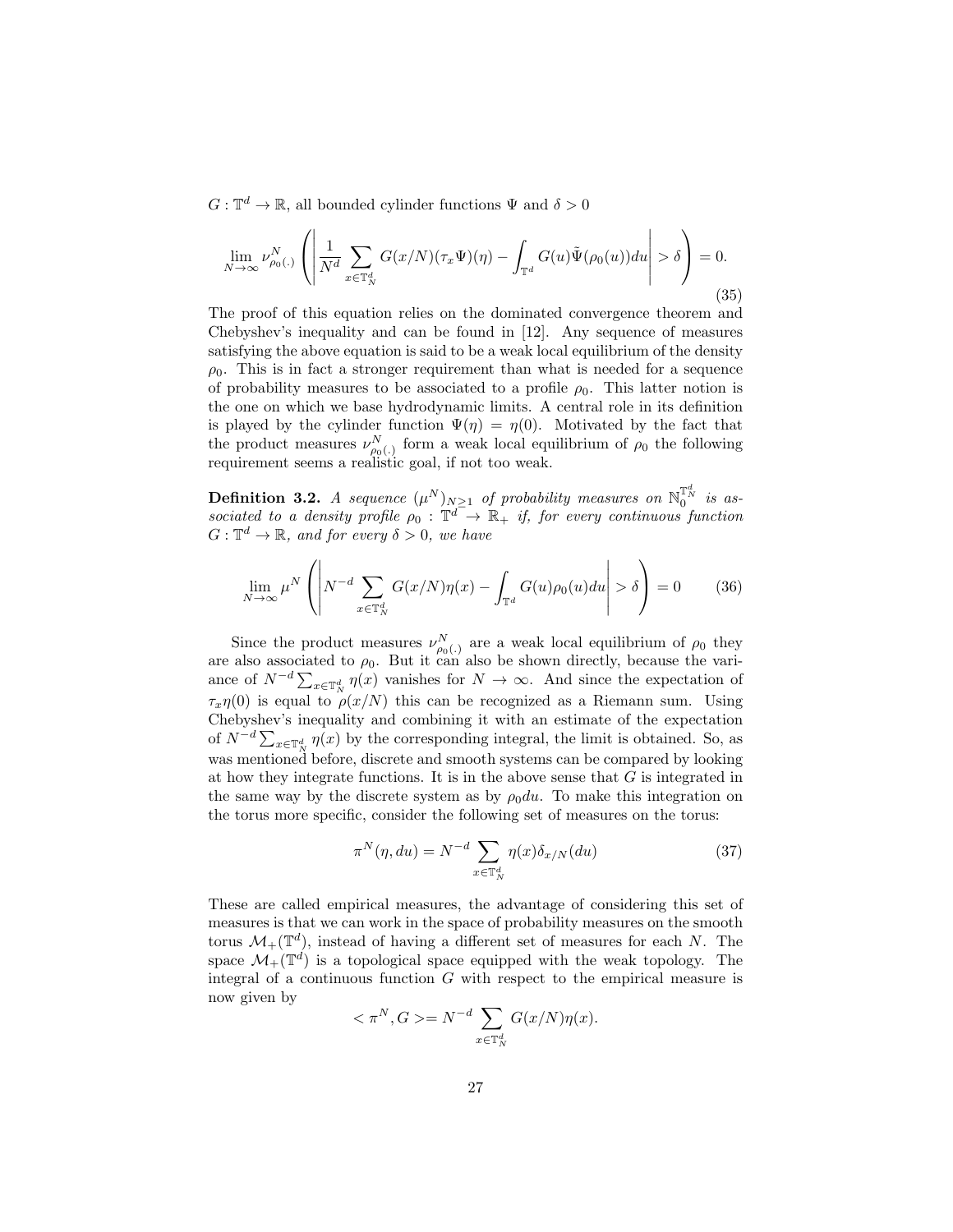$G : \mathbb{T}^d \to \mathbb{R}$, all bounded cylinder functions $\Psi$ and $\delta > 0$

$$\lim_{N\to\infty} \nu^N_{\rho_0(.)} \left( \left| \frac{1}{N^d} \sum_{x\in\mathbb{T}^d_N} G(x/N)(\tau_x\Psi)(\eta) - \int_{\mathbb{T}^d} G(u)\tilde{\Psi}(\rho_0(u))du \right| > \delta \right) = 0. \tag{35}$$

The proof of this equation relies on the dominated convergence theorem and Chebyshev's inequality and can be found in [12]. Any sequence of measures satisfying the above equation is said to be a weak local equilibrium of the density $\rho_0$. This is in fact a stronger requirement than what is needed for a sequence of probability measures to be associated to a profile $\rho_0$. This latter notion is the one on which we base hydrodynamic limits. A central role in its definition is played by the cylinder function $\Psi(\eta) = \eta(0)$. Motivated by the fact that the product measures $\nu^N_{\rho_0(.)}$ form a weak local equilibrium of $\rho_0$ the following requirement seems a realistic goal, if not too weak.

**Definition 3.2.** *A sequence $(\mu^N)_{N\geq 1}$ of probability measures on $\mathbb{N}_0^{\mathbb{T}^d_N}$ is associated to a density profile $\rho_0 : \mathbb{T}^d \to \mathbb{R}_+$ if, for every continuous function $G : \mathbb{T}^d \to \mathbb{R}$, and for every $\delta > 0$, we have*

$$\lim_{N\to\infty} \mu^N \left( \left| N^{-d} \sum_{x\in\mathbb{T}^d_N} G(x/N)\eta(x) - \int_{\mathbb{T}^d} G(u)\rho_0(u)du \right| > \delta \right) = 0 \tag{36}$$

Since the product measures $\nu^N_{\rho_0(.)}$ are a weak local equilibrium of $\rho_0$ they are also associated to $\rho_0$. But it can also be shown directly, because the variance of $N^{-d}\sum_{x\in\mathbb{T}^d_N}\eta(x)$ vanishes for $N\to\infty$. And since the expectation of $\tau_x\eta(0)$ is equal to $\rho(x/N)$ this can be recognized as a Riemann sum. Using Chebyshev's inequality and combining it with an estimate of the expectation of $N^{-d}\sum_{x\in\mathbb{T}^d_N}\eta(x)$ by the corresponding integral, the limit is obtained. So, as was mentioned before, discrete and smooth systems can be compared by looking at how they integrate functions. It is in the above sense that $G$ is integrated in the same way by the discrete system as by $\rho_0 du$. To make this integration on the torus more specific, consider the following set of measures on the torus:

$$\pi^N(\eta, du) = N^{-d} \sum_{x\in\mathbb{T}^d_N} \eta(x)\delta_{x/N}(du) \tag{37}$$

These are called empirical measures, the advantage of considering this set of measures is that we can work in the space of probability measures on the smooth torus $\mathcal{M}_+(\mathbb{T}^d)$, instead of having a different set of measures for each $N$. The space $\mathcal{M}_+(\mathbb{T}^d)$ is a topological space equipped with the weak topology. The integral of a continuous function $G$ with respect to the empirical measure is now given by

$$< \pi^N, G >= N^{-d} \sum_{x\in\mathbb{T}^d_N} G(x/N)\eta(x).$$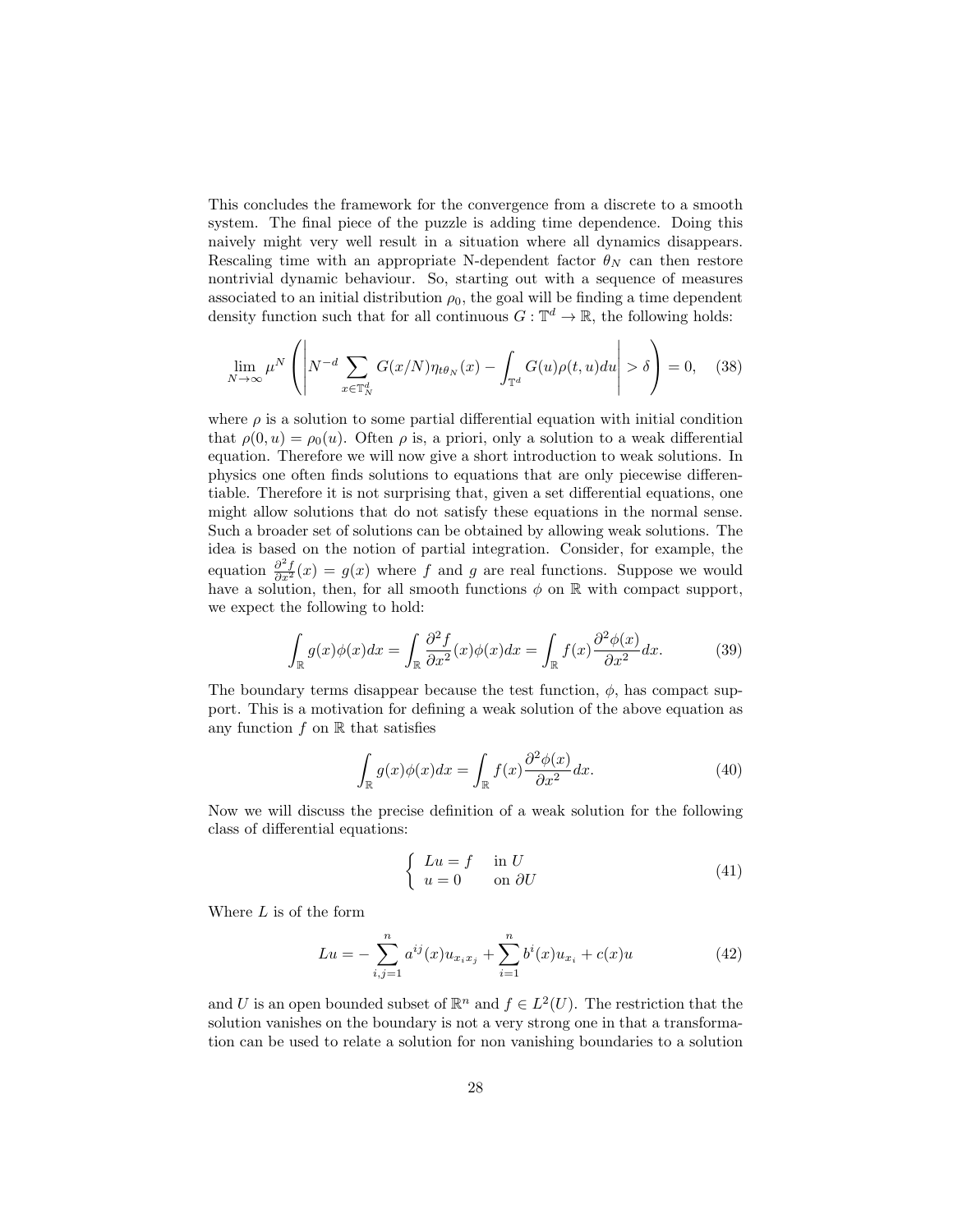This concludes the framework for the convergence from a discrete to a smooth system. The final piece of the puzzle is adding time dependence. Doing this naively might very well result in a situation where all dynamics disappears. Rescaling time with an appropriate N-dependent factor $\theta_N$ can then restore nontrivial dynamic behaviour. So, starting out with a sequence of measures associated to an initial distribution $\rho_0$, the goal will be finding a time dependent density function such that for all continuous $G : \mathbb{T}^d \to \mathbb{R}$, the following holds:

$$\lim_{N\to\infty} \mu^N \left( \left| N^{-d} \sum_{x \in \mathbb{T}_N^d} G(x/N) \eta_{t\theta_N}(x) - \int_{\mathbb{T}^d} G(u)\rho(t,u)du \right| > \delta \right) = 0, \quad (38)$$

where $\rho$ is a solution to some partial differential equation with initial condition that $\rho(0, u) = \rho_0(u)$. Often $\rho$ is, a priori, only a solution to a weak differential equation. Therefore we will now give a short introduction to weak solutions. In physics one often finds solutions to equations that are only piecewise differentiable. Therefore it is not surprising that, given a set differential equations, one might allow solutions that do not satisfy these equations in the normal sense. Such a broader set of solutions can be obtained by allowing weak solutions. The idea is based on the notion of partial integration. Consider, for example, the equation $\frac{\partial^2 f}{\partial x^2}(x) = g(x)$ where $f$ and $g$ are real functions. Suppose we would have a solution, then, for all smooth functions $\phi$ on $\mathbb{R}$ with compact support, we expect the following to hold:

$$\int_{\mathbb{R}} g(x)\phi(x)dx = \int_{\mathbb{R}} \frac{\partial^2 f}{\partial x^2}(x)\phi(x)dx = \int_{\mathbb{R}} f(x)\frac{\partial^2 \phi(x)}{\partial x^2}dx. \quad (39)$$

The boundary terms disappear because the test function, $\phi$, has compact support. This is a motivation for defining a weak solution of the above equation as any function $f$ on $\mathbb{R}$ that satisfies

$$\int_{\mathbb{R}} g(x)\phi(x)dx = \int_{\mathbb{R}} f(x)\frac{\partial^2 \phi(x)}{\partial x^2}dx. \quad (40)$$

Now we will discuss the precise definition of a weak solution for the following class of differential equations:

$$\begin{cases} Lu = f & \text{in } U \\ u = 0 & \text{on } \partial U \end{cases} \quad (41)$$

Where $L$ is of the form

$$Lu = -\sum_{i,j=1}^{n} a^{ij}(x)u_{x_i x_j} + \sum_{i=1}^{n} b^i(x)u_{x_i} + c(x)u \quad (42)$$

and $U$ is an open bounded subset of $\mathbb{R}^n$ and $f \in L^2(U)$. The restriction that the solution vanishes on the boundary is not a very strong one in that a transformation can be used to relate a solution for non vanishing boundaries to a solution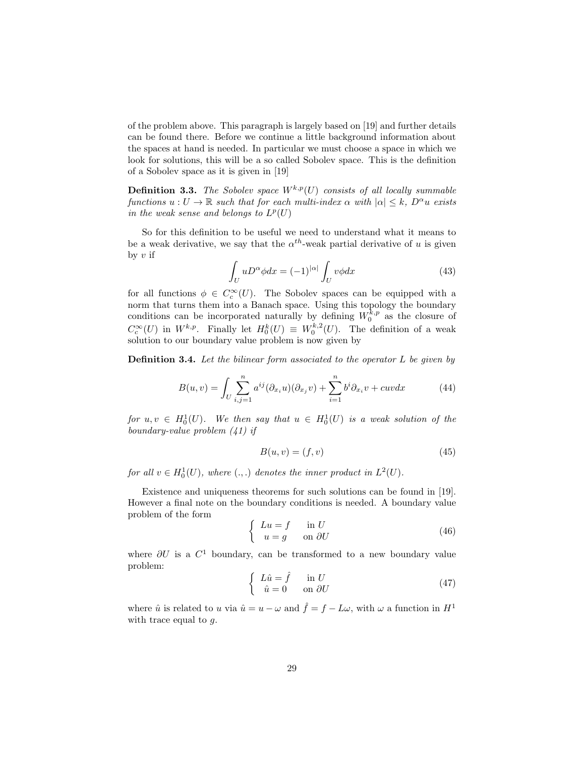of the problem above. This paragraph is largely based on [19] and further details can be found there. Before we continue a little background information about the spaces at hand is needed. In particular we must choose a space in which we look for solutions, this will be a so called Sobolev space. This is the definition of a Sobolev space as it is given in [19]

**Definition 3.3.** *The Sobolev space $W^{k,p}(U)$ consists of all locally summable functions $u : U \to \mathbb{R}$ such that for each multi-index $\alpha$ with $|\alpha| \leq k$, $D^\alpha u$ exists in the weak sense and belongs to $L^p(U)$*

So for this definition to be useful we need to understand what it means to be a weak derivative, we say that the $\alpha^{th}$-weak partial derivative of $u$ is given by $v$ if

$$\int_U u D^\alpha \phi dx = (-1)^{|\alpha|} \int_U v \phi dx \tag{43}$$

for all functions $\phi \in C_c^\infty(U)$. The Sobolev spaces can be equipped with a norm that turns them into a Banach space. Using this topology the boundary conditions can be incorporated naturally by defining $W_0^{k,p}$ as the closure of $C_c^\infty(U)$ in $W^{k,p}$. Finally let $H_0^k(U) \equiv W_0^{k,2}(U)$. The definition of a weak solution to our boundary value problem is now given by

**Definition 3.4.** *Let the bilinear form associated to the operator $L$ be given by*

$$B(u,v) = \int_U \sum_{i,j=1}^{n} a^{ij}(\partial_{x_i} u)(\partial_{x_j} v) + \sum_{i=1}^{n} b^i \partial_{x_i} v + cuv dx \tag{44}$$

*for $u, v \in H_0^1(U)$. We then say that $u \in H_0^1(U)$ is a weak solution of the boundary-value problem (41) if*

$$B(u,v) = (f,v) \tag{45}$$

*for all $v \in H_0^1(U)$, where $(.,.)$ denotes the inner product in $L^2(U)$.*

Existence and uniqueness theorems for such solutions can be found in [19]. However a final note on the boundary conditions is needed. A boundary value problem of the form

$$\begin{cases} Lu = f & \text{in } U \\ u = g & \text{on } \partial U \end{cases} \tag{46}$$

where $\partial U$ is a $C^1$ boundary, can be transformed to a new boundary value problem:

$$\begin{cases} L\hat{u} = \hat{f} & \text{in } U \\ \hat{u} = 0 & \text{on } \partial U \end{cases} \tag{47}$$

where $\hat{u}$ is related to $u$ via $\hat{u} = u - \omega$ and $\hat{f} = f - L\omega$, with $\omega$ a function in $H^1$ with trace equal to $g$.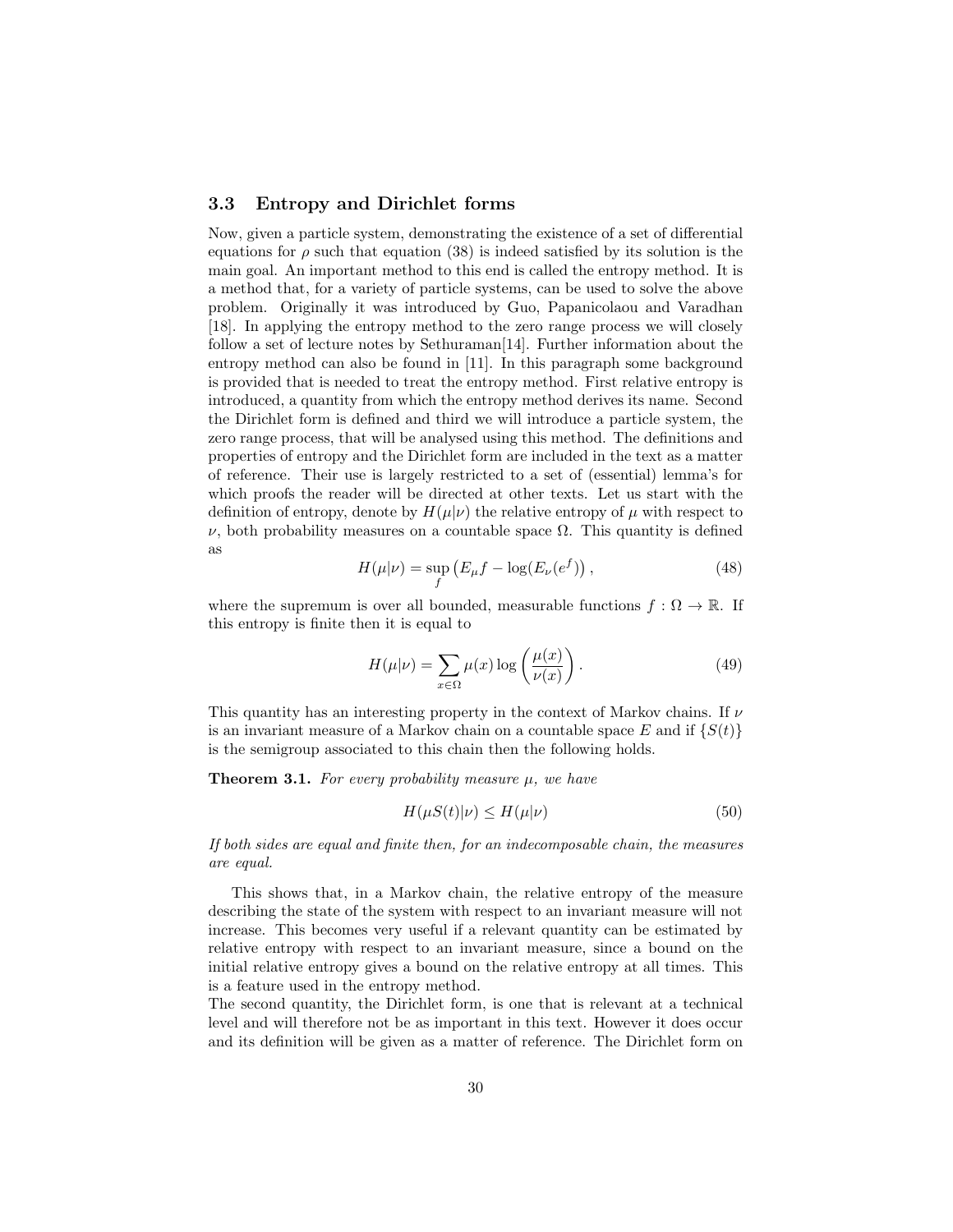### 3.3 Entropy and Dirichlet forms

Now, given a particle system, demonstrating the existence of a set of differential equations for $\rho$ such that equation (38) is indeed satisfied by its solution is the main goal. An important method to this end is called the entropy method. It is a method that, for a variety of particle systems, can be used to solve the above problem. Originally it was introduced by Guo, Papanicolaou and Varadhan [18]. In applying the entropy method to the zero range process we will closely follow a set of lecture notes by Sethuraman[14]. Further information about the entropy method can also be found in [11]. In this paragraph some background is provided that is needed to treat the entropy method. First relative entropy is introduced, a quantity from which the entropy method derives its name. Second the Dirichlet form is defined and third we will introduce a particle system, the zero range process, that will be analysed using this method. The definitions and properties of entropy and the Dirichlet form are included in the text as a matter of reference. Their use is largely restricted to a set of (essential) lemma's for which proofs the reader will be directed at other texts. Let us start with the definition of entropy, denote by $H(\mu|\nu)$ the relative entropy of $\mu$ with respect to $\nu$, both probability measures on a countable space $\Omega$. This quantity is defined as

$$H(\mu|\nu) = \sup_f \left( E_\mu f - \log(E_\nu(e^f)) \right), \tag{48}$$

where the supremum is over all bounded, measurable functions $f : \Omega \to \mathbb{R}$. If this entropy is finite then it is equal to

$$H(\mu|\nu) = \sum_{x \in \Omega} \mu(x) \log \left( \frac{\mu(x)}{\nu(x)} \right). \tag{49}$$

This quantity has an interesting property in the context of Markov chains. If $\nu$ is an invariant measure of a Markov chain on a countable space $E$ and if $\{S(t)\}$ is the semigroup associated to this chain then the following holds.

**Theorem 3.1.** *For every probability measure $\mu$, we have*

$$H(\mu S(t)|\nu) \leq H(\mu|\nu) \tag{50}$$

*If both sides are equal and finite then, for an indecomposable chain, the measures are equal.*

This shows that, in a Markov chain, the relative entropy of the measure describing the state of the system with respect to an invariant measure will not increase. This becomes very useful if a relevant quantity can be estimated by relative entropy with respect to an invariant measure, since a bound on the initial relative entropy gives a bound on the relative entropy at all times. This is a feature used in the entropy method.

The second quantity, the Dirichlet form, is one that is relevant at a technical level and will therefore not be as important in this text. However it does occur and its definition will be given as a matter of reference. The Dirichlet form on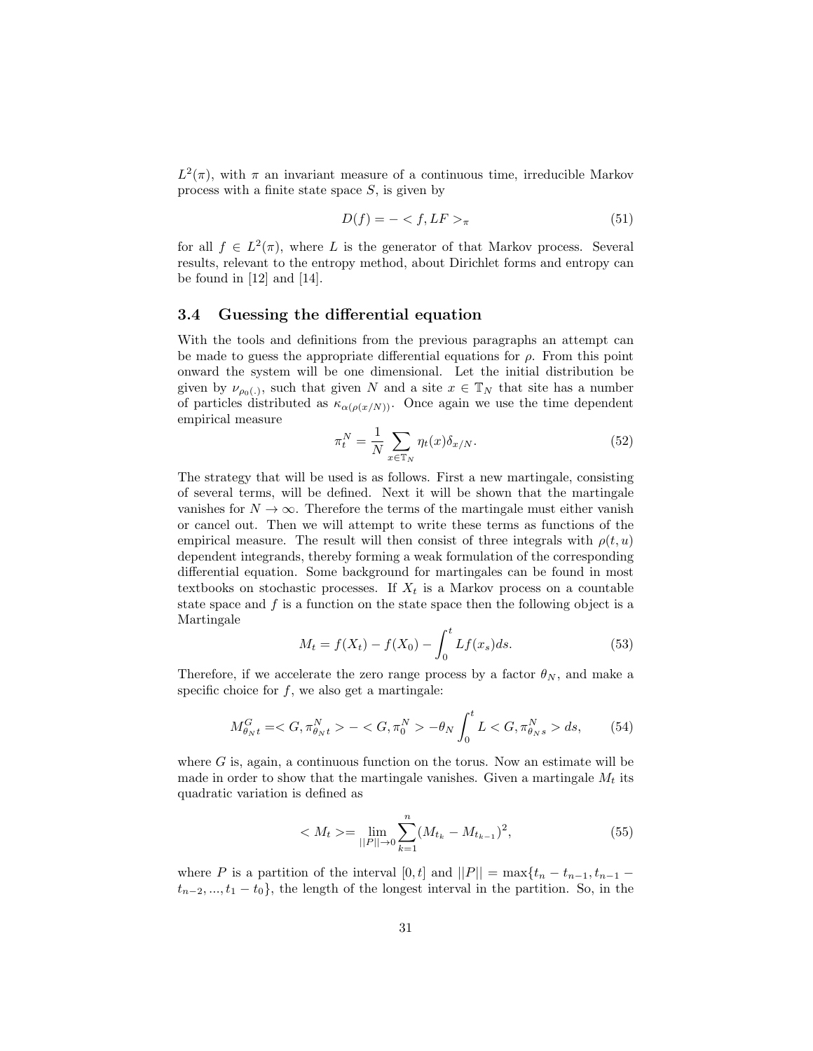$L^2(\pi)$, with $\pi$ an invariant measure of a continuous time, irreducible Markov process with a finite state space $S$, is given by

$$D(f) = - < f, LF >_\pi \tag{51}$$

for all $f \in L^2(\pi)$, where $L$ is the generator of that Markov process. Several results, relevant to the entropy method, about Dirichlet forms and entropy can be found in [12] and [14].

### 3.4 Guessing the differential equation

With the tools and definitions from the previous paragraphs an attempt can be made to guess the appropriate differential equations for $\rho$. From this point onward the system will be one dimensional. Let the initial distribution be given by $\nu_{\rho_0(.)}$, such that given $N$ and a site $x \in \mathbb{T}_N$ that site has a number of particles distributed as $\kappa_{\alpha(\rho(x/N))}$. Once again we use the time dependent empirical measure

$$\pi_t^N = \frac{1}{N} \sum_{x \in \mathbb{T}_N} \eta_t(x) \delta_{x/N}. \tag{52}$$

The strategy that will be used is as follows. First a new martingale, consisting of several terms, will be defined. Next it will be shown that the martingale vanishes for $N \to \infty$. Therefore the terms of the martingale must either vanish or cancel out. Then we will attempt to write these terms as functions of the empirical measure. The result will then consist of three integrals with $\rho(t, u)$ dependent integrands, thereby forming a weak formulation of the corresponding differential equation. Some background for martingales can be found in most textbooks on stochastic processes. If $X_t$ is a Markov process on a countable state space and $f$ is a function on the state space then the following object is a Martingale

$$M_t = f(X_t) - f(X_0) - \int_0^t Lf(x_s) ds. \tag{53}$$

Therefore, if we accelerate the zero range process by a factor $\theta_N$, and make a specific choice for $f$, we also get a martingale:

$$M^G_{\theta_N t} = < G, \pi^N_{\theta_N t} > - < G, \pi^N_0 > - \theta_N \int_0^t L < G, \pi^N_{\theta_N s} > ds, \tag{54}$$

where $G$ is, again, a continuous function on the torus. Now an estimate will be made in order to show that the martingale vanishes. Given a martingale $M_t$ its quadratic variation is defined as

$$< M_t > = \lim_{||P|| \to 0} \sum_{k=1}^{n} (M_{t_k} - M_{t_{k-1}})^2, \tag{55}$$

where $P$ is a partition of the interval $[0, t]$ and $||P|| = \max\{t_n - t_{n-1}, t_{n-1} - t_{n-2}, ..., t_1 - t_0\}$, the length of the longest interval in the partition. So, in the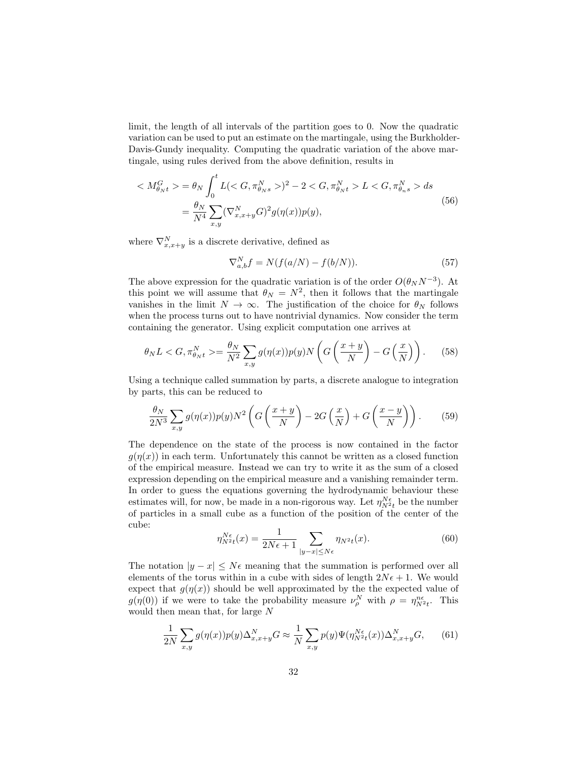limit, the length of all intervals of the partition goes to 0. Now the quadratic variation can be used to put an estimate on the martingale, using the Burkholder-Davis-Gundy inequality. Computing the quadratic variation of the above martingale, using rules derived from the above definition, results in

$$
\begin{aligned}
< M^G_{\theta_N t} > &= \theta_N \int_0^t L(< G, \pi^N_{\theta_N s} >)^2 - 2 < G, \pi^N_{\theta_N t} > L < G, \pi^N_{\theta_n s} > ds \\
&= \frac{\theta_N}{N^4} \sum_{x,y} (\nabla^N_{x,x+y} G)^2 g(\eta(x)) p(y),
\end{aligned}
\tag{56}
$$

where $\nabla^N_{x,x+y}$ is a discrete derivative, defined as

$$
\nabla^N_{a,b} f = N(f(a/N) - f(b/N)). \tag{57}
$$

The above expression for the quadratic variation is of the order $O(\theta_N N^{-3})$. At this point we will assume that $\theta_N = N^2$, then it follows that the martingale vanishes in the limit $N \to \infty$. The justification of the choice for $\theta_N$ follows when the process turns out to have nontrivial dynamics. Now consider the term containing the generator. Using explicit computation one arrives at

$$
\theta_N L < G, \pi^N_{\theta_N t} >= \frac{\theta_N}{N^2} \sum_{x,y} g(\eta(x)) p(y) N \left( G\left(\frac{x+y}{N}\right) - G\left(\frac{x}{N}\right) \right). \tag{58}
$$

Using a technique called summation by parts, a discrete analogue to integration by parts, this can be reduced to

$$
\frac{\theta_N}{2N^3} \sum_{x,y} g(\eta(x)) p(y) N^2 \left( G\left(\frac{x+y}{N}\right) - 2G\left(\frac{x}{N}\right) + G\left(\frac{x-y}{N}\right) \right). \tag{59}
$$

The dependence on the state of the process is now contained in the factor $g(\eta(x))$ in each term. Unfortunately this cannot be written as a closed function of the empirical measure. Instead we can try to write it as the sum of a closed expression depending on the empirical measure and a vanishing remainder term. In order to guess the equations governing the hydrodynamic behaviour these estimates will, for now, be made in a non-rigorous way. Let $\eta^{N\epsilon}_{N^2 t}$ be the number of particles in a small cube as a function of the position of the center of the cube:

$$
\eta^{N\epsilon}_{N^2 t}(x) = \frac{1}{2N\epsilon + 1} \sum_{|y-x| \le N\epsilon} \eta_{N^2 t}(x). \tag{60}
$$

The notation $|y - x| \le N\epsilon$ meaning that the summation is performed over all elements of the torus within in a cube with sides of length $2N\epsilon + 1$. We would expect that $g(\eta(x))$ should be well approximated by the the expected value of $g(\eta(0))$ if we were to take the probability measure $\nu^N_\rho$ with $\rho = \eta^{n\epsilon}_{N^2 t}$. This would then mean that, for large $N$

$$
\frac{1}{2N} \sum_{x,y} g(\eta(x)) p(y) \Delta^N_{x,x+y} G \approx \frac{1}{N} \sum_{x,y} p(y) \Psi(\eta^{N\epsilon}_{N^2 t}(x)) \Delta^N_{x,x+y} G, \tag{61}
$$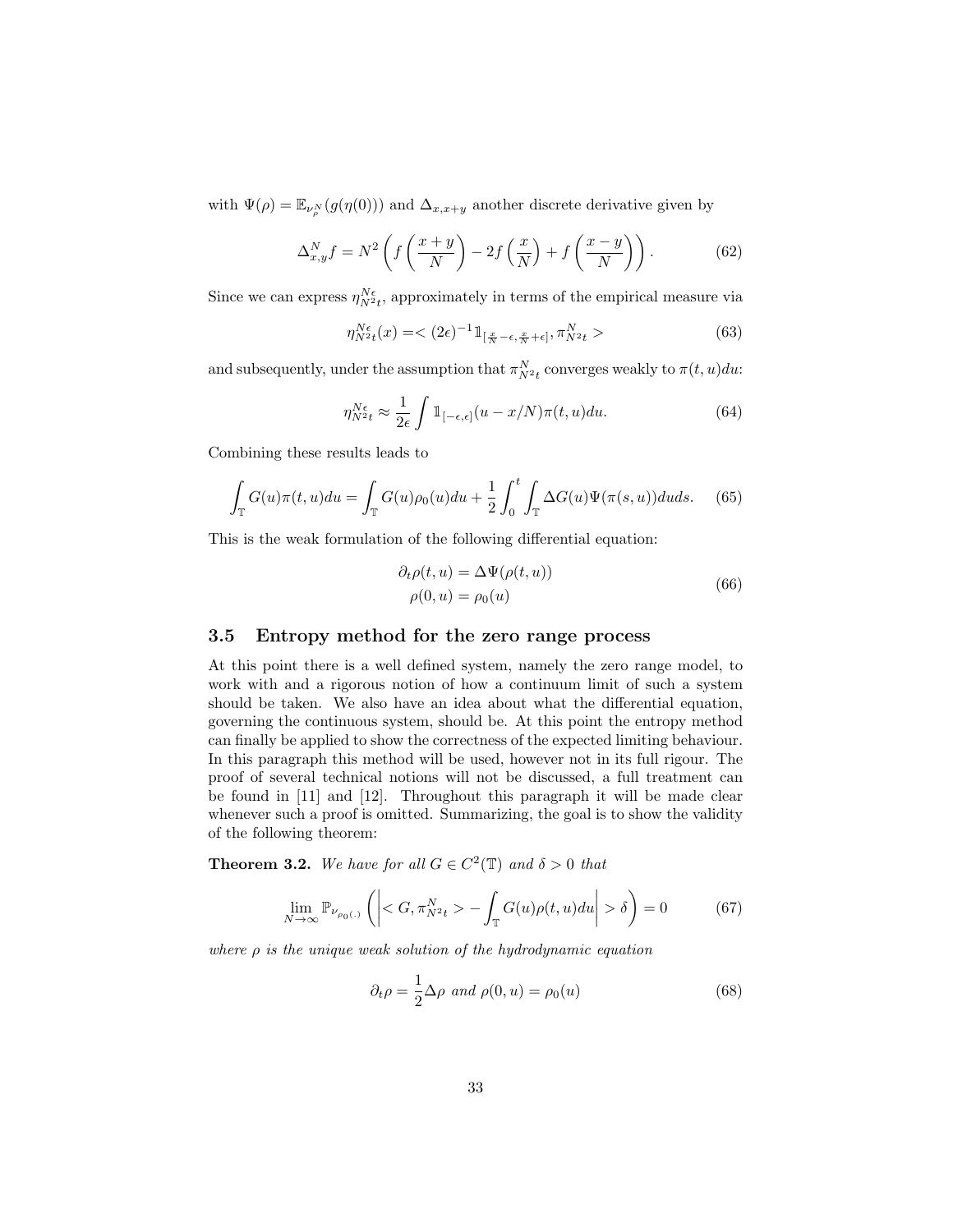with $\Psi(\rho) = \mathbb{E}_{\nu_\rho^N}(g(\eta(0)))$ and $\Delta_{x,x+y}$ another discrete derivative given by

$$\Delta_{x,y}^N f = N^2 \left( f\left(\frac{x+y}{N}\right) - 2f\left(\frac{x}{N}\right) + f\left(\frac{x-y}{N}\right) \right). \tag{62}$$

Since we can express $\eta_{N^2t}^{N\epsilon}$, approximately in terms of the empirical measure via

$$\eta_{N^2t}^{N\epsilon}(x) =< (2\epsilon)^{-1} \mathbb{1}_{[\frac{x}{N}-\epsilon, \frac{x}{N}+\epsilon]}, \pi_{N^2t}^N > \tag{63}$$

and subsequently, under the assumption that $\pi_{N^2t}^N$ converges weakly to $\pi(t,u)du$:

$$\eta_{N^2t}^{N\epsilon} \approx \frac{1}{2\epsilon} \int \mathbb{1}_{[-\epsilon,\epsilon]}(u - x/N) \pi(t,u) du. \tag{64}$$

Combining these results leads to

$$\int_{\mathbb{T}} G(u)\pi(t,u)du = \int_{\mathbb{T}} G(u)\rho_0(u)du + \frac{1}{2}\int_0^t \int_{\mathbb{T}} \Delta G(u)\Psi(\pi(s,u))duds. \tag{65}$$

This is the weak formulation of the following differential equation:

$$\begin{aligned} \partial_t \rho(t,u) &= \Delta \Psi(\rho(t,u)) \\ \rho(0,u) &= \rho_0(u) \end{aligned} \tag{66}$$

### 3.5 Entropy method for the zero range process

At this point there is a well defined system, namely the zero range model, to work with and a rigorous notion of how a continuum limit of such a system should be taken. We also have an idea about what the differential equation, governing the continuous system, should be. At this point the entropy method can finally be applied to show the correctness of the expected limiting behaviour. In this paragraph this method will be used, however not in its full rigour. The proof of several technical notions will not be discussed, a full treatment can be found in [11] and [12]. Throughout this paragraph it will be made clear whenever such a proof is omitted. Summarizing, the goal is to show the validity of the following theorem:

**Theorem 3.2.** *We have for all $G \in C^2(\mathbb{T})$ and $\delta > 0$ that*

$$\lim_{N\to\infty} \mathbb{P}_{\nu_{\rho_0(.)}} \left( \left| < G, \pi_{N^2t}^N > - \int_{\mathbb{T}} G(u)\rho(t,u)du \right| > \delta \right) = 0 \tag{67}$$

*where $\rho$ is the unique weak solution of the hydrodynamic equation*

$$\partial_t \rho = \frac{1}{2}\Delta\rho \text{ and } \rho(0,u) = \rho_0(u) \tag{68}$$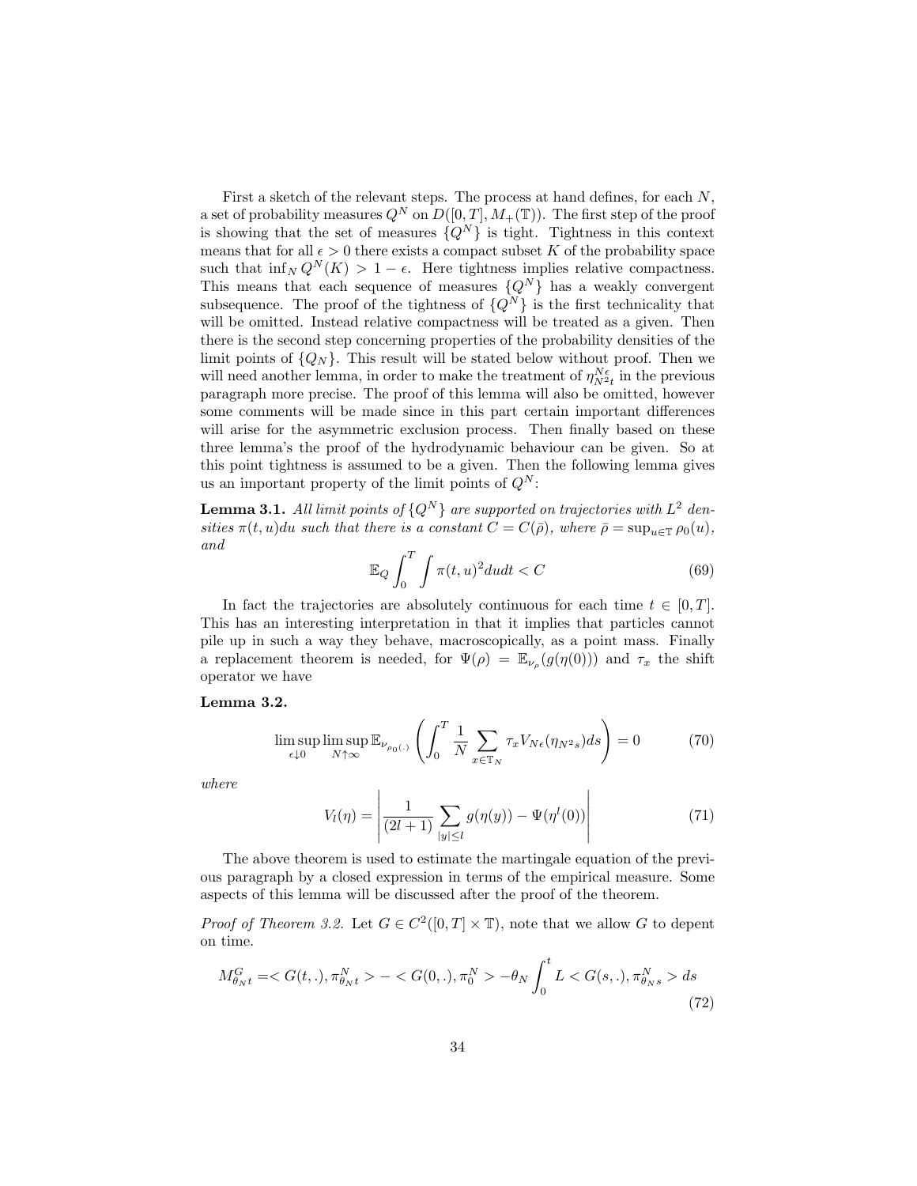First a sketch of the relevant steps. The process at hand defines, for each $N$, a set of probability measures $Q^N$ on $D([0,T], M_+(\mathbb{T}))$. The first step of the proof is showing that the set of measures $\{Q^N\}$ is tight. Tightness in this context means that for all $\epsilon > 0$ there exists a compact subset $K$ of the probability space such that $\inf_N Q^N(K) > 1 - \epsilon$. Here tightness implies relative compactness. This means that each sequence of measures $\{Q^N\}$ has a weakly convergent subsequence. The proof of the tightness of $\{Q^N\}$ is the first technicality that will be omitted. Instead relative compactness will be treated as a given. Then there is the second step concerning properties of the probability densities of the limit points of $\{Q_N\}$. This result will be stated below without proof. Then we will need another lemma, in order to make the treatment of $\eta^{N\epsilon}_{N^2t}$ in the previous paragraph more precise. The proof of this lemma will also be omitted, however some comments will be made since in this part certain important differences will arise for the asymmetric exclusion process. Then finally based on these three lemma's the proof of the hydrodynamic behaviour can be given. So at this point tightness is assumed to be a given. Then the following lemma gives us an important property of the limit points of $Q^N$:

**Lemma 3.1.** *All limit points of $\{Q^N\}$ are supported on trajectories with $L^2$ densities $\pi(t,u)du$ such that there is a constant $C = C(\bar{\rho})$, where $\bar{\rho} = \sup_{u \in \mathbb{T}} \rho_0(u)$, and*

$$\mathbb{E}_Q \int_0^T \int \pi(t,u)^2 du dt < C \tag{69}$$

In fact the trajectories are absolutely continuous for each time $t \in [0,T]$. This has an interesting interpretation in that it implies that particles cannot pile up in such a way they behave, macroscopically, as a point mass. Finally a replacement theorem is needed, for $\Psi(\rho) = \mathbb{E}_{\nu_\rho}(g(\eta(0)))$ and $\tau_x$ the shift operator we have

**Lemma 3.2.**

$$\limsup_{\epsilon \downarrow 0} \limsup_{N \uparrow \infty} \mathbb{E}_{\nu_{\rho_0(.)}} \left( \int_0^T \frac{1}{N} \sum_{x \in \mathbb{T}_N} \tau_x V_{N\epsilon}(\eta_{N^2 s}) ds \right) = 0 \tag{70}$$

*where*

$$V_l(\eta) = \left| \frac{1}{(2l+1)} \sum_{|y| \leq l} g(\eta(y)) - \Psi(\eta^l(0)) \right| \tag{71}$$

The above theorem is used to estimate the martingale equation of the previous paragraph by a closed expression in terms of the empirical measure. Some aspects of this lemma will be discussed after the proof of the theorem.

*Proof of Theorem 3.2.* Let $G \in C^2([0,T] \times \mathbb{T})$, note that we allow $G$ to depent on time.

$$M^G_{\theta_N t} = < G(t,.), \pi^N_{\theta_N t} > - < G(0,.), \pi^N_0 > - \theta_N \int_0^t L < G(s,.), \pi^N_{\theta_N s} > ds \tag{72}$$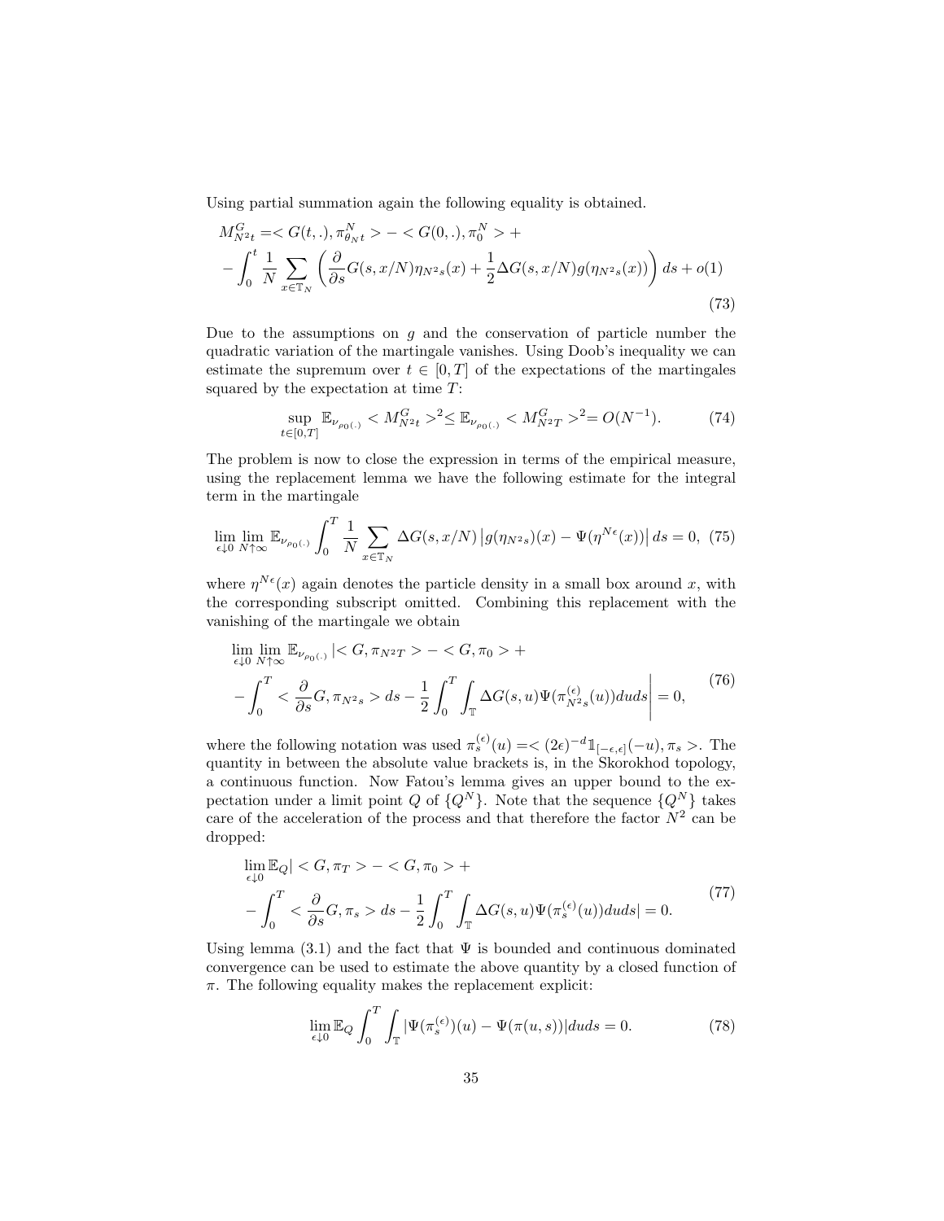Using partial summation again the following equality is obtained.

$$
\begin{aligned}
M^G_{N^2t} =& < G(t,.), \pi^N_{\theta_N t} > - < G(0,.), \pi^N_0 > + \\
& - \int_0^t \frac{1}{N} \sum_{x \in \mathbb{T}_N} \left( \frac{\partial}{\partial s} G(s, x/N) \eta_{N^2 s}(x) + \frac{1}{2} \Delta G(s, x/N) g(\eta_{N^2 s}(x)) \right) ds + o(1)
\end{aligned}
\tag{73}
$$

Due to the assumptions on $g$ and the conservation of particle number the quadratic variation of the martingale vanishes. Using Doob's inequality we can estimate the supremum over $t \in [0,T]$ of the expectations of the martingales squared by the expectation at time $T$:

$$
\sup_{t \in [0,T]} \mathbb{E}_{\nu_{\rho_0(.)}} < M^G_{N^2 t} >^2 \leq \mathbb{E}_{\nu_{\rho_0(.)}} < M^G_{N^2 T} >^2 = O(N^{-1}). \tag{74}
$$

The problem is now to close the expression in terms of the empirical measure, using the replacement lemma we have the following estimate for the integral term in the martingale

$$
\lim_{\epsilon \downarrow 0} \lim_{N \uparrow \infty} \mathbb{E}_{\nu_{\rho_0(.)}} \int_0^T \frac{1}{N} \sum_{x \in \mathbb{T}_N} \Delta G(s, x/N) \left| g(\eta_{N^2 s})(x) - \Psi(\eta^{N\epsilon}(x)) \right| ds = 0, \tag{75}
$$

where $\eta^{N\epsilon}(x)$ again denotes the particle density in a small box around $x$, with the corresponding subscript omitted. Combining this replacement with the vanishing of the martingale we obtain

$$
\begin{aligned}
& \lim_{\epsilon \downarrow 0} \lim_{N \uparrow \infty} \mathbb{E}_{\nu_{\rho_0(.)}} | < G, \pi_{N^2 T} > - < G, \pi_0 > + \\
& - \int_0^T < \frac{\partial}{\partial s} G, \pi_{N^2 s} > ds - \frac{1}{2} \int_0^T \int_{\mathbb{T}} \Delta G(s,u) \Psi(\pi^{(\epsilon)}_{N^2 s}(u)) du ds \Bigg| = 0,
\end{aligned}
\tag{76}
$$

where the following notation was used $\pi^{(\epsilon)}_s(u) = < (2\epsilon)^{-d} \mathbb{1}_{[-\epsilon,\epsilon]}(-u), \pi_s >$. The quantity in between the absolute value brackets is, in the Skorokhod topology, a continuous function. Now Fatou's lemma gives an upper bound to the expectation under a limit point $Q$ of $\{Q^N\}$. Note that the sequence $\{Q^N\}$ takes care of the acceleration of the process and that therefore the factor $N^2$ can be dropped:

$$
\begin{aligned}
& \lim_{\epsilon \downarrow 0} \mathbb{E}_Q | < G, \pi_T > - < G, \pi_0 > + \\
& - \int_0^T < \frac{\partial}{\partial s} G, \pi_s > ds - \frac{1}{2} \int_0^T \int_{\mathbb{T}} \Delta G(s,u) \Psi(\pi^{(\epsilon)}_s(u)) du ds | = 0.
\end{aligned}
\tag{77}
$$

Using lemma (3.1) and the fact that $\Psi$ is bounded and continuous dominated convergence can be used to estimate the above quantity by a closed function of $\pi$. The following equality makes the replacement explicit:

$$
\lim_{\epsilon \downarrow 0} \mathbb{E}_Q \int_0^T \int_{\mathbb{T}} |\Psi(\pi^{(\epsilon)}_s)(u) - \Psi(\pi(u,s))| du ds = 0. \tag{78}
$$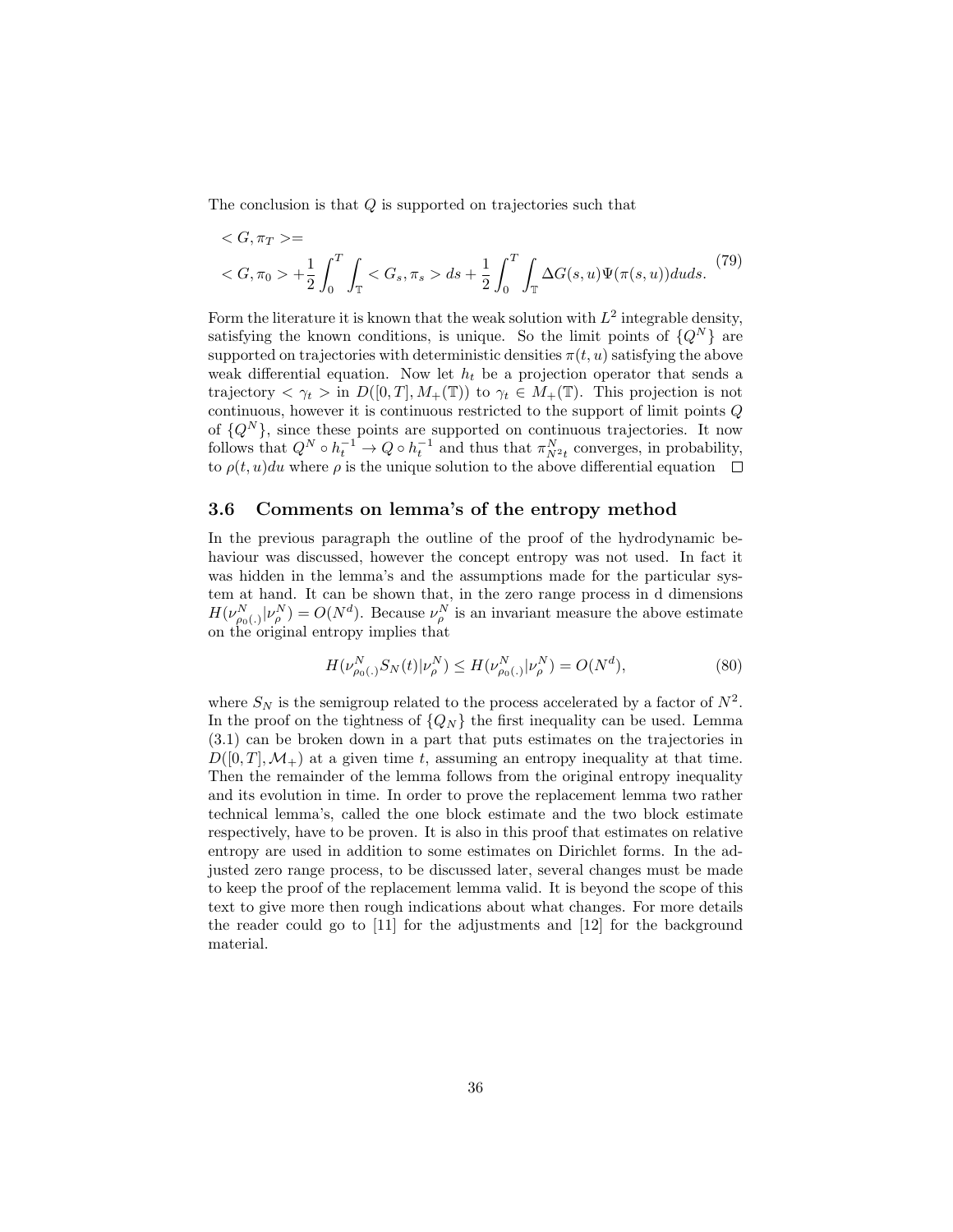The conclusion is that $Q$ is supported on trajectories such that

$$
\begin{aligned}
&< G, \pi_T >= \\
&< G, \pi_0 > + \frac{1}{2}\int_0^T \int_{\mathbb{T}} < G_s, \pi_s > ds + \frac{1}{2}\int_0^T \int_{\mathbb{T}} \Delta G(s,u)\Psi(\pi(s,u))duds.
\end{aligned} \tag{79}
$$

Form the literature it is known that the weak solution with $L^2$ integrable density, satisfying the known conditions, is unique. So the limit points of $\{Q^N\}$ are supported on trajectories with deterministic densities $\pi(t,u)$ satisfying the above weak differential equation. Now let $h_t$ be a projection operator that sends a trajectory $< \gamma_t >$ in $D([0,T], M_+(\mathbb{T}))$ to $\gamma_t \in M_+(\mathbb{T})$. This projection is not continuous, however it is continuous restricted to the support of limit points $Q$ of $\{Q^N\}$, since these points are supported on continuous trajectories. It now follows that $Q^N \circ h_t^{-1} \to Q \circ h_t^{-1}$ and thus that $\pi^N_{N^2t}$ converges, in probability, to $\rho(t,u)du$ where $\rho$ is the unique solution to the above differential equation $\square$

### 3.6 Comments on lemma's of the entropy method

In the previous paragraph the outline of the proof of the hydrodynamic behaviour was discussed, however the concept entropy was not used. In fact it was hidden in the lemma's and the assumptions made for the particular system at hand. It can be shown that, in the zero range process in d dimensions $H(\nu^N_{\rho_0(.)}|\nu^N_\rho) = O(N^d)$. Because $\nu^N_\rho$ is an invariant measure the above estimate on the original entropy implies that

$$
H(\nu^N_{\rho_0(.)}S_N(t)|\nu^N_\rho) \leq H(\nu^N_{\rho_0(.)}|\nu^N_\rho) = O(N^d), \tag{80}
$$

where $S_N$ is the semigroup related to the process accelerated by a factor of $N^2$. In the proof on the tightness of $\{Q_N\}$ the first inequality can be used. Lemma (3.1) can be broken down in a part that puts estimates on the trajectories in $D([0,T], \mathcal{M}_+)$ at a given time $t$, assuming an entropy inequality at that time. Then the remainder of the lemma follows from the original entropy inequality and its evolution in time. In order to prove the replacement lemma two rather technical lemma's, called the one block estimate and the two block estimate respectively, have to be proven. It is also in this proof that estimates on relative entropy are used in addition to some estimates on Dirichlet forms. In the adjusted zero range process, to be discussed later, several changes must be made to keep the proof of the replacement lemma valid. It is beyond the scope of this text to give more then rough indications about what changes. For more details the reader could go to [11] for the adjustments and [12] for the background material.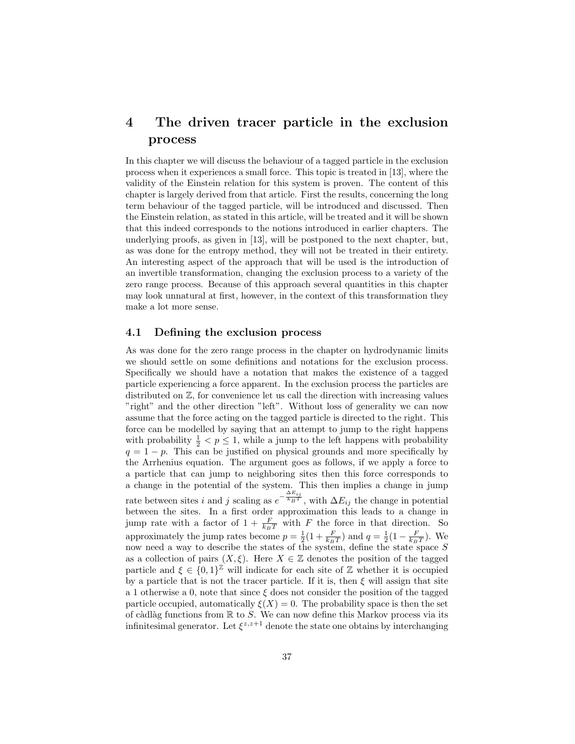# 4 The driven tracer particle in the exclusion process

In this chapter we will discuss the behaviour of a tagged particle in the exclusion process when it experiences a small force. This topic is treated in [13], where the validity of the Einstein relation for this system is proven. The content of this chapter is largely derived from that article. First the results, concerning the long term behaviour of the tagged particle, will be introduced and discussed. Then the Einstein relation, as stated in this article, will be treated and it will be shown that this indeed corresponds to the notions introduced in earlier chapters. The underlying proofs, as given in [13], will be postponed to the next chapter, but, as was done for the entropy method, they will not be treated in their entirety. An interesting aspect of the approach that will be used is the introduction of an invertible transformation, changing the exclusion process to a variety of the zero range process. Because of this approach several quantities in this chapter may look unnatural at first, however, in the context of this transformation they make a lot more sense.

## 4.1 Defining the exclusion process

As was done for the zero range process in the chapter on hydrodynamic limits we should settle on some definitions and notations for the exclusion process. Specifically we should have a notation that makes the existence of a tagged particle experiencing a force apparent. In the exclusion process the particles are distributed on $\mathbb{Z}$, for convenience let us call the direction with increasing values "right" and the other direction "left". Without loss of generality we can now assume that the force acting on the tagged particle is directed to the right. This force can be modelled by saying that an attempt to jump to the right happens with probability $\frac{1}{2} < p \leq 1$, while a jump to the left happens with probability $q = 1 - p$. This can be justified on physical grounds and more specifically by the Arrhenius equation. The argument goes as follows, if we apply a force to a particle that can jump to neighboring sites then this force corresponds to a change in the potential of the system. This then implies a change in jump rate between sites $i$ and $j$ scaling as $e^{-\frac{\Delta E_{ij}}{k_B T}}$, with $\Delta E_{ij}$ the change in potential between the sites. In a first order approximation this leads to a change in jump rate with a factor of $1 + \frac{F}{k_B T}$ with $F$ the force in that direction. So approximately the jump rates become $p = \frac{1}{2}(1 + \frac{F}{k_B T})$ and $q = \frac{1}{2}(1 - \frac{F}{k_B T})$. We now need a way to describe the states of the system, define the state space $S$ as a collection of pairs $(X, \xi)$. Here $X \in \mathbb{Z}$ denotes the position of the tagged particle and $\xi \in \{0,1\}^{\mathbb{Z}}$ will indicate for each site of $\mathbb{Z}$ whether it is occupied by a particle that is not the tracer particle. If it is, then $\xi$ will assign that site a 1 otherwise a 0, note that since $\xi$ does not consider the position of the tagged particle occupied, automatically $\xi(X) = 0$. The probability space is then the set of càdlàg functions from $\mathbb{R}$ to $S$. We can now define this Markov process via its infinitesimal generator. Let $\xi^{z,z+1}$ denote the state one obtains by interchanging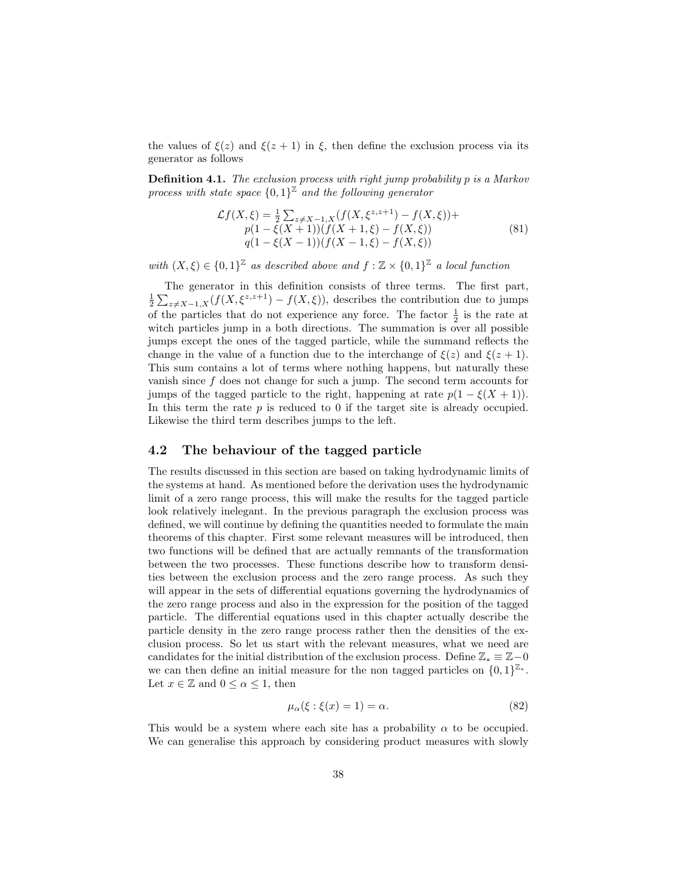the values of $\xi(z)$ and $\xi(z+1)$ in $\xi$, then define the exclusion process via its generator as follows

**Definition 4.1.** *The exclusion process with right jump probability p is a Markov process with state space $\{0,1\}^{\mathbb{Z}}$ and the following generator*

$$\begin{array}{c} \mathcal{L}f(X,\xi) = \frac{1}{2}\sum_{z\neq X-1,X}(f(X,\xi^{z,z+1}) - f(X,\xi)) + \\ p(1-\xi(X+1))(f(X+1,\xi) - f(X,\xi)) \\ q(1-\xi(X-1))(f(X-1,\xi) - f(X,\xi)) \end{array} \tag{81}$$

*with $(X,\xi) \in \{0,1\}^{\mathbb{Z}}$ as described above and $f : \mathbb{Z} \times \{0,1\}^{\mathbb{Z}}$ a local function*

The generator in this definition consists of three terms. The first part, $\frac{1}{2}\sum_{z\neq X-1,X}(f(X,\xi^{z,z+1}) - f(X,\xi))$, describes the contribution due to jumps of the particles that do not experience any force. The factor $\frac{1}{2}$ is the rate at witch particles jump in a both directions. The summation is over all possible jumps except the ones of the tagged particle, while the summand reflects the change in the value of a function due to the interchange of $\xi(z)$ and $\xi(z+1)$. This sum contains a lot of terms where nothing happens, but naturally these vanish since $f$ does not change for such a jump. The second term accounts for jumps of the tagged particle to the right, happening at rate $p(1-\xi(X+1))$. In this term the rate $p$ is reduced to 0 if the target site is already occupied. Likewise the third term describes jumps to the left.

## 4.2 The behaviour of the tagged particle

The results discussed in this section are based on taking hydrodynamic limits of the systems at hand. As mentioned before the derivation uses the hydrodynamic limit of a zero range process, this will make the results for the tagged particle look relatively inelegant. In the previous paragraph the exclusion process was defined, we will continue by defining the quantities needed to formulate the main theorems of this chapter. First some relevant measures will be introduced, then two functions will be defined that are actually remnants of the transformation between the two processes. These functions describe how to transform densities between the exclusion process and the zero range process. As such they will appear in the sets of differential equations governing the hydrodynamics of the zero range process and also in the expression for the position of the tagged particle. The differential equations used in this chapter actually describe the particle density in the zero range process rather then the densities of the exclusion process. So let us start with the relevant measures, what we need are candidates for the initial distribution of the exclusion process. Define $\mathbb{Z}_* \equiv \mathbb{Z} - 0$ we can then define an initial measure for the non tagged particles on $\{0,1\}^{\mathbb{Z}_*}$. Let $x \in \mathbb{Z}$ and $0 \leq \alpha \leq 1$, then

$$\mu_\alpha(\xi : \xi(x) = 1) = \alpha. \tag{82}$$

This would be a system where each site has a probability $\alpha$ to be occupied. We can generalise this approach by considering product measures with slowly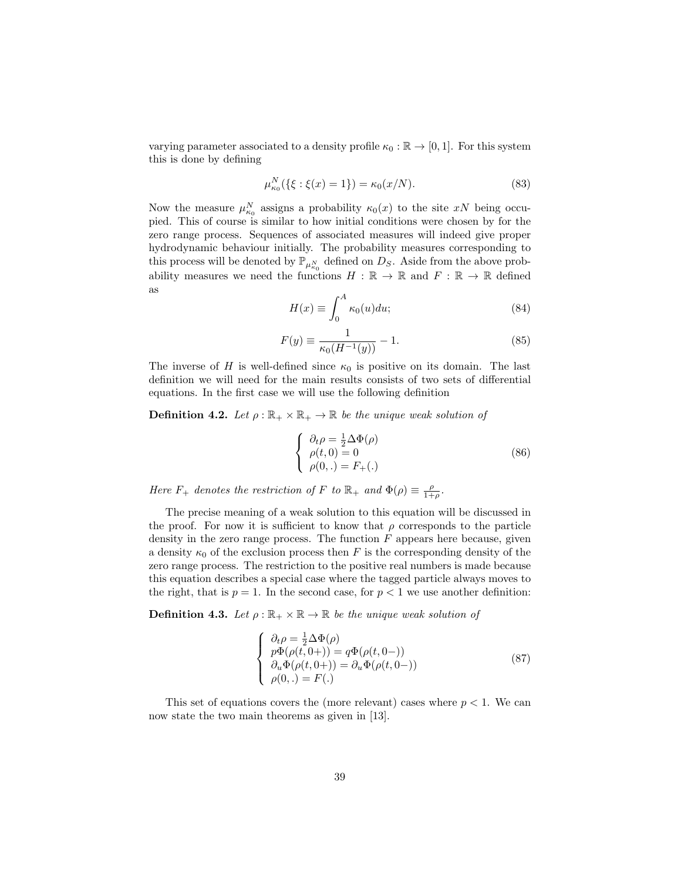varying parameter associated to a density profile $\kappa_0 : \mathbb{R} \to [0, 1]$. For this system this is done by defining

$$\mu^N_{\kappa_0}(\{\xi : \xi(x) = 1\}) = \kappa_0(x/N). \tag{83}$$

Now the measure $\mu^N_{\kappa_0}$ assigns a probability $\kappa_0(x)$ to the site $xN$ being occupied. This of course is similar to how initial conditions were chosen by for the zero range process. Sequences of associated measures will indeed give proper hydrodynamic behaviour initially. The probability measures corresponding to this process will be denoted by $\mathbb{P}_{\mu^N_{\kappa_0}}$ defined on $D_S$. Aside from the above probability measures we need the functions $H : \mathbb{R} \to \mathbb{R}$ and $F : \mathbb{R} \to \mathbb{R}$ defined as

$$H(x) \equiv \int_0^A \kappa_0(u)du; \tag{84}$$

$$F(y) \equiv \frac{1}{\kappa_0(H^{-1}(y))} - 1. \tag{85}$$

The inverse of $H$ is well-defined since $\kappa_0$ is positive on its domain. The last definition we will need for the main results consists of two sets of differential equations. In the first case we will use the following definition

**Definition 4.2.** *Let $\rho : \mathbb{R}_+ \times \mathbb{R}_+ \to \mathbb{R}$ be the unique weak solution of*

$$\begin{cases} \partial_t \rho = \frac{1}{2}\Delta\Phi(\rho) \\ \rho(t, 0) = 0 \\ \rho(0, .) = F_+(.) \end{cases} \tag{86}$$

*Here $F_+$ denotes the restriction of $F$ to $\mathbb{R}_+$ and $\Phi(\rho) \equiv \frac{\rho}{1+\rho}$.*

The precise meaning of a weak solution to this equation will be discussed in the proof. For now it is sufficient to know that $\rho$ corresponds to the particle density in the zero range process. The function $F$ appears here because, given a density $\kappa_0$ of the exclusion process then $F$ is the corresponding density of the zero range process. The restriction to the positive real numbers is made because this equation describes a special case where the tagged particle always moves to the right, that is $p = 1$. In the second case, for $p < 1$ we use another definition:

**Definition 4.3.** *Let $\rho : \mathbb{R}_+ \times \mathbb{R} \to \mathbb{R}$ be the unique weak solution of*

$$\begin{cases} \partial_t \rho = \frac{1}{2}\Delta\Phi(\rho) \\ p\Phi(\rho(t, 0+)) = q\Phi(\rho(t, 0-)) \\ \partial_u \Phi(\rho(t, 0+)) = \partial_u \Phi(\rho(t, 0-)) \\ \rho(0, .) = F(.) \end{cases} \tag{87}$$

This set of equations covers the (more relevant) cases where $p < 1$. We can now state the two main theorems as given in [13].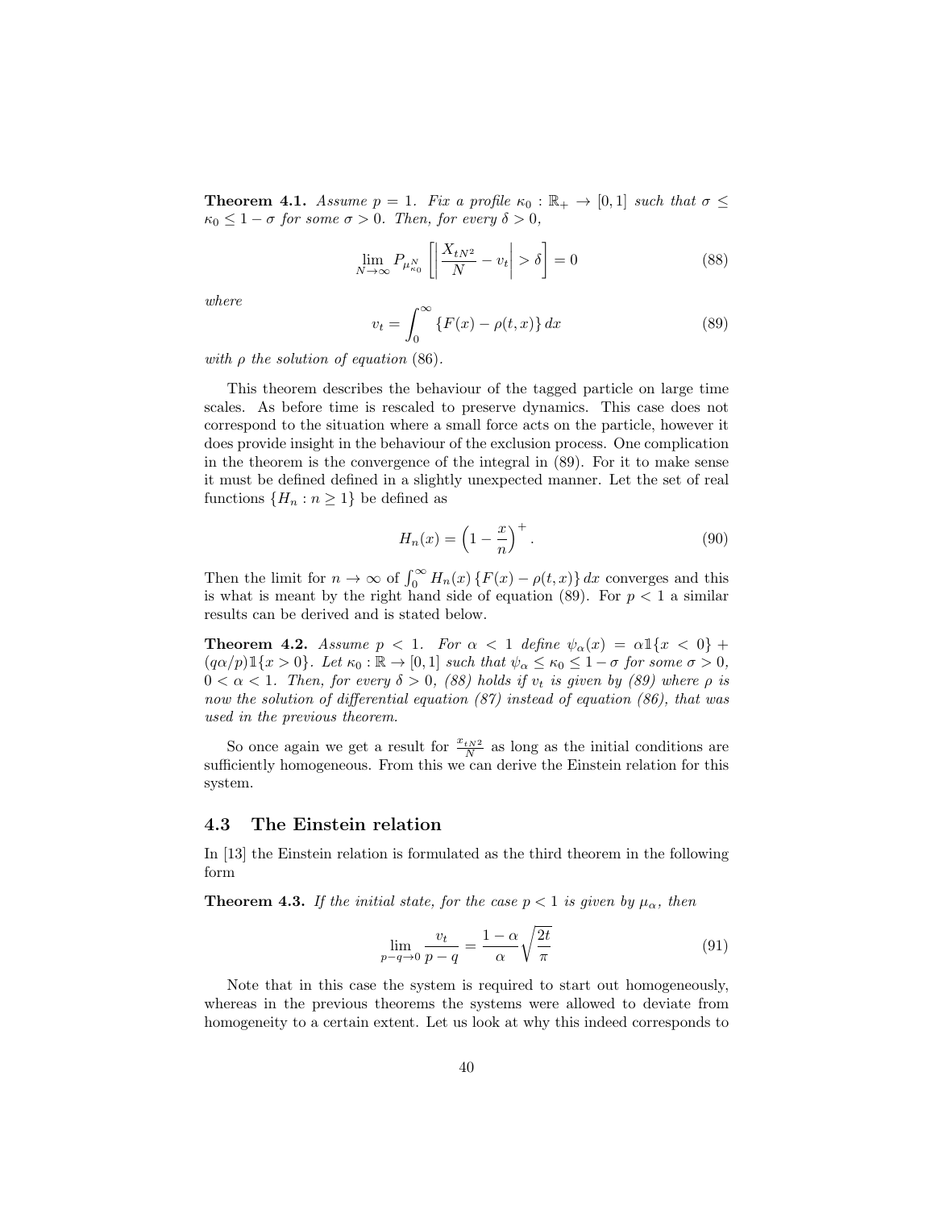**Theorem 4.1.** *Assume $p = 1$. Fix a profile $\kappa_0 : \mathbb{R}_+ \to [0,1]$ such that $\sigma \leq \kappa_0 \leq 1 - \sigma$ for some $\sigma > 0$. Then, for every $\delta > 0$,*

$$\lim_{N\to\infty} P_{\mu^N_{\kappa_0}} \left[ \left| \frac{X_{tN^2}}{N} - v_t \right| > \delta \right] = 0 \tag{88}$$

*where*

$$v_t = \int_0^\infty \{F(x) - \rho(t,x)\}\, dx \tag{89}$$

*with $\rho$ the solution of equation (86).*

This theorem describes the behaviour of the tagged particle on large time scales. As before time is rescaled to preserve dynamics. This case does not correspond to the situation where a small force acts on the particle, however it does provide insight in the behaviour of the exclusion process. One complication in the theorem is the convergence of the integral in (89). For it to make sense it must be defined defined in a slightly unexpected manner. Let the set of real functions $\{H_n : n \geq 1\}$ be defined as

$$H_n(x) = \left(1 - \frac{x}{n}\right)^+. \tag{90}$$

Then the limit for $n \to \infty$ of $\int_0^\infty H_n(x)\{F(x) - \rho(t,x)\}\, dx$ converges and this is what is meant by the right hand side of equation (89). For $p < 1$ a similar results can be derived and is stated below.

**Theorem 4.2.** *Assume $p < 1$. For $\alpha < 1$ define $\psi_\alpha(x) = \alpha \mathbb{1}\{x < 0\} + (q\alpha/p)\mathbb{1}\{x > 0\}$. Let $\kappa_0 : \mathbb{R} \to [0,1]$ such that $\psi_\alpha \leq \kappa_0 \leq 1 - \sigma$ for some $\sigma > 0$, $0 < \alpha < 1$. Then, for every $\delta > 0$, (88) holds if $v_t$ is given by (89) where $\rho$ is now the solution of differential equation (87) instead of equation (86), that was used in the previous theorem.*

So once again we get a result for $\frac{x_{tN^2}}{N}$ as long as the initial conditions are sufficiently homogeneous. From this we can derive the Einstein relation for this system.

## 4.3 The Einstein relation

In [13] the Einstein relation is formulated as the third theorem in the following form

**Theorem 4.3.** *If the initial state, for the case $p < 1$ is given by $\mu_\alpha$, then*

$$\lim_{p-q\to 0} \frac{v_t}{p-q} = \frac{1-\alpha}{\alpha}\sqrt{\frac{2t}{\pi}} \tag{91}$$

Note that in this case the system is required to start out homogeneously, whereas in the previous theorems the systems were allowed to deviate from homogeneity to a certain extent. Let us look at why this indeed corresponds to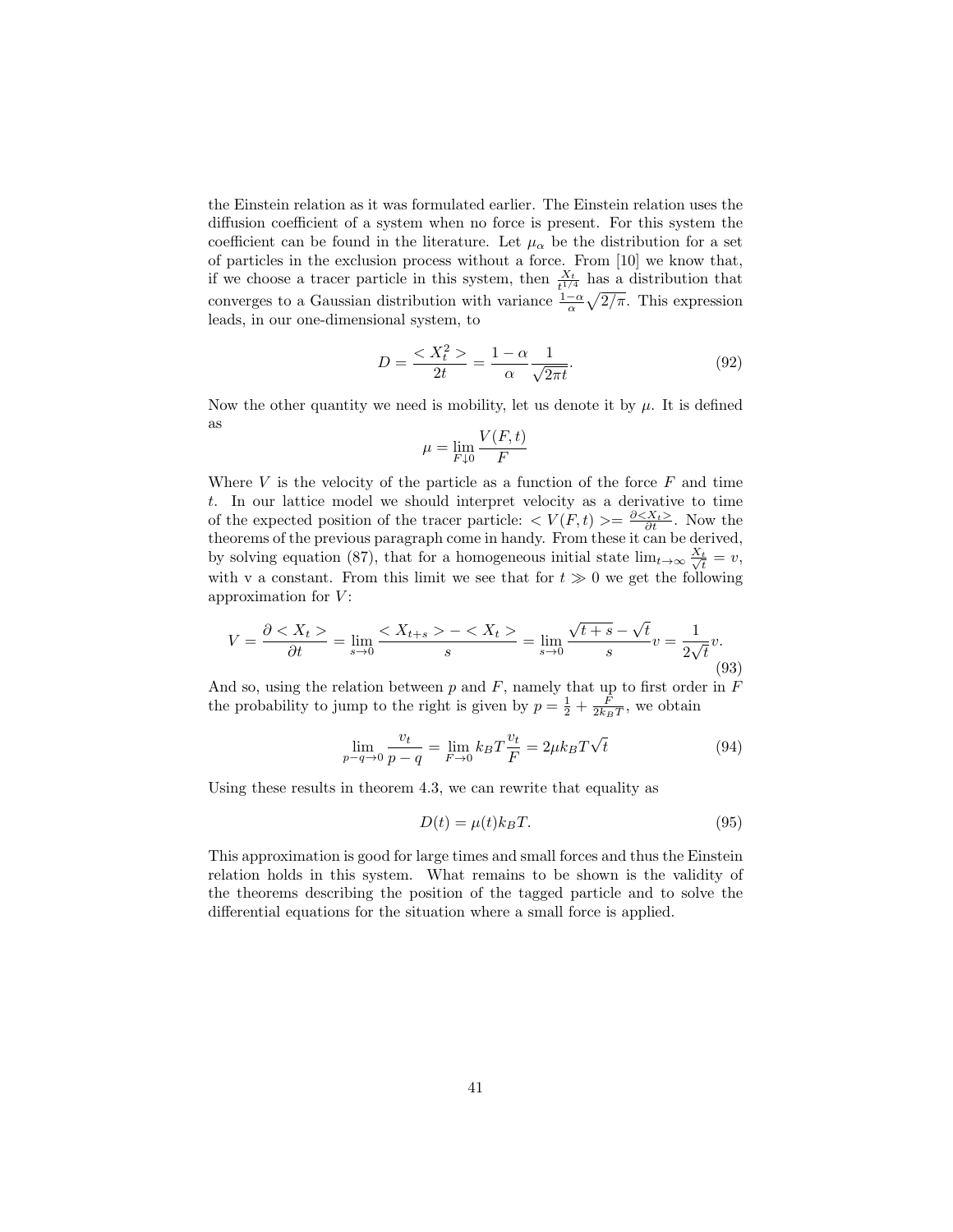the Einstein relation as it was formulated earlier. The Einstein relation uses the diffusion coefficient of a system when no force is present. For this system the coefficient can be found in the literature. Let $\mu_\alpha$ be the distribution for a set of particles in the exclusion process without a force. From [10] we know that, if we choose a tracer particle in this system, then $\frac{X_t}{t^{1/4}}$ has a distribution that converges to a Gaussian distribution with variance $\frac{1-\alpha}{\alpha}\sqrt{2/\pi}$. This expression leads, in our one-dimensional system, to

$$D = \frac{< X_t^2 >}{2t} = \frac{1-\alpha}{\alpha}\frac{1}{\sqrt{2\pi t}}. \tag{92}$$

Now the other quantity we need is mobility, let us denote it by $\mu$. It is defined as

$$\mu = \lim_{F \downarrow 0} \frac{V(F,t)}{F}$$

Where $V$ is the velocity of the particle as a function of the force $F$ and time $t$. In our lattice model we should interpret velocity as a derivative to time of the expected position of the tracer particle: $< V(F,t) >= \frac{\partial < X_t >}{\partial t}$. Now the theorems of the previous paragraph come in handy. From these it can be derived, by solving equation (87), that for a homogeneous initial state $\lim_{t\to\infty} \frac{X_t}{\sqrt{t}} = v$, with v a constant. From this limit we see that for $t \gg 0$ we get the following approximation for $V$:

$$V = \frac{\partial < X_t >}{\partial t} = \lim_{s\to 0} \frac{< X_{t+s} > - < X_t >}{s} = \lim_{s\to 0} \frac{\sqrt{t+s} - \sqrt{t}}{s} v = \frac{1}{2\sqrt{t}} v. \tag{93}$$

And so, using the relation between $p$ and $F$, namely that up to first order in $F$ the probability to jump to the right is given by $p = \frac{1}{2} + \frac{F}{2k_BT}$, we obtain

$$\lim_{p-q\to 0} \frac{v_t}{p-q} = \lim_{F\to 0} k_BT\frac{v_t}{F} = 2\mu k_BT\sqrt{t} \tag{94}$$

Using these results in theorem 4.3, we can rewrite that equality as

$$D(t) = \mu(t)k_BT. \tag{95}$$

This approximation is good for large times and small forces and thus the Einstein relation holds in this system. What remains to be shown is the validity of the theorems describing the position of the tagged particle and to solve the differential equations for the situation where a small force is applied.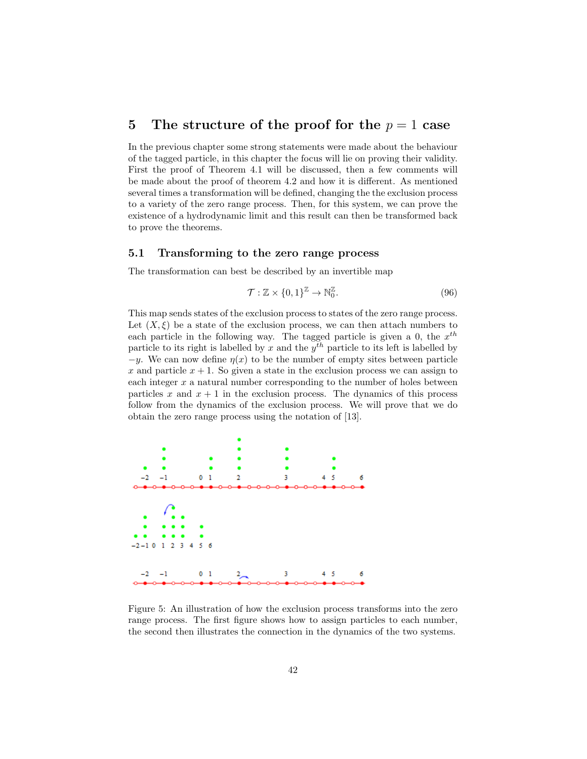# 5 The structure of the proof for the $p = 1$ case

In the previous chapter some strong statements were made about the behaviour of the tagged particle, in this chapter the focus will lie on proving their validity. First the proof of Theorem 4.1 will be discussed, then a few comments will be made about the proof of theorem 4.2 and how it is different. As mentioned several times a transformation will be defined, changing the the exclusion process to a variety of the zero range process. Then, for this system, we can prove the existence of a hydrodynamic limit and this result can then be transformed back to prove the theorems.

## 5.1 Transforming to the zero range process

The transformation can best be described by an invertible map

$$\mathcal{T} : \mathbb{Z} \times \{0,1\}^{\mathbb{Z}} \to \mathbb{N}_0^{\mathbb{Z}}. \tag{96}$$

This map sends states of the exclusion process to states of the zero range process. Let $(X, \xi)$ be a state of the exclusion process, we can then attach numbers to each particle in the following way. The tagged particle is given a 0, the $x^{th}$ particle to its right is labelled by $x$ and the $y^{th}$ particle to its left is labelled by $-y$. We can now define $\eta(x)$ to be the number of empty sites between particle $x$ and particle $x + 1$. So given a state in the exclusion process we can assign to each integer $x$ a natural number corresponding to the number of holes between particles $x$ and $x + 1$ in the exclusion process. The dynamics of this process follow from the dynamics of the exclusion process. We will prove that we do obtain the zero range process using the notation of [13].

Figure 5: An illustration of how the exclusion process transforms into the zero range process. The first figure shows how to assign particles to each number, the second then illustrates the connection in the dynamics of the two systems.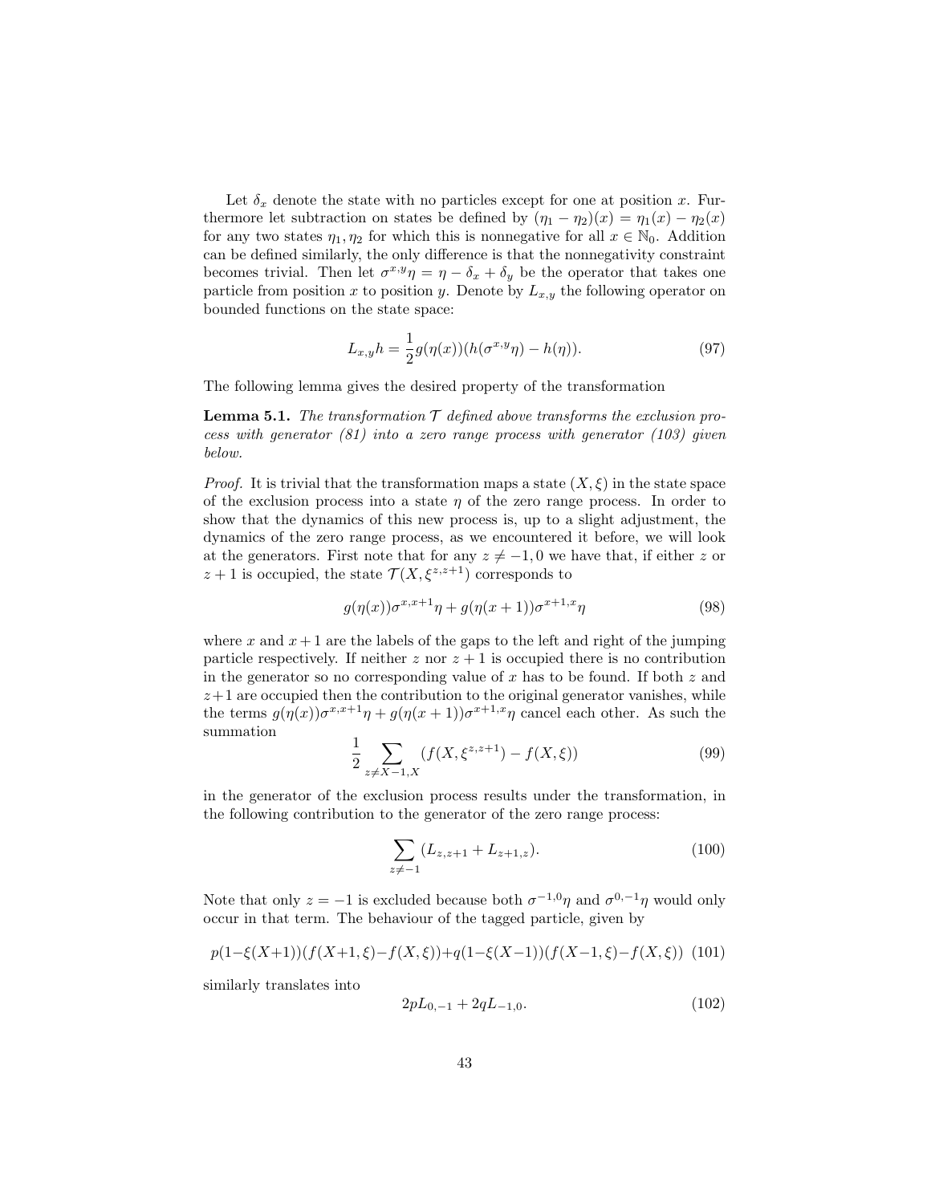Let $\delta_x$ denote the state with no particles except for one at position $x$. Furthermore let subtraction on states be defined by $(\eta_1 - \eta_2)(x) = \eta_1(x) - \eta_2(x)$ for any two states $\eta_1, \eta_2$ for which this is nonnegative for all $x \in \mathbb{N}_0$. Addition can be defined similarly, the only difference is that the nonnegativity constraint becomes trivial. Then let $\sigma^{x,y}\eta = \eta - \delta_x + \delta_y$ be the operator that takes one particle from position $x$ to position $y$. Denote by $L_{x,y}$ the following operator on bounded functions on the state space:

$$L_{x,y}h = \frac{1}{2}g(\eta(x))(h(\sigma^{x,y}\eta) - h(\eta)). \tag{97}$$

The following lemma gives the desired property of the transformation

**Lemma 5.1.** *The transformation $\mathcal{T}$ defined above transforms the exclusion process with generator (81) into a zero range process with generator (103) given below.*

*Proof.* It is trivial that the transformation maps a state $(X, \xi)$ in the state space of the exclusion process into a state $\eta$ of the zero range process. In order to show that the dynamics of this new process is, up to a slight adjustment, the dynamics of the zero range process, as we encountered it before, we will look at the generators. First note that for any $z \neq -1, 0$ we have that, if either $z$ or $z+1$ is occupied, the state $\mathcal{T}(X, \xi^{z,z+1})$ corresponds to

$$g(\eta(x))\sigma^{x,x+1}\eta + g(\eta(x+1))\sigma^{x+1,x}\eta \tag{98}$$

where $x$ and $x+1$ are the labels of the gaps to the left and right of the jumping particle respectively. If neither $z$ nor $z+1$ is occupied there is no contribution in the generator so no corresponding value of $x$ has to be found. If both $z$ and $z+1$ are occupied then the contribution to the original generator vanishes, while the terms $g(\eta(x))\sigma^{x,x+1}\eta + g(\eta(x+1))\sigma^{x+1,x}\eta$ cancel each other. As such the summation

$$\frac{1}{2}\sum_{z \neq X-1, X}(f(X, \xi^{z,z+1}) - f(X, \xi)) \tag{99}$$

in the generator of the exclusion process results under the transformation, in the following contribution to the generator of the zero range process:

$$\sum_{z \neq -1}(L_{z,z+1} + L_{z+1,z}). \tag{100}$$

Note that only $z = -1$ is excluded because both $\sigma^{-1,0}\eta$ and $\sigma^{0,-1}\eta$ would only occur in that term. The behaviour of the tagged particle, given by

$$p(1-\xi(X+1))(f(X+1,\xi)-f(X,\xi))+q(1-\xi(X-1))(f(X-1,\xi)-f(X,\xi)) \tag{101}$$

similarly translates into

$$2pL_{0,-1} + 2qL_{-1,0}. \tag{102}$$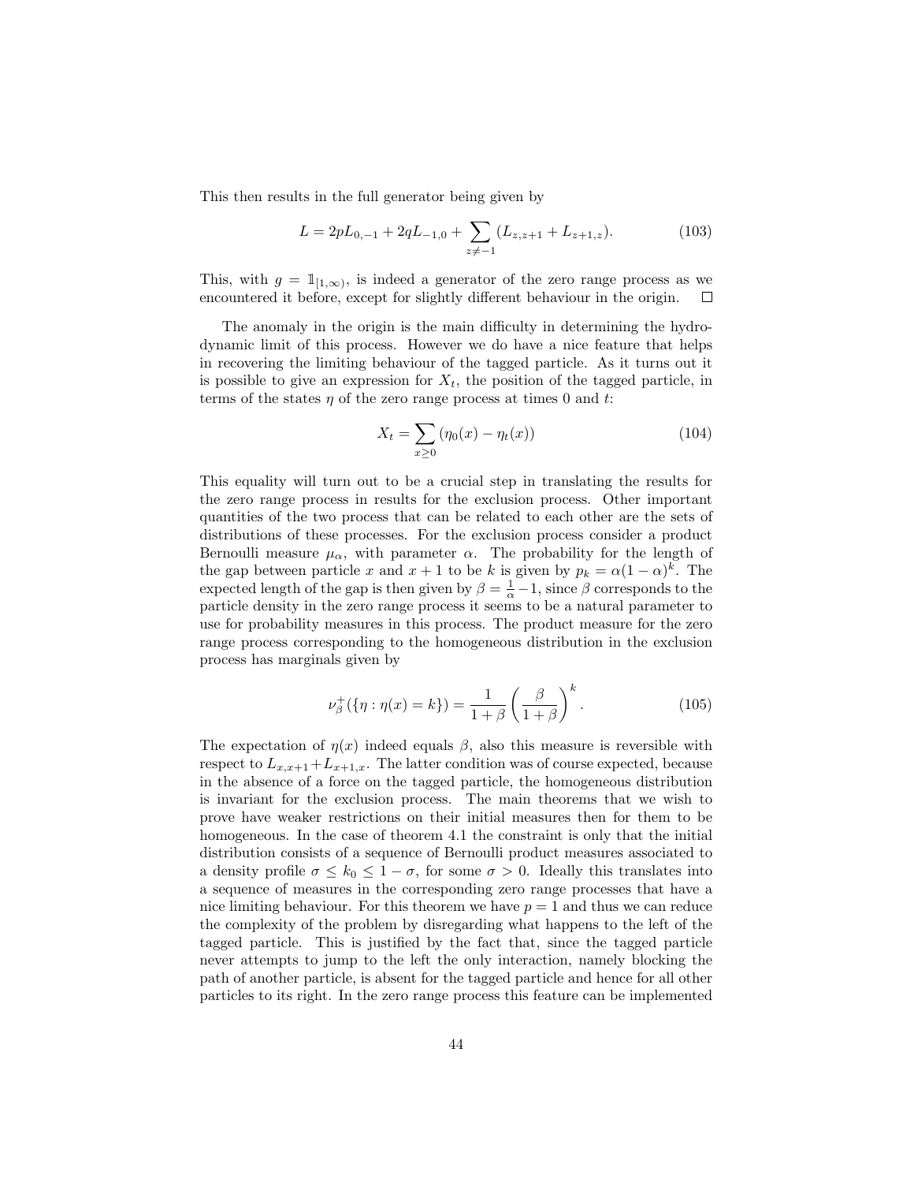This then results in the full generator being given by

$$L = 2pL_{0,-1} + 2qL_{-1,0} + \sum_{z \neq -1} (L_{z,z+1} + L_{z+1,z}). \tag{103}$$

This, with $g = \mathbb{1}_{[1,\infty)}$, is indeed a generator of the zero range process as we encountered it before, except for slightly different behaviour in the origin. $\square$

The anomaly in the origin is the main difficulty in determining the hydrodynamic limit of this process. However we do have a nice feature that helps in recovering the limiting behaviour of the tagged particle. As it turns out it is possible to give an expression for $X_t$, the position of the tagged particle, in terms of the states $\eta$ of the zero range process at times 0 and $t$:

$$X_t = \sum_{x \geq 0} (\eta_0(x) - \eta_t(x)) \tag{104}$$

This equality will turn out to be a crucial step in translating the results for the zero range process in results for the exclusion process. Other important quantities of the two process that can be related to each other are the sets of distributions of these processes. For the exclusion process consider a product Bernoulli measure $\mu_\alpha$, with parameter $\alpha$. The probability for the length of the gap between particle $x$ and $x+1$ to be $k$ is given by $p_k = \alpha(1-\alpha)^k$. The expected length of the gap is then given by $\beta = \frac{1}{\alpha} - 1$, since $\beta$ corresponds to the particle density in the zero range process it seems to be a natural parameter to use for probability measures in this process. The product measure for the zero range process corresponding to the homogeneous distribution in the exclusion process has marginals given by

$$\nu_\beta^+(\{\eta : \eta(x) = k\}) = \frac{1}{1+\beta} \left( \frac{\beta}{1+\beta} \right)^k. \tag{105}$$

The expectation of $\eta(x)$ indeed equals $\beta$, also this measure is reversible with respect to $L_{x,x+1} + L_{x+1,x}$. The latter condition was of course expected, because in the absence of a force on the tagged particle, the homogeneous distribution is invariant for the exclusion process. The main theorems that we wish to prove have weaker restrictions on their initial measures then for them to be homogeneous. In the case of theorem 4.1 the constraint is only that the initial distribution consists of a sequence of Bernoulli product measures associated to a density profile $\sigma \leq k_0 \leq 1 - \sigma$, for some $\sigma > 0$. Ideally this translates into a sequence of measures in the corresponding zero range processes that have a nice limiting behaviour. For this theorem we have $p = 1$ and thus we can reduce the complexity of the problem by disregarding what happens to the left of the tagged particle. This is justified by the fact that, since the tagged particle never attempts to jump to the left the only interaction, namely blocking the path of another particle, is absent for the tagged particle and hence for all other particles to its right. In the zero range process this feature can be implemented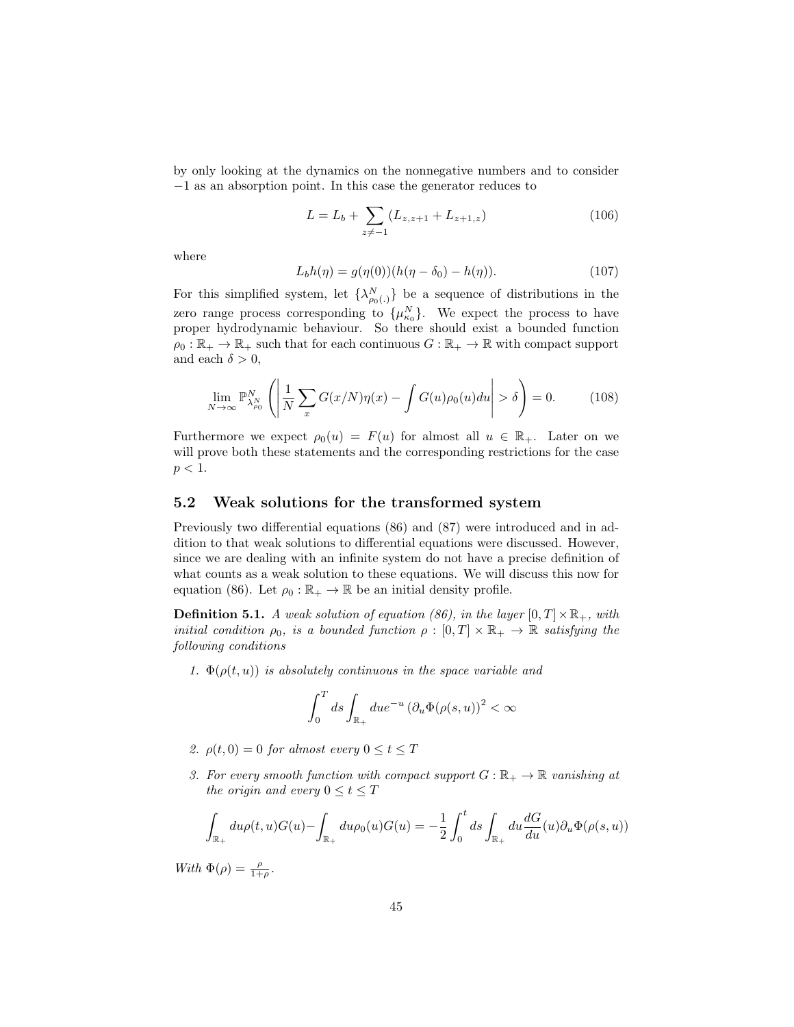by only looking at the dynamics on the nonnegative numbers and to consider $-1$ as an absorption point. In this case the generator reduces to

$$L = L_b + \sum_{z \neq -1} (L_{z,z+1} + L_{z+1,z}) \tag{106}$$

where

$$L_b h(\eta) = g(\eta(0))(h(\eta - \delta_0) - h(\eta)). \tag{107}$$

For this simplified system, let $\{\lambda^N_{\rho_0(.)}\}$ be a sequence of distributions in the zero range process corresponding to $\{\mu^N_{\kappa_0}\}$. We expect the process to have proper hydrodynamic behaviour. So there should exist a bounded function $\rho_0 : \mathbb{R}_+ \to \mathbb{R}_+$ such that for each continuous $G : \mathbb{R}_+ \to \mathbb{R}$ with compact support and each $\delta > 0$,

$$\lim_{N \to \infty} \mathbb{P}^N_{\lambda^N_{\rho_0}} \left( \left| \frac{1}{N} \sum_x G(x/N)\eta(x) - \int G(u)\rho_0(u)du \right| > \delta \right) = 0. \tag{108}$$

Furthermore we expect $\rho_0(u) = F(u)$ for almost all $u \in \mathbb{R}_+$. Later on we will prove both these statements and the corresponding restrictions for the case $p < 1$.

## 5.2 Weak solutions for the transformed system

Previously two differential equations (86) and (87) were introduced and in addition to that weak solutions to differential equations were discussed. However, since we are dealing with an infinite system do not have a precise definition of what counts as a weak solution to these equations. We will discuss this now for equation (86). Let $\rho_0 : \mathbb{R}_+ \to \mathbb{R}$ be an initial density profile.

**Definition 5.1.** *A weak solution of equation (86), in the layer $[0,T] \times \mathbb{R}_+$, with initial condition $\rho_0$, is a bounded function $\rho : [0,T] \times \mathbb{R}_+ \to \mathbb{R}$ satisfying the following conditions*

1. *$\Phi(\rho(t,u))$ is absolutely continuous in the space variable and*

$$\int_0^T ds \int_{\mathbb{R}_+} du e^{-u} \left(\partial_u \Phi(\rho(s,u))\right)^2 < \infty$$

2. *$\rho(t,0) = 0$ for almost every $0 \leq t \leq T$*

3. *For every smooth function with compact support $G : \mathbb{R}_+ \to \mathbb{R}$ vanishing at the origin and every $0 \leq t \leq T$*

$$\int_{\mathbb{R}_+} du\rho(t,u)G(u) - \int_{\mathbb{R}_+} du\rho_0(u)G(u) = -\frac{1}{2}\int_0^t ds \int_{\mathbb{R}_+} du \frac{dG}{du}(u)\partial_u \Phi(\rho(s,u))$$

*With $\Phi(\rho) = \frac{\rho}{1+\rho}$.*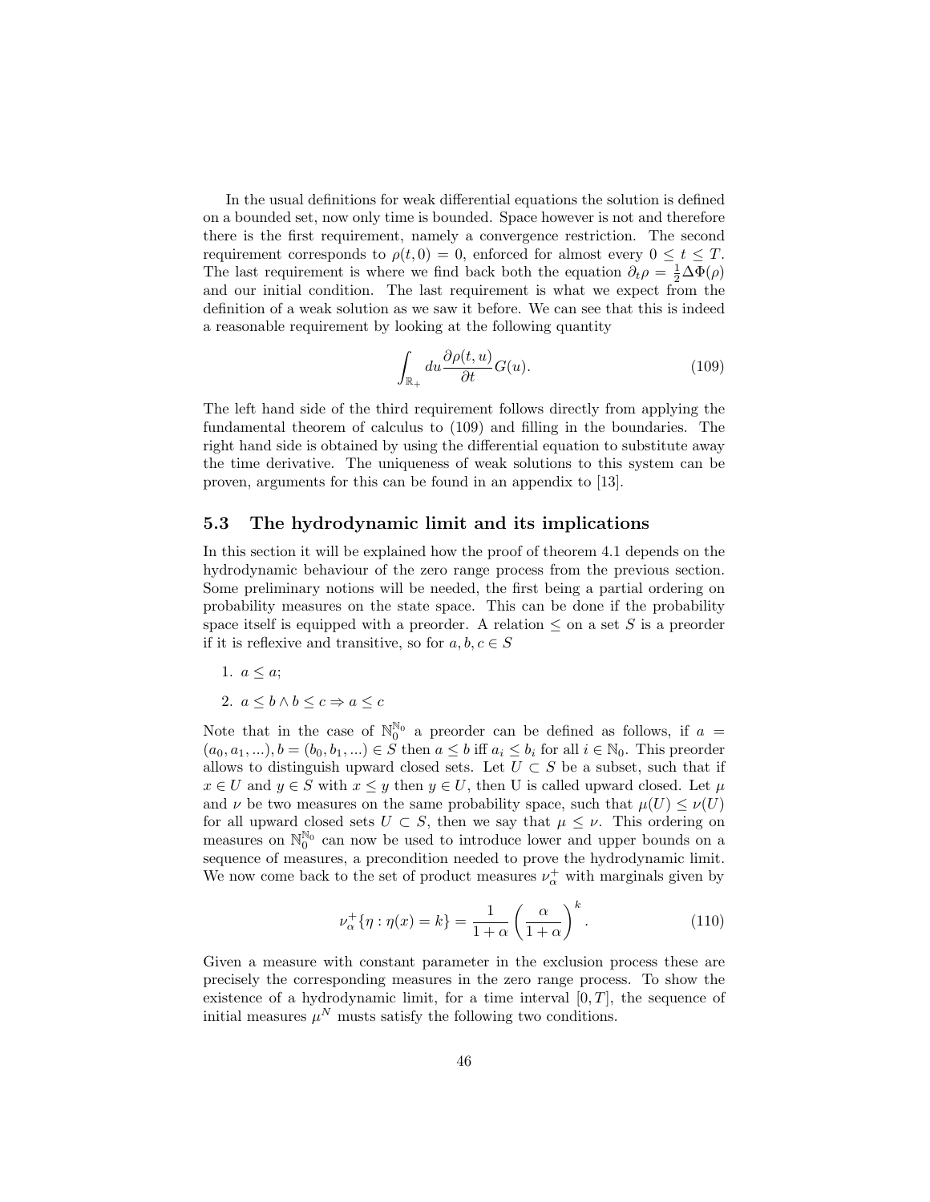In the usual definitions for weak differential equations the solution is defined on a bounded set, now only time is bounded. Space however is not and therefore there is the first requirement, namely a convergence restriction. The second requirement corresponds to $\rho(t,0) = 0$, enforced for almost every $0 \leq t \leq T$. The last requirement is where we find back both the equation $\partial_t \rho = \frac{1}{2}\Delta\Phi(\rho)$ and our initial condition. The last requirement is what we expect from the definition of a weak solution as we saw it before. We can see that this is indeed a reasonable requirement by looking at the following quantity

$$\int_{\mathbb{R}_+} du \frac{\partial \rho(t,u)}{\partial t} G(u). \tag{109}$$

The left hand side of the third requirement follows directly from applying the fundamental theorem of calculus to (109) and filling in the boundaries. The right hand side is obtained by using the differential equation to substitute away the time derivative. The uniqueness of weak solutions to this system can be proven, arguments for this can be found in an appendix to [13].

## 5.3 The hydrodynamic limit and its implications

In this section it will be explained how the proof of theorem 4.1 depends on the hydrodynamic behaviour of the zero range process from the previous section. Some preliminary notions will be needed, the first being a partial ordering on probability measures on the state space. This can be done if the probability space itself is equipped with a preorder. A relation $\leq$ on a set $S$ is a preorder if it is reflexive and transitive, so for $a, b, c \in S$

1. $a \leq a$;
2. $a \leq b \wedge b \leq c \Rightarrow a \leq c$

Note that in the case of $\mathbb{N}_0^{\mathbb{N}_0}$ a preorder can be defined as follows, if $a = (a_0, a_1, ...), b = (b_0, b_1, ...) \in S$ then $a \leq b$ iff $a_i \leq b_i$ for all $i \in \mathbb{N}_0$. This preorder allows to distinguish upward closed sets. Let $U \subset S$ be a subset, such that if $x \in U$ and $y \in S$ with $x \leq y$ then $y \in U$, then U is called upward closed. Let $\mu$ and $\nu$ be two measures on the same probability space, such that $\mu(U) \leq \nu(U)$ for all upward closed sets $U \subset S$, then we say that $\mu \leq \nu$. This ordering on measures on $\mathbb{N}_0^{\mathbb{N}_0}$ can now be used to introduce lower and upper bounds on a sequence of measures, a precondition needed to prove the hydrodynamic limit. We now come back to the set of product measures $\nu_\alpha^+$ with marginals given by

$$\nu_\alpha^+\{\eta : \eta(x) = k\} = \frac{1}{1+\alpha}\left(\frac{\alpha}{1+\alpha}\right)^k. \tag{110}$$

Given a measure with constant parameter in the exclusion process these are precisely the corresponding measures in the zero range process. To show the existence of a hydrodynamic limit, for a time interval $[0,T]$, the sequence of initial measures $\mu^N$ musts satisfy the following two conditions.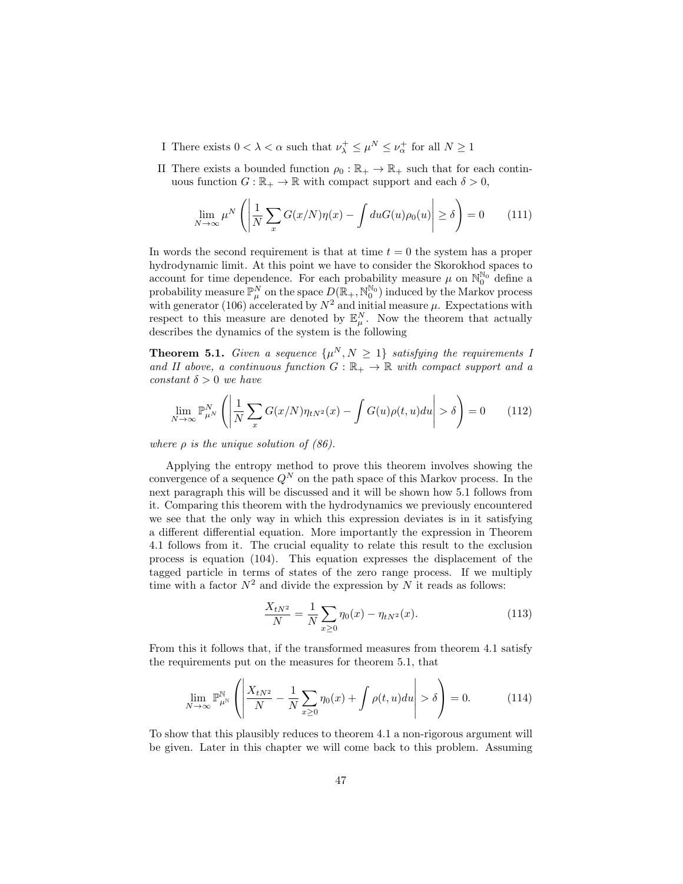I There exists $0 < \lambda < \alpha$ such that $\nu_\lambda^+ \leq \mu^N \leq \nu_\alpha^+$ for all $N \geq 1$

II There exists a bounded function $\rho_0 : \mathbb{R}_+ \to \mathbb{R}_+$ such that for each continuous function $G : \mathbb{R}_+ \to \mathbb{R}$ with compact support and each $\delta > 0$,

$$\lim_{N\to\infty} \mu^N \left( \left| \frac{1}{N} \sum_x G(x/N)\eta(x) - \int du G(u)\rho_0(u) \right| \geq \delta \right) = 0 \tag{111}$$

In words the second requirement is that at time $t = 0$ the system has a proper hydrodynamic limit. At this point we have to consider the Skorokhod spaces to account for time dependence. For each probability measure $\mu$ on $\mathbb{N}_0^{\mathbb{N}_0}$ define a probability measure $\mathbb{P}_\mu^N$ on the space $D(\mathbb{R}_+, \mathbb{N}_0^{\mathbb{N}_0})$ induced by the Markov process with generator (106) accelerated by $N^2$ and initial measure $\mu$. Expectations with respect to this measure are denoted by $\mathbb{E}_\mu^N$. Now the theorem that actually describes the dynamics of the system is the following

**Theorem 5.1.** *Given a sequence $\{\mu^N, N \geq 1\}$ satisfying the requirements I and II above, a continuous function $G : \mathbb{R}_+ \to \mathbb{R}$ with compact support and a constant $\delta > 0$ we have*

$$\lim_{N\to\infty} \mathbb{P}_{\mu^N}^N \left( \left| \frac{1}{N} \sum_x G(x/N)\eta_{tN^2}(x) - \int G(u)\rho(t, u)du \right| > \delta \right) = 0 \tag{112}$$

*where $\rho$ is the unique solution of (86).*

Applying the entropy method to prove this theorem involves showing the convergence of a sequence $Q^N$ on the path space of this Markov process. In the next paragraph this will be discussed and it will be shown how 5.1 follows from it. Comparing this theorem with the hydrodynamics we previously encountered we see that the only way in which this expression deviates is in it satisfying a different differential equation. More importantly the expression in Theorem 4.1 follows from it. The crucial equality to relate this result to the exclusion process is equation (104). This equation expresses the displacement of the tagged particle in terms of states of the zero range process. If we multiply time with a factor $N^2$ and divide the expression by $N$ it reads as follows:

$$\frac{X_{tN^2}}{N} = \frac{1}{N} \sum_{x\geq 0} \eta_0(x) - \eta_{tN^2}(x). \tag{113}$$

From this it follows that, if the transformed measures from theorem 4.1 satisfy the requirements put on the measures for theorem 5.1, that

$$\lim_{N\to\infty} \mathbb{P}_{\mu^{\mathbb{N}}}^{\mathbb{N}} \left( \left| \frac{X_{tN^2}}{N} - \frac{1}{N} \sum_{x\geq 0} \eta_0(x) + \int \rho(t, u)du \right| > \delta \right) = 0. \tag{114}$$

To show that this plausibly reduces to theorem 4.1 a non-rigorous argument will be given. Later in this chapter we will come back to this problem. Assuming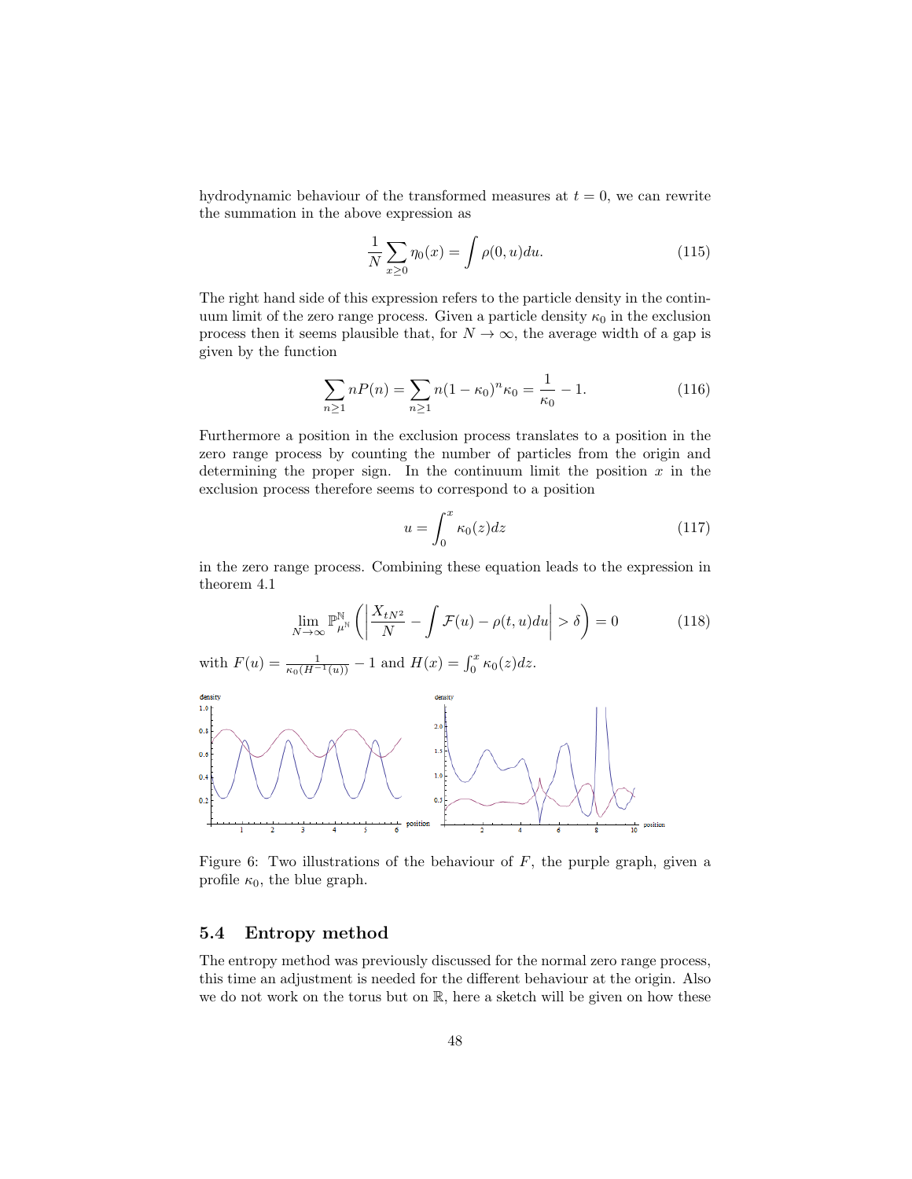hydrodynamic behaviour of the transformed measures at $t = 0$, we can rewrite the summation in the above expression as

$$\frac{1}{N}\sum_{x\geq 0}\eta_0(x) = \int \rho(0,u)du. \tag{115}$$

The right hand side of this expression refers to the particle density in the continuum limit of the zero range process. Given a particle density $\kappa_0$ in the exclusion process then it seems plausible that, for $N \to \infty$, the average width of a gap is given by the function

$$\sum_{n\geq 1} nP(n) = \sum_{n\geq 1} n(1-\kappa_0)^n\kappa_0 = \frac{1}{\kappa_0} - 1. \tag{116}$$

Furthermore a position in the exclusion process translates to a position in the zero range process by counting the number of particles from the origin and determining the proper sign. In the continuum limit the position $x$ in the exclusion process therefore seems to correspond to a position

$$u = \int_0^x \kappa_0(z)dz \tag{117}$$

in the zero range process. Combining these equation leads to the expression in theorem 4.1

$$\lim_{N\to\infty} \mathbb{P}^{\mathbb{N}}_{\mu^{\mathbb{N}}}\left(\left|\frac{X_{tN^2}}{N} - \int \mathcal{F}(u) - \rho(t,u)du\right| > \delta\right) = 0 \tag{118}$$

with $F(u) = \frac{1}{\kappa_0(H^{-1}(u))} - 1$ and $H(x) = \int_0^x \kappa_0(z)dz$.

Figure 6: Two illustrations of the behaviour of $F$, the purple graph, given a profile $\kappa_0$, the blue graph.

## 5.4 Entropy method

The entropy method was previously discussed for the normal zero range process, this time an adjustment is needed for the different behaviour at the origin. Also we do not work on the torus but on $\mathbb{R}$, here a sketch will be given on how these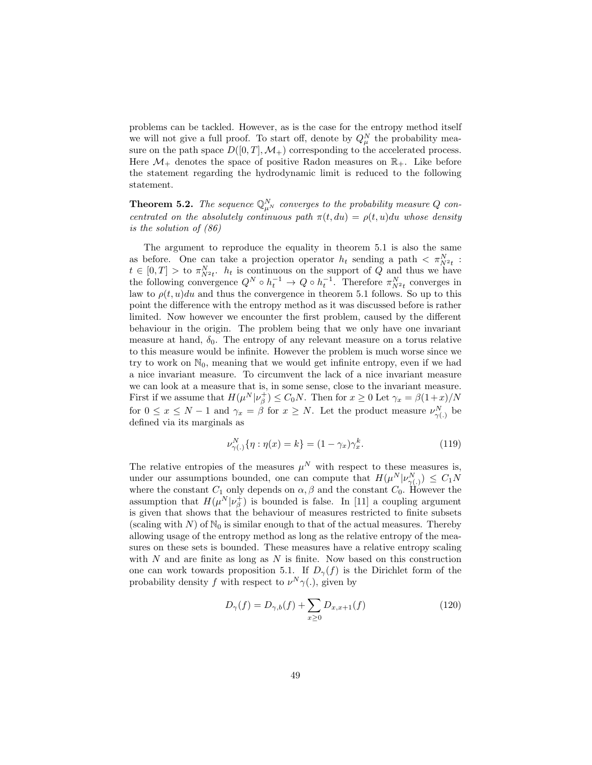problems can be tackled. However, as is the case for the entropy method itself we will not give a full proof. To start off, denote by $Q_\mu^N$ the probability measure on the path space $D([0,T],\mathcal{M}_+)$ corresponding to the accelerated process. Here $\mathcal{M}_+$ denotes the space of positive Radon measures on $\mathbb{R}_+$. Like before the statement regarding the hydrodynamic limit is reduced to the following statement.

**Theorem 5.2.** *The sequence $\mathbb{Q}_{\mu^N}^N$ converges to the probability measure $Q$ concentrated on the absolutely continuous path $\pi(t,du) = \rho(t,u)du$ whose density is the solution of (86)*

The argument to reproduce the equality in theorem 5.1 is also the same as before. One can take a projection operator $h_t$ sending a path $< \pi_{N^2t}^N : t \in [0,T] >$ to $\pi_{N^2t}^N$. $h_t$ is continuous on the support of $Q$ and thus we have the following convergence $Q^N \circ h_t^{-1} \to Q \circ h_t^{-1}$. Therefore $\pi_{N^2t}^N$ converges in law to $\rho(t,u)du$ and thus the convergence in theorem 5.1 follows. So up to this point the difference with the entropy method as it was discussed before is rather limited. Now however we encounter the first problem, caused by the different behaviour in the origin. The problem being that we only have one invariant measure at hand, $\delta_0$. The entropy of any relevant measure on a torus relative to this measure would be infinite. However the problem is much worse since we try to work on $\mathbb{N}_0$, meaning that we would get infinite entropy, even if we had a nice invariant measure. To circumvent the lack of a nice invariant measure we can look at a measure that is, in some sense, close to the invariant measure. First if we assume that $H(\mu^N|\nu_\beta^+) \leq C_0 N$. Then for $x \geq 0$ Let $\gamma_x = \beta(1+x)/N$ for $0 \leq x \leq N-1$ and $\gamma_x = \beta$ for $x \geq N$. Let the product measure $\nu_{\gamma(.)}^N$ be defined via its marginals as

$$\nu_{\gamma(.)}^N\{\eta : \eta(x) = k\} = (1-\gamma_x)\gamma_x^k. \tag{119}$$

The relative entropies of the measures $\mu^N$ with respect to these measures is, under our assumptions bounded, one can compute that $H(\mu^N|\nu_{\gamma(.)}^N) \leq C_1 N$ where the constant $C_1$ only depends on $\alpha, \beta$ and the constant $C_0$. However the assumption that $H(\mu^N|\nu_\beta^+)$ is bounded is false. In [11] a coupling argument is given that shows that the behaviour of measures restricted to finite subsets (scaling with $N$) of $\mathbb{N}_0$ is similar enough to that of the actual measures. Thereby allowing usage of the entropy method as long as the relative entropy of the measures on these sets is bounded. These measures have a relative entropy scaling with $N$ and are finite as long as $N$ is finite. Now based on this construction one can work towards proposition 5.1. If $D_\gamma(f)$ is the Dirichlet form of the probability density $f$ with respect to $\nu^N\gamma(.)$, given by

$$D_\gamma(f) = D_{\gamma,b}(f) + \sum_{x\geq 0} D_{x,x+1}(f) \tag{120}$$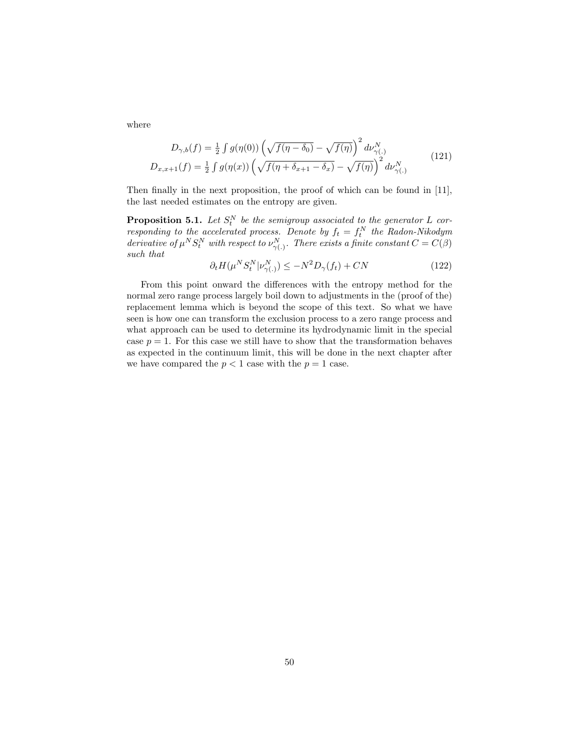where

$$
\begin{aligned}
D_{\gamma,b}(f) &= \tfrac{1}{2}\int g(\eta(0))\left(\sqrt{f(\eta-\delta_0)}-\sqrt{f(\eta)}\right)^2 d\nu^N_{\gamma(.)} \\
D_{x,x+1}(f) &= \tfrac{1}{2}\int g(\eta(x))\left(\sqrt{f(\eta+\delta_{x+1}-\delta_x)}-\sqrt{f(\eta)}\right)^2 d\nu^N_{\gamma(.)}
\end{aligned}
\tag{121}
$$

Then finally in the next proposition, the proof of which can be found in [11], the last needed estimates on the entropy are given.

**Proposition 5.1.** *Let $S^N_t$ be the semigroup associated to the generator $L$ corresponding to the accelerated process. Denote by $f_t = f^N_t$ the Radon-Nikodym derivative of $\mu^N S^N_t$ with respect to $\nu^N_{\gamma(.)}$. There exists a finite constant $C = C(\beta)$ such that*

$$
\partial_t H(\mu^N S^N_t | \nu^N_{\gamma(.)}) \leq -N^2 D_\gamma(f_t) + CN \tag{122}
$$

From this point onward the differences with the entropy method for the normal zero range process largely boil down to adjustments in the (proof of the) replacement lemma which is beyond the scope of this text. So what we have seen is how one can transform the exclusion process to a zero range process and what approach can be used to determine its hydrodynamic limit in the special case $p = 1$. For this case we still have to show that the transformation behaves as expected in the continuum limit, this will be done in the next chapter after we have compared the $p < 1$ case with the $p = 1$ case.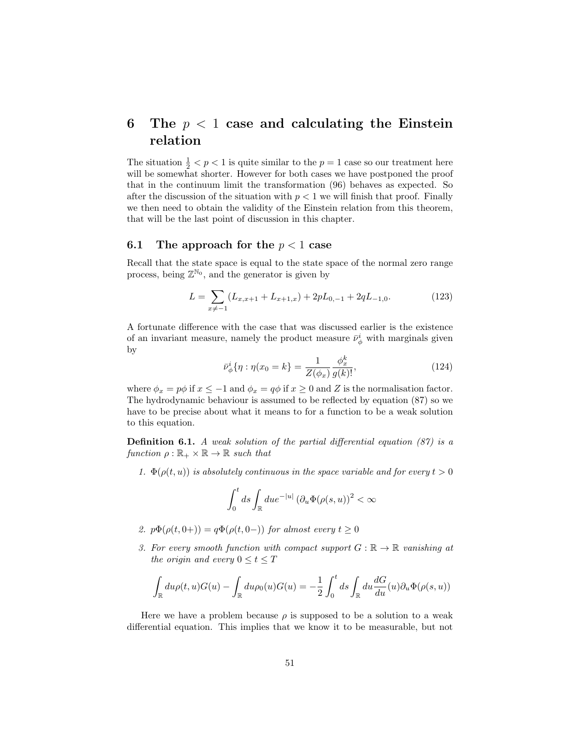# 6 The $p < 1$ case and calculating the Einstein relation

The situation $\frac{1}{2} < p < 1$ is quite similar to the $p = 1$ case so our treatment here will be somewhat shorter. However for both cases we have postponed the proof that in the continuum limit the transformation (96) behaves as expected. So after the discussion of the situation with $p < 1$ we will finish that proof. Finally we then need to obtain the validity of the Einstein relation from this theorem, that will be the last point of discussion in this chapter.

## 6.1 The approach for the $p < 1$ case

Recall that the state space is equal to the state space of the normal zero range process, being $\mathbb{Z}^{\mathbb{N}_0}$, and the generator is given by

$$L = \sum_{x \neq -1} (L_{x,x+1} + L_{x+1,x}) + 2pL_{0,-1} + 2qL_{-1,0}. \tag{123}$$

A fortunate difference with the case that was discussed earlier is the existence of an invariant measure, namely the product measure $\bar{\nu}^i_\phi$ with marginals given by

$$\bar{\nu}^i_\phi\{\eta : \eta(x_0 = k\} = \frac{1}{Z(\phi_x)} \frac{\phi_x^k}{g(k)!}, \tag{124}$$

where $\phi_x = p\phi$ if $x \leq -1$ and $\phi_x = q\phi$ if $x \geq 0$ and $Z$ is the normalisation factor. The hydrodynamic behaviour is assumed to be reflected by equation (87) so we have to be precise about what it means to for a function to be a weak solution to this equation.

**Definition 6.1.** *A weak solution of the partial differential equation (87) is a function $\rho : \mathbb{R}_+ \times \mathbb{R} \to \mathbb{R}$ such that*

1. *$\Phi(\rho(t, u))$ is absolutely continuous in the space variable and for every $t > 0$*

$$\int_0^t ds \int_{\mathbb{R}} du e^{-|u|} \left(\partial_u \Phi(\rho(s, u))\right)^2 < \infty$$

2. *$p\Phi(\rho(t, 0+)) = q\Phi(\rho(t, 0-))$ for almost every $t \geq 0$*

3. *For every smooth function with compact support $G : \mathbb{R} \to \mathbb{R}$ vanishing at the origin and every $0 \leq t \leq T$*

$$\int_{\mathbb{R}} du \rho(t, u) G(u) - \int_{\mathbb{R}} du \rho_0(u) G(u) = -\frac{1}{2} \int_0^t ds \int_{\mathbb{R}} du \frac{dG}{du}(u) \partial_u \Phi(\rho(s, u))$$

Here we have a problem because $\rho$ is supposed to be a solution to a weak differential equation. This implies that we know it to be measurable, but not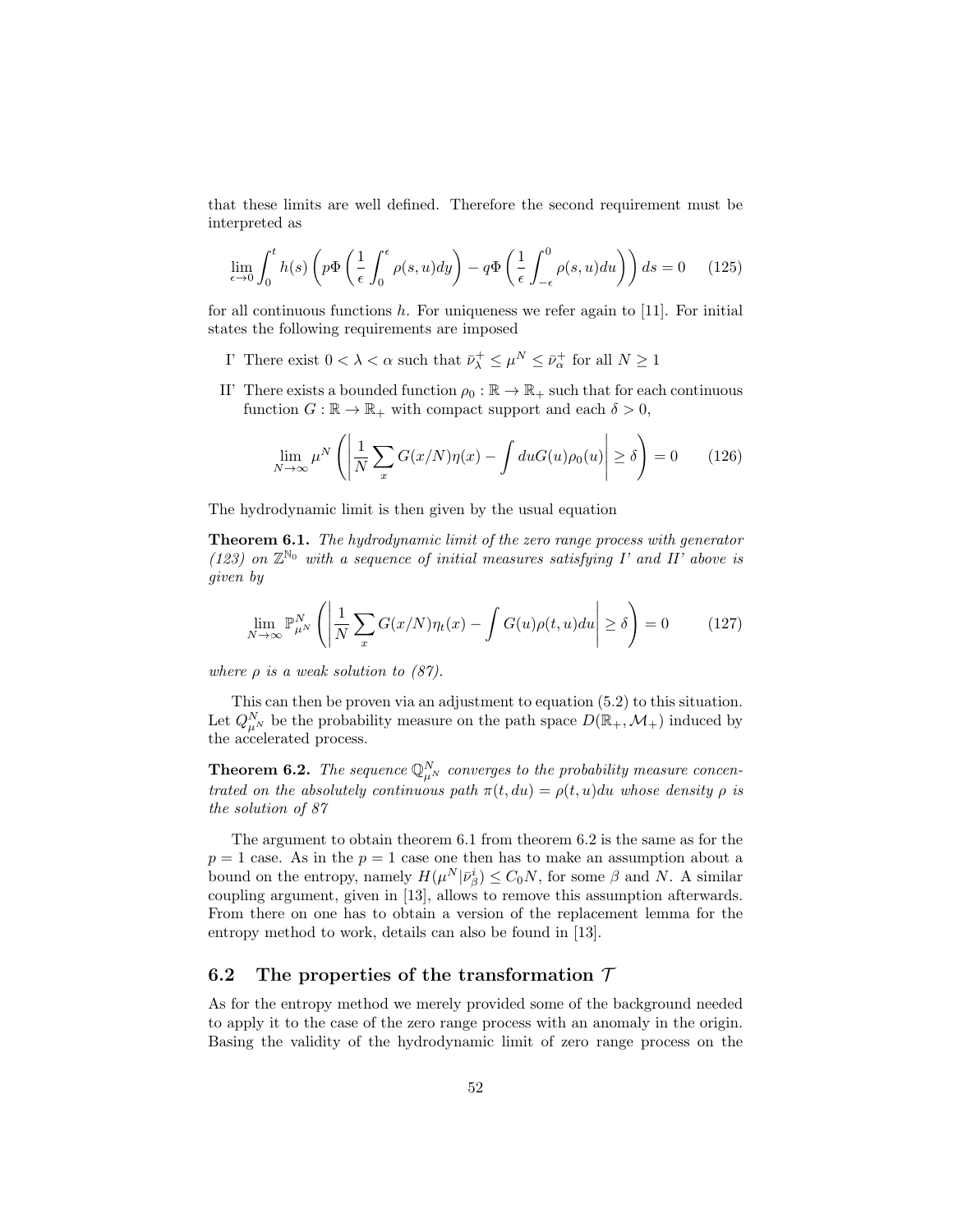that these limits are well defined. Therefore the second requirement must be interpreted as

$$\lim_{\epsilon \to 0} \int_0^t h(s) \left( p\Phi \left( \frac{1}{\epsilon} \int_0^{\epsilon} \rho(s,u) dy \right) - q\Phi \left( \frac{1}{\epsilon} \int_{-\epsilon}^{0} \rho(s,u) du \right) \right) ds = 0 \quad (125)$$

for all continuous functions $h$. For uniqueness we refer again to [11]. For initial states the following requirements are imposed

- I' There exist $0 < \lambda < \alpha$ such that $\bar{\nu}_\lambda^+ \leq \mu^N \leq \bar{\nu}_\alpha^+$ for all $N \geq 1$
- II' There exists a bounded function $\rho_0 : \mathbb{R} \to \mathbb{R}_+$ such that for each continuous function $G : \mathbb{R} \to \mathbb{R}_+$ with compact support and each $\delta > 0$,

$$\lim_{N\to\infty} \mu^N \left( \left| \frac{1}{N} \sum_x G(x/N)\eta(x) - \int du G(u)\rho_0(u) \right| \geq \delta \right) = 0 \quad (126)$$

The hydrodynamic limit is then given by the usual equation

**Theorem 6.1.** *The hydrodynamic limit of the zero range process with generator (123) on $\mathbb{Z}^{\mathbb{N}_0}$ with a sequence of initial measures satisfying I' and II' above is given by*

$$\lim_{N\to\infty} \mathbb{P}_{\mu^N}^N \left( \left| \frac{1}{N} \sum_x G(x/N)\eta_t(x) - \int G(u)\rho(t,u) du \right| \geq \delta \right) = 0 \quad (127)$$

*where $\rho$ is a weak solution to (87).*

This can then be proven via an adjustment to equation (5.2) to this situation. Let $Q_{\mu^N}^N$ be the probability measure on the path space $D(\mathbb{R}_+, \mathcal{M}_+)$ induced by the accelerated process.

**Theorem 6.2.** *The sequence $\mathbb{Q}_{\mu^N}^N$ converges to the probability measure concentrated on the absolutely continuous path $\pi(t,du) = \rho(t,u)du$ whose density $\rho$ is the solution of 87*

The argument to obtain theorem 6.1 from theorem 6.2 is the same as for the $p = 1$ case. As in the $p = 1$ case one then has to make an assumption about a bound on the entropy, namely $H(\mu^N | \bar{\nu}_\beta^i) \leq C_0 N$, for some $\beta$ and $N$. A similar coupling argument, given in [13], allows to remove this assumption afterwards. From there on one has to obtain a version of the replacement lemma for the entropy method to work, details can also be found in [13].

## 6.2 The properties of the transformation $\mathcal{T}$

As for the entropy method we merely provided some of the background needed to apply it to the case of the zero range process with an anomaly in the origin. Basing the validity of the hydrodynamic limit of zero range process on the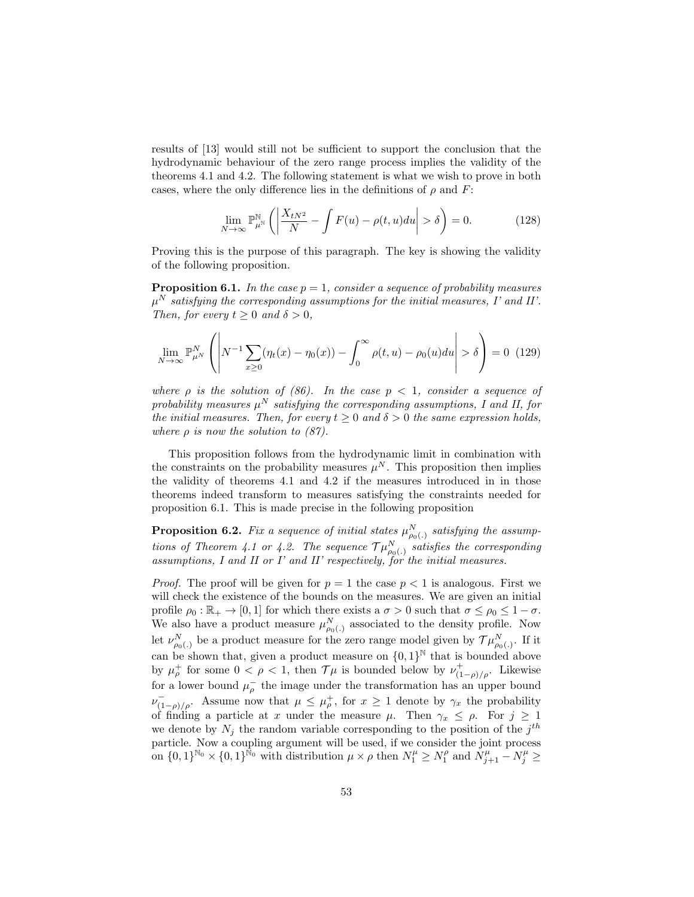results of [13] would still not be sufficient to support the conclusion that the hydrodynamic behaviour of the zero range process implies the validity of the theorems 4.1 and 4.2. The following statement is what we wish to prove in both cases, where the only difference lies in the definitions of $\rho$ and $F$:

$$\lim_{N\to\infty} \mathbb{P}^{\mathbb{N}}_{\mu^{\mathbb{N}}} \left( \left| \frac{X_{tN^2}}{N} - \int F(u) - \rho(t,u) du \right| > \delta \right) = 0. \tag{128}$$

Proving this is the purpose of this paragraph. The key is showing the validity of the following proposition.

**Proposition 6.1.** *In the case $p = 1$, consider a sequence of probability measures $\mu^N$ satisfying the corresponding assumptions for the initial measures, I' and II'. Then, for every $t \geq 0$ and $\delta > 0$,*

$$\lim_{N\to\infty} \mathbb{P}^{N}_{\mu^N} \left( \left| N^{-1} \sum_{x\geq 0} (\eta_t(x) - \eta_0(x)) - \int_0^\infty \rho(t,u) - \rho_0(u) du \right| > \delta \right) = 0 \tag{129}$$

*where $\rho$ is the solution of (86). In the case $p < 1$, consider a sequence of probability measures $\mu^N$ satisfying the corresponding assumptions, I and II, for the initial measures. Then, for every $t \geq 0$ and $\delta > 0$ the same expression holds, where $\rho$ is now the solution to (87).*

This proposition follows from the hydrodynamic limit in combination with the constraints on the probability measures $\mu^N$. This proposition then implies the validity of theorems 4.1 and 4.2 if the measures introduced in in those theorems indeed transform to measures satisfying the constraints needed for proposition 6.1. This is made precise in the following proposition

**Proposition 6.2.** *Fix a sequence of initial states $\mu^N_{\rho_0(.)}$ satisfying the assumptions of Theorem 4.1 or 4.2. The sequence $\mathcal{T}\mu^N_{\rho_0(.)}$ satisfies the corresponding assumptions, I and II or I' and II' respectively, for the initial measures.*

*Proof.* The proof will be given for $p = 1$ the case $p < 1$ is analogous. First we will check the existence of the bounds on the measures. We are given an initial profile $\rho_0 : \mathbb{R}_+ \to [0,1]$ for which there exists a $\sigma > 0$ such that $\sigma \leq \rho_0 \leq 1 - \sigma$. We also have a product measure $\mu^N_{\rho_0(.)}$ associated to the density profile. Now let $\nu^N_{\rho_0(.)}$ be a product measure for the zero range model given by $\mathcal{T}\mu^N_{\rho_0(.)}$. If it can be shown that, given a product measure on $\{0,1\}^{\mathbb{N}}$ that is bounded above by $\mu^+_\rho$ for some $0 < \rho < 1$, then $\mathcal{T}\mu$ is bounded below by $\nu^+_{(1-\rho)/\rho}$. Likewise for a lower bound $\mu^-_\rho$ the image under the transformation has an upper bound $\nu^-_{(1-\rho)/\rho}$. Assume now that $\mu \leq \mu^+_\rho$, for $x \geq 1$ denote by $\gamma_x$ the probability of finding a particle at $x$ under the measure $\mu$. Then $\gamma_x \leq \rho$. For $j \geq 1$ we denote by $N_j$ the random variable corresponding to the position of the $j^{th}$ particle. Now a coupling argument will be used, if we consider the joint process on $\{0,1\}^{\mathbb{N}_0} \times \{0,1\}^{\mathbb{N}_0}$ with distribution $\mu \times \rho$ then $N^\mu_1 \geq N^\rho_1$ and $N^\mu_{j+1} - N^\mu_j \geq$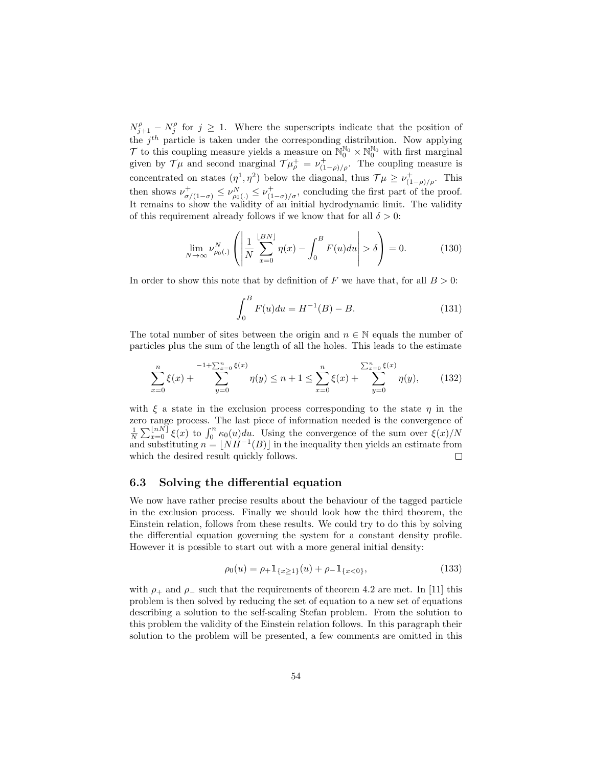$N^{\rho}_{j+1} - N^{\rho}_{j}$ for $j \geq 1$. Where the superscripts indicate that the position of the $j^{th}$ particle is taken under the corresponding distribution. Now applying $\mathcal{T}$ to this coupling measure yields a measure on $\mathbb{N}_0^{\mathbb{N}_0} \times \mathbb{N}_0^{\mathbb{N}_0}$ with first marginal given by $\mathcal{T}\mu$ and second marginal $\mathcal{T}\mu^+_\rho = \nu^+_{(1-\rho)/\rho}$. The coupling measure is concentrated on states $(\eta^1, \eta^2)$ below the diagonal, thus $\mathcal{T}\mu \geq \nu^+_{(1-\rho)/\rho}$. This then shows $\nu^+_{\sigma/(1-\sigma)} \leq \nu^N_{\rho_0(.)} \leq \nu^+_{(1-\sigma)/\sigma}$, concluding the first part of the proof. It remains to show the validity of an initial hydrodynamic limit. The validity of this requirement already follows if we know that for all $\delta > 0$:

$$\lim_{N\to\infty} \nu^N_{\rho_0(.)}\left(\left|\frac{1}{N}\sum_{x=0}^{\lfloor BN\rfloor} \eta(x) - \int_0^B F(u)du\right| > \delta\right) = 0. \tag{130}$$

In order to show this note that by definition of $F$ we have that, for all $B > 0$:

$$\int_0^B F(u)du = H^{-1}(B) - B. \tag{131}$$

The total number of sites between the origin and $n \in \mathbb{N}$ equals the number of particles plus the sum of the length of all the holes. This leads to the estimate

$$\sum_{x=0}^{n} \xi(x) + \sum_{y=0}^{-1+\sum_{x=0}^{n}\xi(x)} \eta(y) \leq n+1 \leq \sum_{x=0}^{n}\xi(x) + \sum_{y=0}^{\sum_{x=0}^{n}\xi(x)} \eta(y), \tag{132}$$

with $\xi$ a state in the exclusion process corresponding to the state $\eta$ in the zero range process. The last piece of information needed is the convergence of $\frac{1}{N}\sum_{x=0}^{\lfloor nN\rfloor} \xi(x)$ to $\int_0^n \kappa_0(u)du$. Using the convergence of the sum over $\xi(x)/N$ and substituting $n = \lfloor NH^{-1}(B)\rfloor$ in the inequality then yields an estimate from which the desired result quickly follows. □

### 6.3 Solving the differential equation

We now have rather precise results about the behaviour of the tagged particle in the exclusion process. Finally we should look how the third theorem, the Einstein relation, follows from these results. We could try to do this by solving the differential equation governing the system for a constant density profile. However it is possible to start out with a more general initial density:

$$\rho_0(u) = \rho_+ \mathbb{1}_{\{x\geq 1\}}(u) + \rho_- \mathbb{1}_{\{x<0\}}, \tag{133}$$

with $\rho_+$ and $\rho_-$ such that the requirements of theorem 4.2 are met. In [11] this problem is then solved by reducing the set of equation to a new set of equations describing a solution to the self-scaling Stefan problem. From the solution to this problem the validity of the Einstein relation follows. In this paragraph their solution to the problem will be presented, a few comments are omitted in this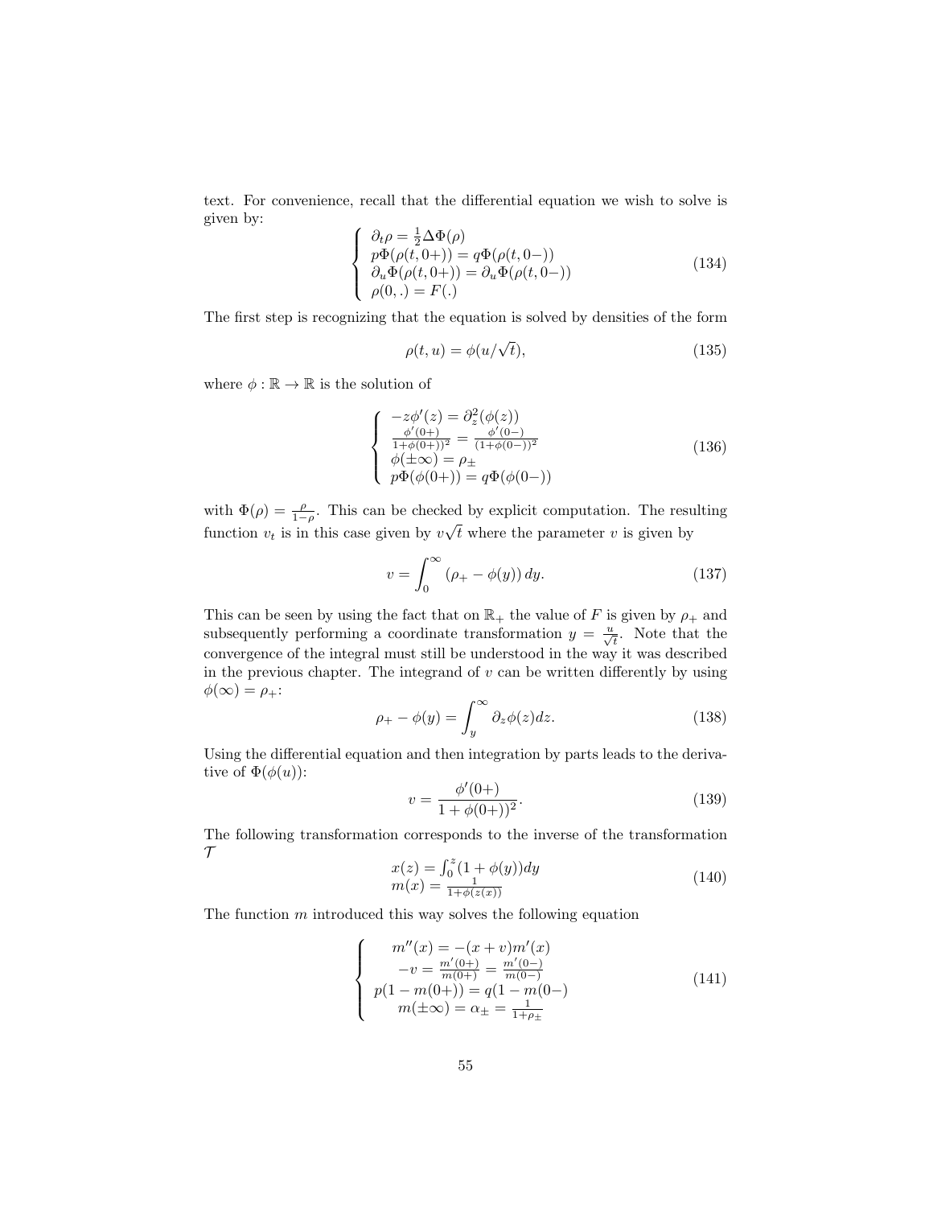text. For convenience, recall that the differential equation we wish to solve is given by:

$$
\begin{cases}
\partial_t \rho = \frac{1}{2}\Delta \Phi(\rho) \\
p\Phi(\rho(t, 0+)) = q\Phi(\rho(t, 0-)) \\
\partial_u \Phi(\rho(t, 0+)) = \partial_u \Phi(\rho(t, 0-)) \\
\rho(0, .) = F(.)
\end{cases}
\tag{134}
$$

The first step is recognizing that the equation is solved by densities of the form

$$
\rho(t, u) = \phi(u/\sqrt{t}),
\tag{135}
$$

where $\phi : \mathbb{R} \to \mathbb{R}$ is the solution of

$$
\begin{cases}
-z\phi'(z) = \partial_z^2(\phi(z)) \\
\frac{\phi'(0+)}{1+\phi(0+))^2} = \frac{\phi'(0-)}{(1+\phi(0-))^2} \\
\phi(\pm\infty) = \rho_\pm \\
p\Phi(\phi(0+)) = q\Phi(\phi(0-))
\end{cases}
\tag{136}
$$

with $\Phi(\rho) = \frac{\rho}{1-\rho}$. This can be checked by explicit computation. The resulting function $v_t$ is in this case given by $v\sqrt{t}$ where the parameter $v$ is given by

$$
v = \int_0^\infty (\rho_+ - \phi(y))\, dy.
\tag{137}
$$

This can be seen by using the fact that on $\mathbb{R}_+$ the value of $F$ is given by $\rho_+$ and subsequently performing a coordinate transformation $y = \frac{u}{\sqrt{t}}$. Note that the convergence of the integral must still be understood in the way it was described in the previous chapter. The integrand of $v$ can be written differently by using $\phi(\infty) = \rho_+$:

$$
\rho_+ - \phi(y) = \int_y^\infty \partial_z \phi(z) dz.
\tag{138}
$$

Using the differential equation and then integration by parts leads to the derivative of $\Phi(\phi(u))$:

$$
v = \frac{\phi'(0+)}{1+\phi(0+))^2}.
\tag{139}
$$

The following transformation corresponds to the inverse of the transformation $\mathcal{T}$

$$
\begin{aligned}
x(z) &= \textstyle\int_0^z (1+\phi(y))dy \\
m(x) &= \frac{1}{1+\phi(z(x))}
\end{aligned}
\tag{140}
$$

The function $m$ introduced this way solves the following equation

$$
\begin{cases}
m''(x) = -(x+v)m'(x) \\
-v = \frac{m'(0+)}{m(0+)} = \frac{m'(0-)}{m(0-)} \\
p(1 - m(0+)) = q(1 - m(0-) \\
m(\pm\infty) = \alpha_\pm = \frac{1}{1+\rho_\pm}
\end{cases}
\tag{141}
$$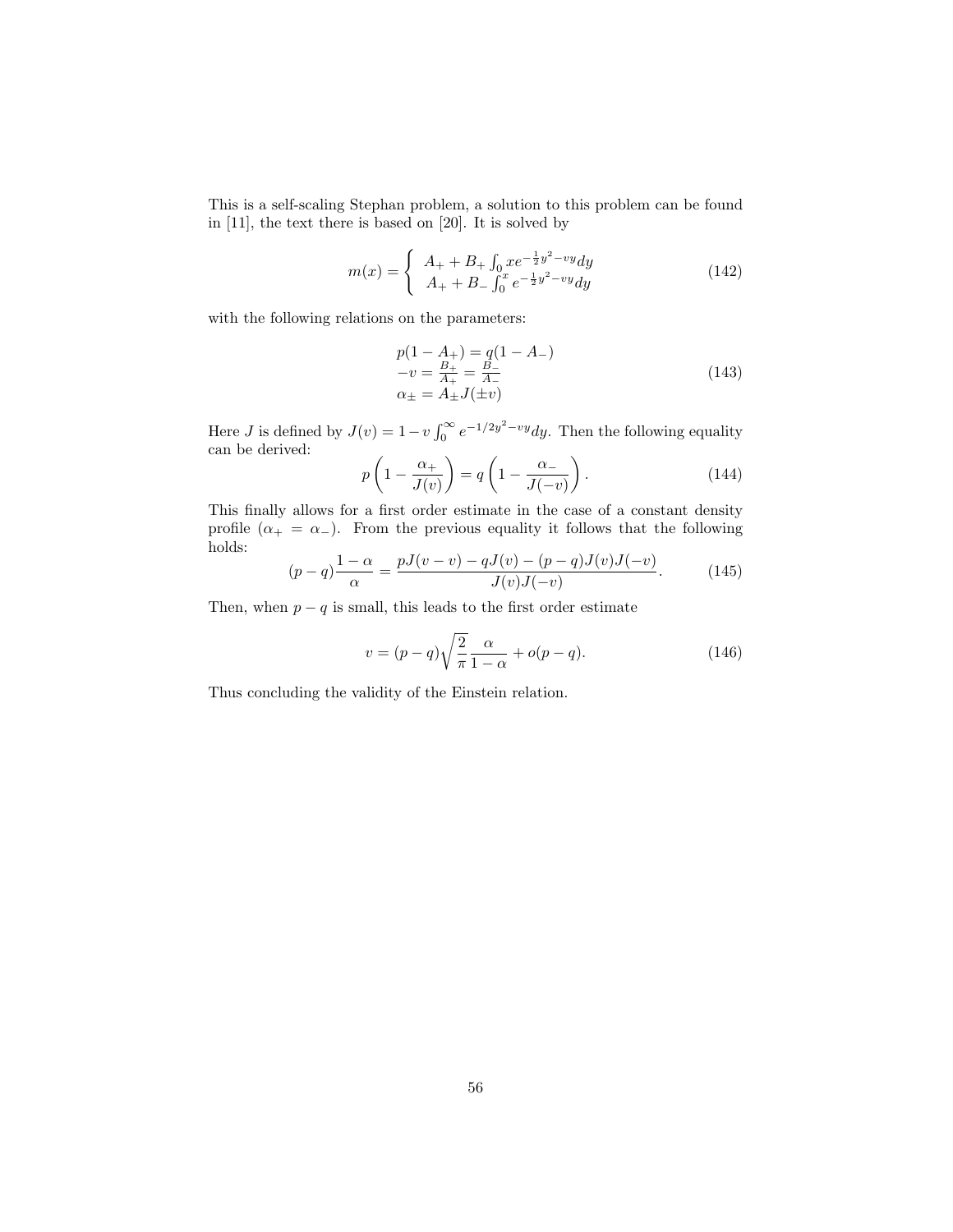This is a self-scaling Stephan problem, a solution to this problem can be found in [11], the text there is based on [20]. It is solved by

$$m(x) = \begin{cases} A_+ + B_+ \int_0 x e^{-\frac{1}{2}y^2 - vy} dy \\ A_+ + B_- \int_0^x e^{-\frac{1}{2}y^2 - vy} dy \end{cases} \tag{142}$$

with the following relations on the parameters:

$$\begin{aligned} &p(1 - A_+) = q(1 - A_-) \\ &-v = \tfrac{B_+}{A_+} = \tfrac{B_-}{A_-} \\ &\alpha_\pm = A_\pm J(\pm v) \end{aligned} \tag{143}$$

Here $J$ is defined by $J(v) = 1 - v \int_0^\infty e^{-1/2y^2 - vy} dy$. Then the following equality can be derived:

$$p\left(1 - \frac{\alpha_+}{J(v)}\right) = q\left(1 - \frac{\alpha_-}{J(-v)}\right). \tag{144}$$

This finally allows for a first order estimate in the case of a constant density profile ($\alpha_+ = \alpha_-$). From the previous equality it follows that the following holds:

$$(p - q)\frac{1 - \alpha}{\alpha} = \frac{pJ(v - v) - qJ(v) - (p - q)J(v)J(-v)}{J(v)J(-v)}. \tag{145}$$

Then, when $p - q$ is small, this leads to the first order estimate

$$v = (p - q)\sqrt{\frac{2}{\pi}}\frac{\alpha}{1 - \alpha} + o(p - q). \tag{146}$$

Thus concluding the validity of the Einstein relation.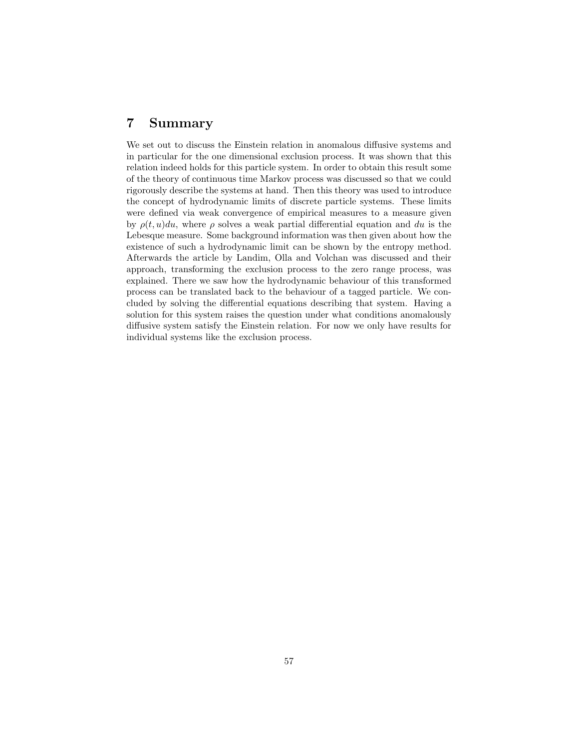# 7 Summary

We set out to discuss the Einstein relation in anomalous diffusive systems and in particular for the one dimensional exclusion process. It was shown that this relation indeed holds for this particle system. In order to obtain this result some of the theory of continuous time Markov process was discussed so that we could rigorously describe the systems at hand. Then this theory was used to introduce the concept of hydrodynamic limits of discrete particle systems. These limits were defined via weak convergence of empirical measures to a measure given by $\rho(t, u)du$, where $\rho$ solves a weak partial differential equation and $du$ is the Lebesque measure. Some background information was then given about how the existence of such a hydrodynamic limit can be shown by the entropy method. Afterwards the article by Landim, Olla and Volchan was discussed and their approach, transforming the exclusion process to the zero range process, was explained. There we saw how the hydrodynamic behaviour of this transformed process can be translated back to the behaviour of a tagged particle. We concluded by solving the differential equations describing that system. Having a solution for this system raises the question under what conditions anomalously diffusive system satisfy the Einstein relation. For now we only have results for individual systems like the exclusion process.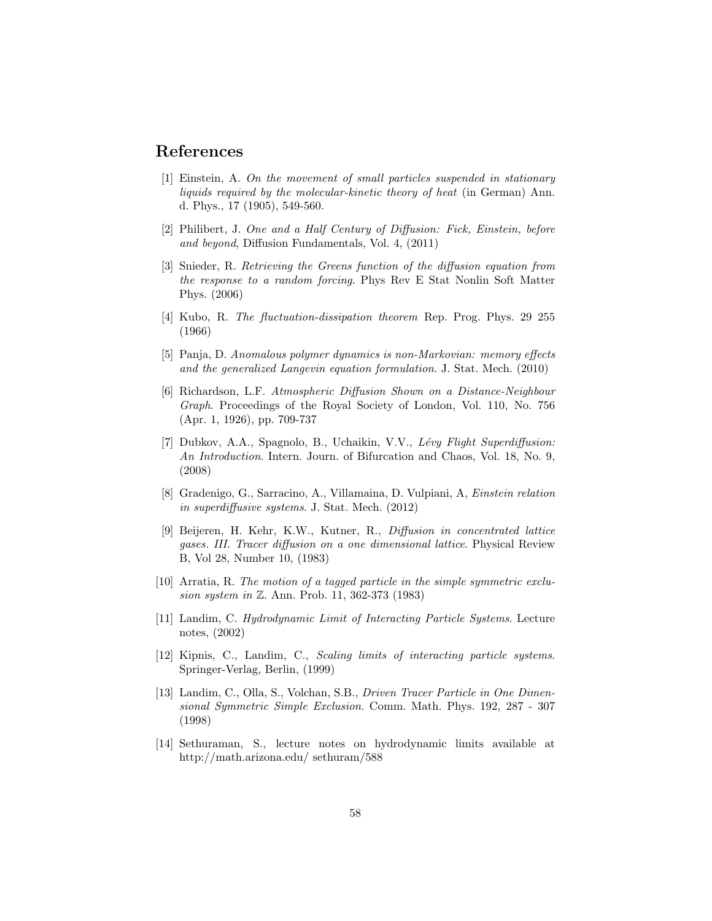# References

[1] Einstein, A. *On the movement of small particles suspended in stationary liquids required by the molecular-kinetic theory of heat* (in German) Ann. d. Phys., 17 (1905), 549-560.

[2] Philibert, J. *One and a Half Century of Diffusion: Fick, Einstein, before and beyond*, Diffusion Fundamentals, Vol. 4, (2011)

[3] Snieder, R. *Retrieving the Greens function of the diffusion equation from the response to a random forcing*. Phys Rev E Stat Nonlin Soft Matter Phys. (2006)

[4] Kubo, R. *The fluctuation-dissipation theorem* Rep. Prog. Phys. 29 255 (1966)

[5] Panja, D. *Anomalous polymer dynamics is non-Markovian: memory effects and the generalized Langevin equation formulation*. J. Stat. Mech. (2010)

[6] Richardson, L.F. *Atmospheric Diffusion Shown on a Distance-Neighbour Graph*. Proceedings of the Royal Society of London, Vol. 110, No. 756 (Apr. 1, 1926), pp. 709-737

[7] Dubkov, A.A., Spagnolo, B., Uchaikin, V.V., *Lévy Flight Superdiffusion: An Introduction*. Intern. Journ. of Bifurcation and Chaos, Vol. 18, No. 9, (2008)

[8] Gradenigo, G., Sarracino, A., Villamaina, D. Vulpiani, A, *Einstein relation in superdiffusive systems*. J. Stat. Mech. (2012)

[9] Beijeren, H. Kehr, K.W., Kutner, R., *Diffusion in concentrated lattice gases. III. Tracer diffusion on a one dimensional lattice*. Physical Review B, Vol 28, Number 10, (1983)

[10] Arratia, R. *The motion of a tagged particle in the simple symmetric exclusion system in* $\mathbb{Z}$. Ann. Prob. 11, 362-373 (1983)

[11] Landim, C. *Hydrodynamic Limit of Interacting Particle Systems*. Lecture notes, (2002)

[12] Kipnis, C., Landim, C., *Scaling limits of interacting particle systems*. Springer-Verlag, Berlin, (1999)

[13] Landim, C., Olla, S., Volchan, S.B., *Driven Tracer Particle in One Dimensional Symmetric Simple Exclusion*. Comm. Math. Phys. 192, 287 - 307 (1998)

[14] Sethuraman, S., lecture notes on hydrodynamic limits available at http://math.arizona.edu/ sethuram/588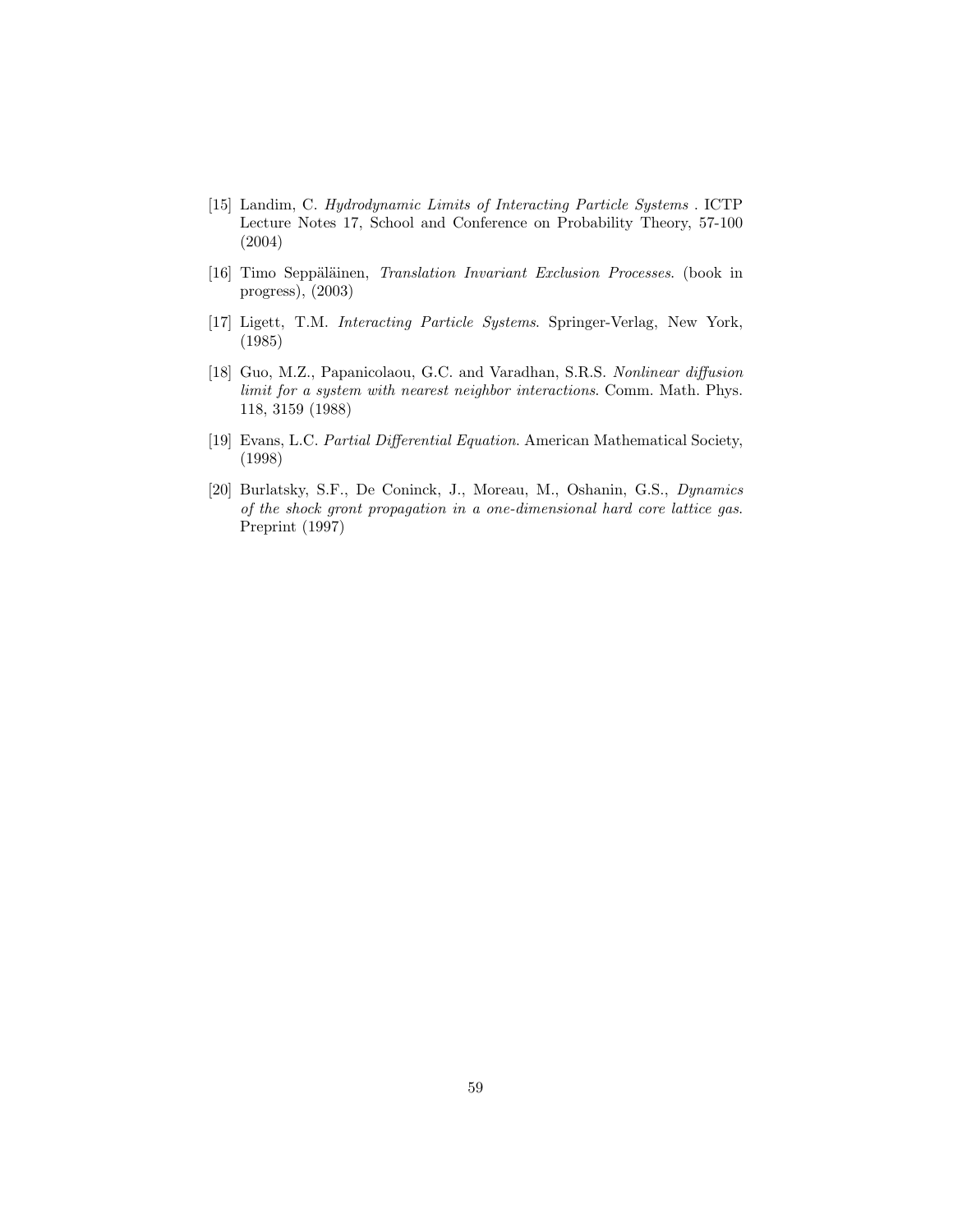[15] Landim, C. *Hydrodynamic Limits of Interacting Particle Systems* . ICTP Lecture Notes 17, School and Conference on Probability Theory, 57-100 (2004)

[16] Timo Seppäläinen, *Translation Invariant Exclusion Processes*. (book in progress), (2003)

[17] Ligett, T.M. *Interacting Particle Systems*. Springer-Verlag, New York, (1985)

[18] Guo, M.Z., Papanicolaou, G.C. and Varadhan, S.R.S. *Nonlinear diffusion limit for a system with nearest neighbor interactions*. Comm. Math. Phys. 118, 3159 (1988)

[19] Evans, L.C. *Partial Differential Equation*. American Mathematical Society, (1998)

[20] Burlatsky, S.F., De Coninck, J., Moreau, M., Oshanin, G.S., *Dynamics of the shock gront propagation in a one-dimensional hard core lattice gas*. Preprint (1997)